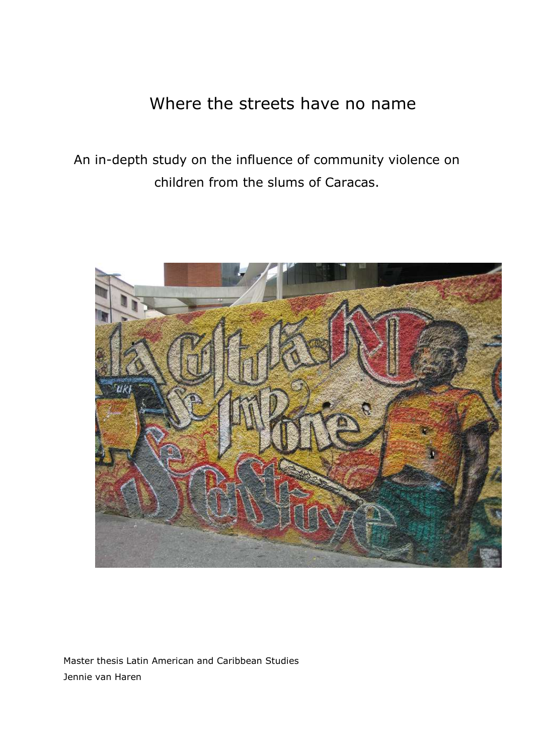# Where the streets have no name

An in-depth study on the influence of community violence on children from the slums of Caracas.

Master thesis Latin American and Caribbean Studies

Jennie van Haren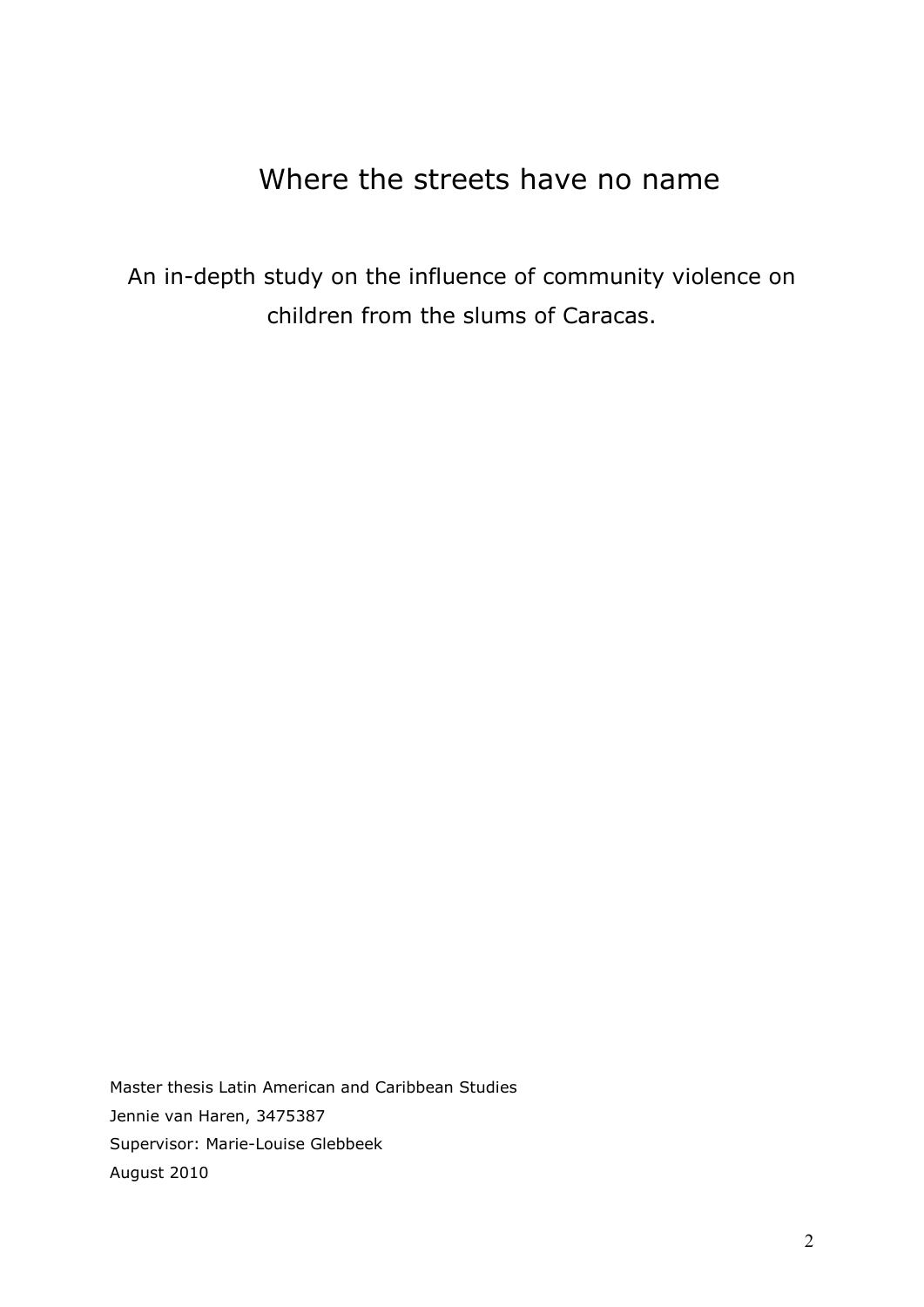# Where the streets have no name

An in-depth study on the influence of community violence on children from the slums of Caracas.

Master thesis Latin American and Caribbean Studies

Jennie van Haren, 3475387

Supervisor: Marie-Louise Glebbeek

August 2010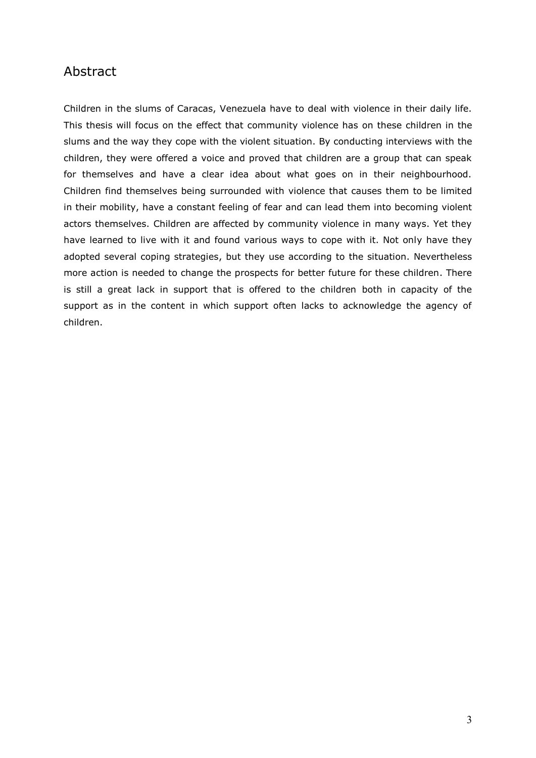## Abstract

Children in the slums of Caracas, Venezuela have to deal with violence in their daily life. This thesis will focus on the effect that community violence has on these children in the slums and the way they cope with the violent situation. By conducting interviews with the children, they were offered a voice and proved that children are a group that can speak for themselves and have a clear idea about what goes on in their neighbourhood. Children find themselves being surrounded with violence that causes them to be limited in their mobility, have a constant feeling of fear and can lead them into becoming violent actors themselves. Children are affected by community violence in many ways. Yet they have learned to live with it and found various ways to cope with it. Not only have they adopted several coping strategies, but they use according to the situation. Nevertheless more action is needed to change the prospects for better future for these children. There is still a great lack in support that is offered to the children both in capacity of the support as in the content in which support often lacks to acknowledge the agency of children.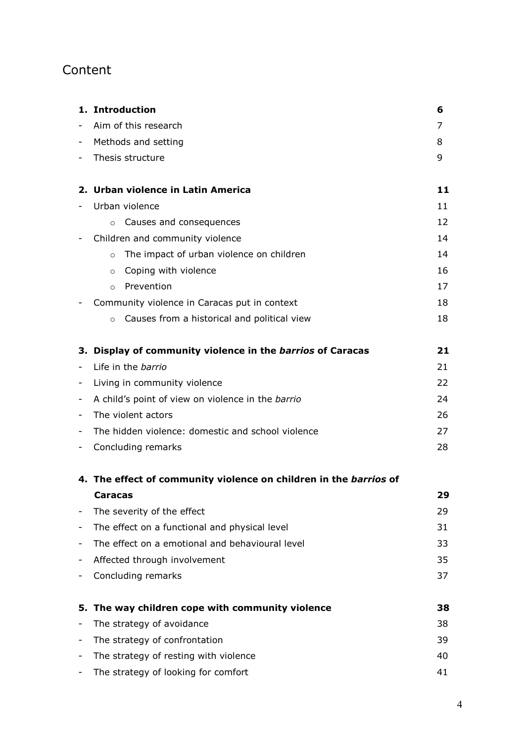# Content

| | |
|---|---|
| **1. Introduction** | **6** |
| - Aim of this research | 7 |
| - Methods and setting | 8 |
| - Thesis structure | 9 |
| **2. Urban violence in Latin America** | **11** |
| - Urban violence | 11 |
| &nbsp;&nbsp;&nbsp;&nbsp;○ Causes and consequences | 12 |
| - Children and community violence | 14 |
| &nbsp;&nbsp;&nbsp;&nbsp;○ The impact of urban violence on children | 14 |
| &nbsp;&nbsp;&nbsp;&nbsp;○ Coping with violence | 16 |
| &nbsp;&nbsp;&nbsp;&nbsp;○ Prevention | 17 |
| - Community violence in Caracas put in context | 18 |
| &nbsp;&nbsp;&nbsp;&nbsp;○ Causes from a historical and political view | 18 |
| **3. Display of community violence in the *barrios* of Caracas** | **21** |
| - Life in the *barrio* | 21 |
| - Living in community violence | 22 |
| - A child's point of view on violence in the *barrio* | 24 |
| - The violent actors | 26 |
| - The hidden violence: domestic and school violence | 27 |
| - Concluding remarks | 28 |
| **4. The effect of community violence on children in the *barrios* of Caracas** | **29** |
| - The severity of the effect | 29 |
| - The effect on a functional and physical level | 31 |
| - The effect on a emotional and behavioural level | 33 |
| - Affected through involvement | 35 |
| - Concluding remarks | 37 |
| **5. The way children cope with community violence** | **38** |
| - The strategy of avoidance | 38 |
| - The strategy of confrontation | 39 |
| - The strategy of resting with violence | 40 |
| - The strategy of looking for comfort | 41 |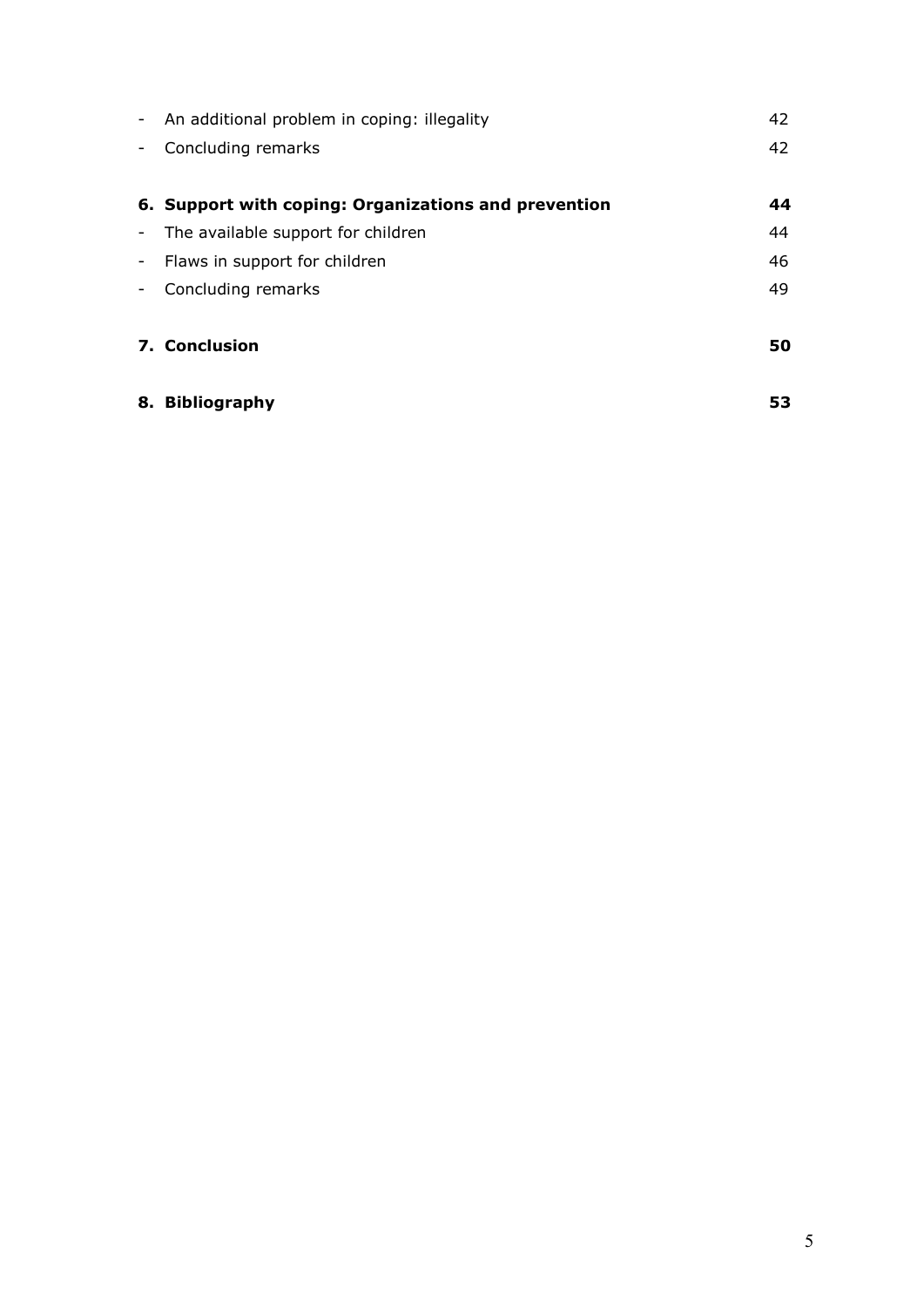- An additional problem in coping: illegality 42
- Concluding remarks 42

**6. Support with coping: Organizations and prevention** **44**

- The available support for children 44
- Flaws in support for children 46
- Concluding remarks 49

**7. Conclusion** **50**

**8. Bibliography** **53**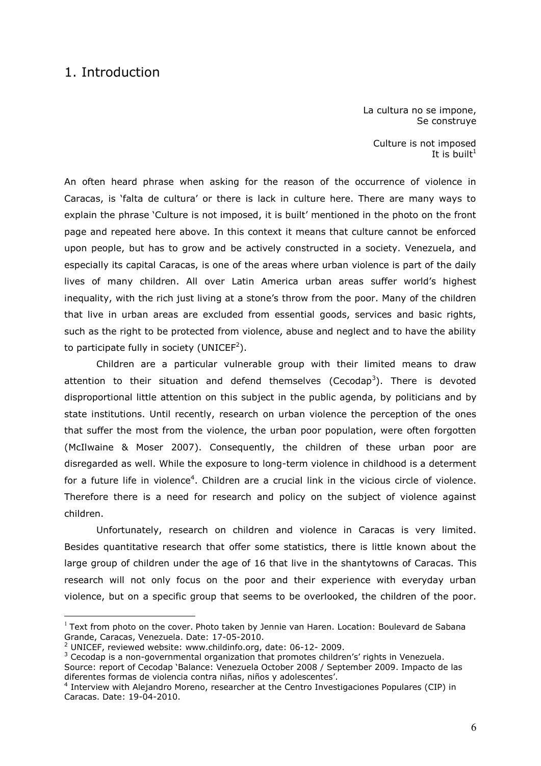# 1. Introduction

La cultura no se impone,
Se construye

Culture is not imposed
It is built[1]

An often heard phrase when asking for the reason of the occurrence of violence in Caracas, is 'falta de cultura' or there is lack in culture here. There are many ways to explain the phrase 'Culture is not imposed, it is built' mentioned in the photo on the front page and repeated here above. In this context it means that culture cannot be enforced upon people, but has to grow and be actively constructed in a society. Venezuela, and especially its capital Caracas, is one of the areas where urban violence is part of the daily lives of many children. All over Latin America urban areas suffer world's highest inequality, with the rich just living at a stone's throw from the poor. Many of the children that live in urban areas are excluded from essential goods, services and basic rights, such as the right to be protected from violence, abuse and neglect and to have the ability to participate fully in society (UNICEF[2]).

Children are a particular vulnerable group with their limited means to draw attention to their situation and defend themselves (Cecodap[3]). There is devoted disproportional little attention on this subject in the public agenda, by politicians and by state institutions. Until recently, research on urban violence the perception of the ones that suffer the most from the violence, the urban poor population, were often forgotten (McIlwaine & Moser 2007). Consequently, the children of these urban poor are disregarded as well. While the exposure to long-term violence in childhood is a determent for a future life in violence[4]. Children are a crucial link in the vicious circle of violence. Therefore there is a need for research and policy on the subject of violence against children.

Unfortunately, research on children and violence in Caracas is very limited. Besides quantitative research that offer some statistics, there is little known about the large group of children under the age of 16 that live in the shantytowns of Caracas. This research will not only focus on the poor and their experience with everyday urban violence, but on a specific group that seems to be overlooked, the children of the poor.

---

[1] Text from photo on the cover. Photo taken by Jennie van Haren. Location: Boulevard de Sabana Grande, Caracas, Venezuela. Date: 17-05-2010.

[2] UNICEF, reviewed website: www.childinfo.org, date: 06-12- 2009.

[3] Cecodap is a non-governmental organization that promotes childrens' rights in Venezuela. Source: report of Cecodap 'Balance: Venezuela October 2008 / September 2009. Impacto de las diferentes formas de violencia contra niñas, niños y adolescentes'.

[4] Interview with Alejandro Moreno, researcher at the Centro Investigaciones Populares (CIP) in Caracas. Date: 19-04-2010.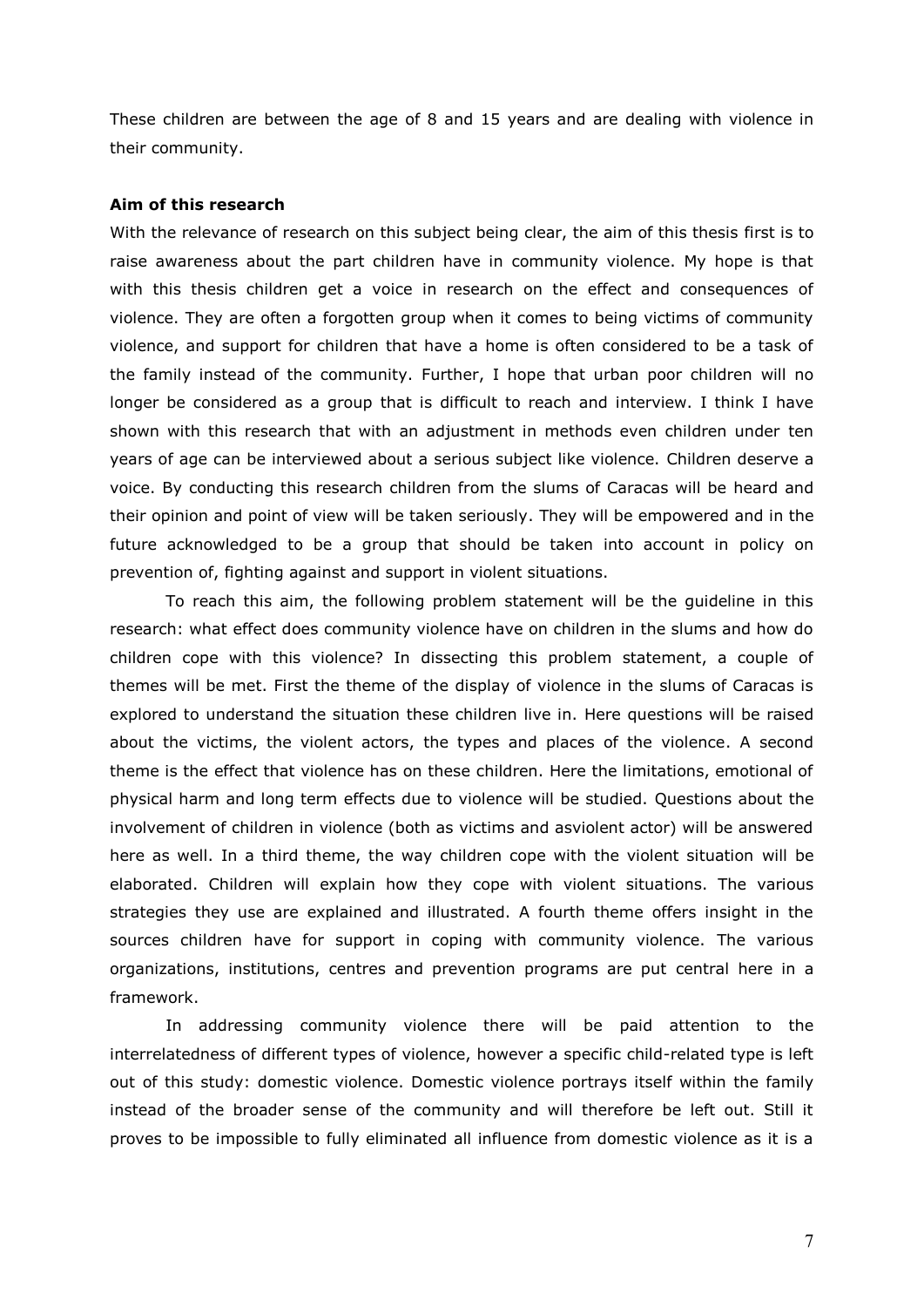These children are between the age of 8 and 15 years and are dealing with violence in their community.

**Aim of this research**

With the relevance of research on this subject being clear, the aim of this thesis first is to raise awareness about the part children have in community violence. My hope is that with this thesis children get a voice in research on the effect and consequences of violence. They are often a forgotten group when it comes to being victims of community violence, and support for children that have a home is often considered to be a task of the family instead of the community. Further, I hope that urban poor children will no longer be considered as a group that is difficult to reach and interview. I think I have shown with this research that with an adjustment in methods even children under ten years of age can be interviewed about a serious subject like violence. Children deserve a voice. By conducting this research children from the slums of Caracas will be heard and their opinion and point of view will be taken seriously. They will be empowered and in the future acknowledged to be a group that should be taken into account in policy on prevention of, fighting against and support in violent situations.

To reach this aim, the following problem statement will be the guideline in this research: what effect does community violence have on children in the slums and how do children cope with this violence? In dissecting this problem statement, a couple of themes will be met. First the theme of the display of violence in the slums of Caracas is explored to understand the situation these children live in. Here questions will be raised about the victims, the violent actors, the types and places of the violence. A second theme is the effect that violence has on these children. Here the limitations, emotional of physical harm and long term effects due to violence will be studied. Questions about the involvement of children in violence (both as victims and asviolent actor) will be answered here as well. In a third theme, the way children cope with the violent situation will be elaborated. Children will explain how they cope with violent situations. The various strategies they use are explained and illustrated. A fourth theme offers insight in the sources children have for support in coping with community violence. The various organizations, institutions, centres and prevention programs are put central here in a framework.

In addressing community violence there will be paid attention to the interrelatedness of different types of violence, however a specific child-related type is left out of this study: domestic violence. Domestic violence portrays itself within the family instead of the broader sense of the community and will therefore be left out. Still it proves to be impossible to fully eliminated all influence from domestic violence as it is a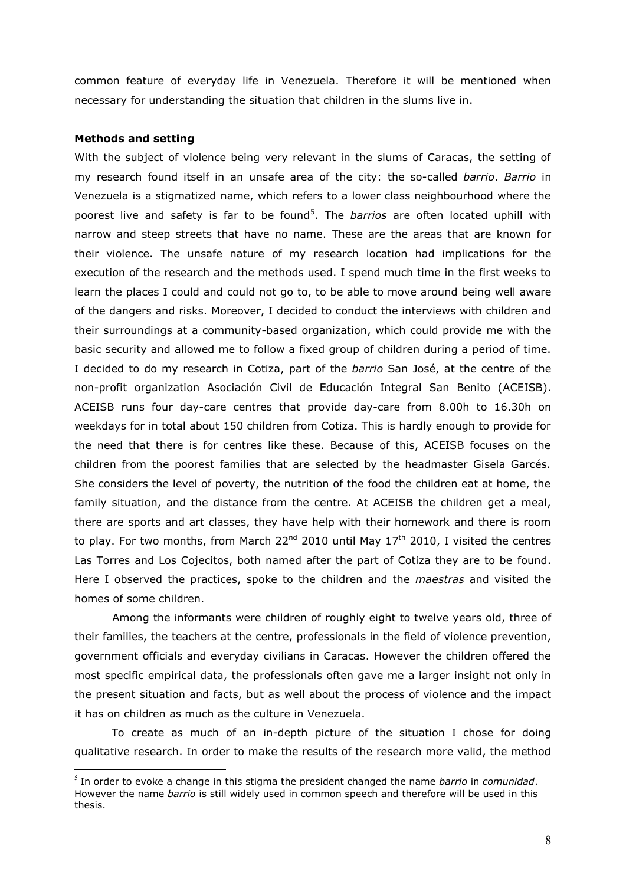common feature of everyday life in Venezuela. Therefore it will be mentioned when necessary for understanding the situation that children in the slums live in.

**Methods and setting**

With the subject of violence being very relevant in the slums of Caracas, the setting of my research found itself in an unsafe area of the city: the so-called *barrio*. *Barrio* in Venezuela is a stigmatized name, which refers to a lower class neighbourhood where the poorest live and safety is far to be found[5]. The *barrios* are often located uphill with narrow and steep streets that have no name. These are the areas that are known for their violence. The unsafe nature of my research location had implications for the execution of the research and the methods used. I spend much time in the first weeks to learn the places I could and could not go to, to be able to move around being well aware of the dangers and risks. Moreover, I decided to conduct the interviews with children and their surroundings at a community-based organization, which could provide me with the basic security and allowed me to follow a fixed group of children during a period of time. I decided to do my research in Cotiza, part of the *barrio* San José, at the centre of the non-profit organization Asociación Civil de Educación Integral San Benito (ACEISB). ACEISB runs four day-care centres that provide day-care from 8.00h to 16.30h on weekdays for in total about 150 children from Cotiza. This is hardly enough to provide for the need that there is for centres like these. Because of this, ACEISB focuses on the children from the poorest families that are selected by the headmaster Gisela Garcés. She considers the level of poverty, the nutrition of the food the children eat at home, the family situation, and the distance from the centre. At ACEISB the children get a meal, there are sports and art classes, they have help with their homework and there is room to play. For two months, from March 22nd 2010 until May 17th 2010, I visited the centres Las Torres and Los Cojecitos, both named after the part of Cotiza they are to be found. Here I observed the practices, spoke to the children and the *maestras* and visited the homes of some children.

Among the informants were children of roughly eight to twelve years old, three of their families, the teachers at the centre, professionals in the field of violence prevention, government officials and everyday civilians in Caracas. However the children offered the most specific empirical data, the professionals often gave me a larger insight not only in the present situation and facts, but as well about the process of violence and the impact it has on children as much as the culture in Venezuela.

To create as much of an in-depth picture of the situation I chose for doing qualitative research. In order to make the results of the research more valid, the method

---

[5] In order to evoke a change in this stigma the president changed the name *barrio* in *comunidad*. However the name *barrio* is still widely used in common speech and therefore will be used in this thesis.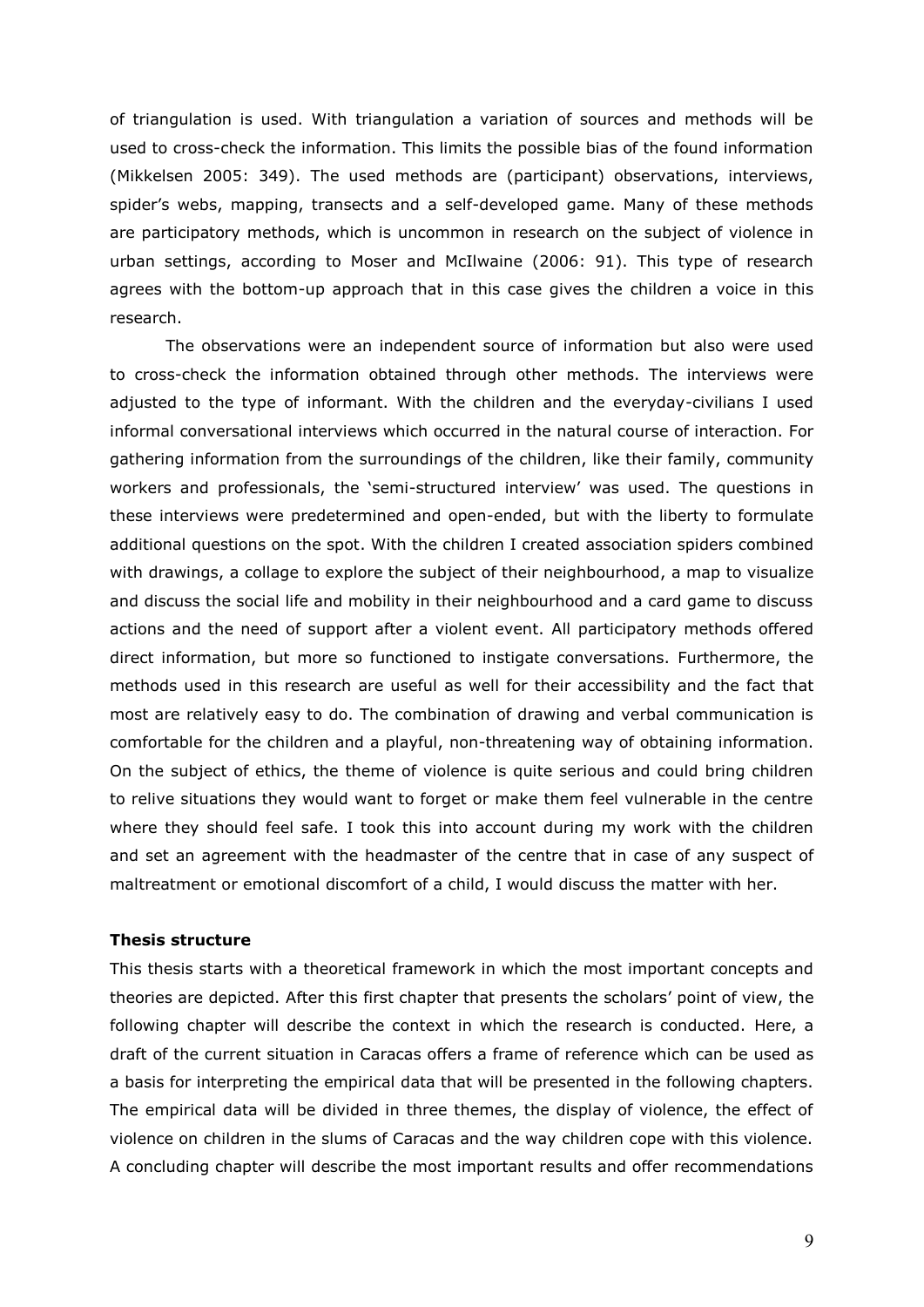of triangulation is used. With triangulation a variation of sources and methods will be used to cross-check the information. This limits the possible bias of the found information (Mikkelsen 2005: 349). The used methods are (participant) observations, interviews, spider's webs, mapping, transects and a self-developed game. Many of these methods are participatory methods, which is uncommon in research on the subject of violence in urban settings, according to Moser and McIlwaine (2006: 91). This type of research agrees with the bottom-up approach that in this case gives the children a voice in this research.

The observations were an independent source of information but also were used to cross-check the information obtained through other methods. The interviews were adjusted to the type of informant. With the children and the everyday-civilians I used informal conversational interviews which occurred in the natural course of interaction. For gathering information from the surroundings of the children, like their family, community workers and professionals, the 'semi-structured interview' was used. The questions in these interviews were predetermined and open-ended, but with the liberty to formulate additional questions on the spot. With the children I created association spiders combined with drawings, a collage to explore the subject of their neighbourhood, a map to visualize and discuss the social life and mobility in their neighbourhood and a card game to discuss actions and the need of support after a violent event. All participatory methods offered direct information, but more so functioned to instigate conversations. Furthermore, the methods used in this research are useful as well for their accessibility and the fact that most are relatively easy to do. The combination of drawing and verbal communication is comfortable for the children and a playful, non-threatening way of obtaining information. On the subject of ethics, the theme of violence is quite serious and could bring children to relive situations they would want to forget or make them feel vulnerable in the centre where they should feel safe. I took this into account during my work with the children and set an agreement with the headmaster of the centre that in case of any suspect of maltreatment or emotional discomfort of a child, I would discuss the matter with her.

**Thesis structure**

This thesis starts with a theoretical framework in which the most important concepts and theories are depicted. After this first chapter that presents the scholars' point of view, the following chapter will describe the context in which the research is conducted. Here, a draft of the current situation in Caracas offers a frame of reference which can be used as a basis for interpreting the empirical data that will be presented in the following chapters. The empirical data will be divided in three themes, the display of violence, the effect of violence on children in the slums of Caracas and the way children cope with this violence. A concluding chapter will describe the most important results and offer recommendations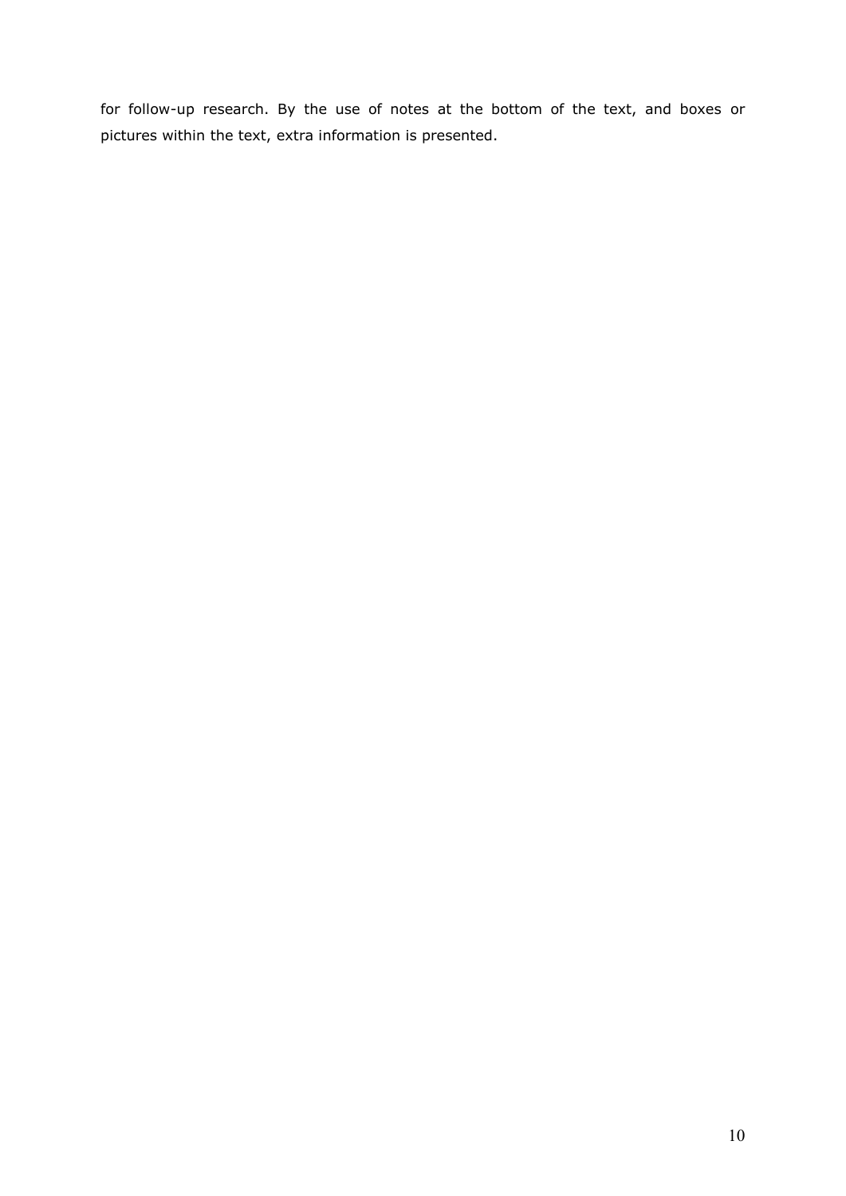for follow-up research. By the use of notes at the bottom of the text, and boxes or pictures within the text, extra information is presented.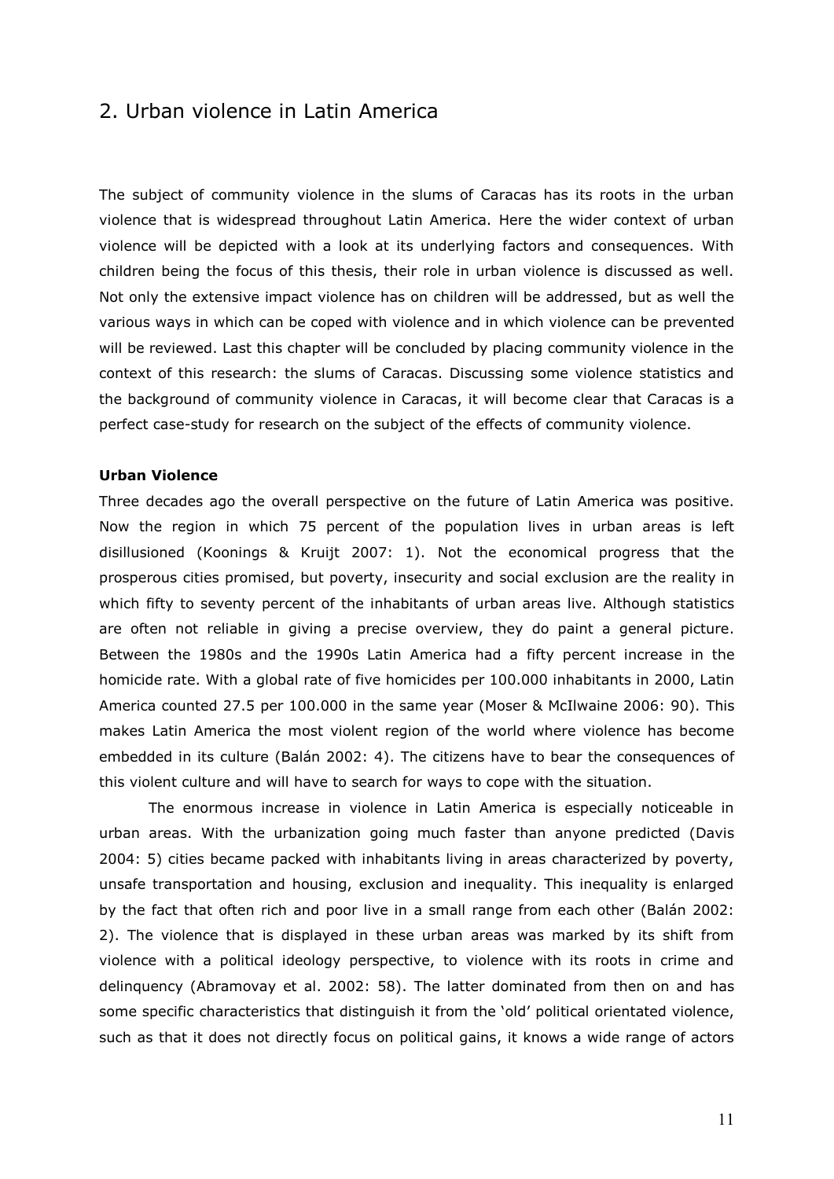# 2. Urban violence in Latin America

The subject of community violence in the slums of Caracas has its roots in the urban violence that is widespread throughout Latin America. Here the wider context of urban violence will be depicted with a look at its underlying factors and consequences. With children being the focus of this thesis, their role in urban violence is discussed as well. Not only the extensive impact violence has on children will be addressed, but as well the various ways in which can be coped with violence and in which violence can be prevented will be reviewed. Last this chapter will be concluded by placing community violence in the context of this research: the slums of Caracas. Discussing some violence statistics and the background of community violence in Caracas, it will become clear that Caracas is a perfect case-study for research on the subject of the effects of community violence.

**Urban Violence**

Three decades ago the overall perspective on the future of Latin America was positive. Now the region in which 75 percent of the population lives in urban areas is left disillusioned (Koonings & Kruijt 2007: 1). Not the economical progress that the prosperous cities promised, but poverty, insecurity and social exclusion are the reality in which fifty to seventy percent of the inhabitants of urban areas live. Although statistics are often not reliable in giving a precise overview, they do paint a general picture. Between the 1980s and the 1990s Latin America had a fifty percent increase in the homicide rate. With a global rate of five homicides per 100.000 inhabitants in 2000, Latin America counted 27.5 per 100.000 in the same year (Moser & McIlwaine 2006: 90). This makes Latin America the most violent region of the world where violence has become embedded in its culture (Balán 2002: 4). The citizens have to bear the consequences of this violent culture and will have to search for ways to cope with the situation.

The enormous increase in violence in Latin America is especially noticeable in urban areas. With the urbanization going much faster than anyone predicted (Davis 2004: 5) cities became packed with inhabitants living in areas characterized by poverty, unsafe transportation and housing, exclusion and inequality. This inequality is enlarged by the fact that often rich and poor live in a small range from each other (Balán 2002: 2). The violence that is displayed in these urban areas was marked by its shift from violence with a political ideology perspective, to violence with its roots in crime and delinquency (Abramovay et al. 2002: 58). The latter dominated from then on and has some specific characteristics that distinguish it from the 'old' political orientated violence, such as that it does not directly focus on political gains, it knows a wide range of actors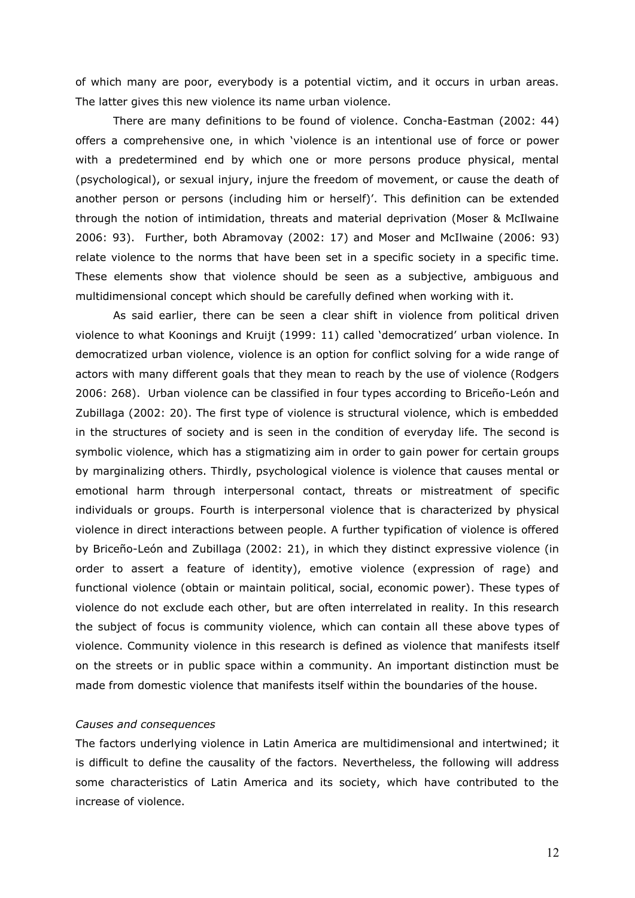of which many are poor, everybody is a potential victim, and it occurs in urban areas. The latter gives this new violence its name urban violence.

There are many definitions to be found of violence. Concha-Eastman (2002: 44) offers a comprehensive one, in which 'violence is an intentional use of force or power with a predetermined end by which one or more persons produce physical, mental (psychological), or sexual injury, injure the freedom of movement, or cause the death of another person or persons (including him or herself)'. This definition can be extended through the notion of intimidation, threats and material deprivation (Moser & McIlwaine 2006: 93). Further, both Abramovay (2002: 17) and Moser and McIlwaine (2006: 93) relate violence to the norms that have been set in a specific society in a specific time. These elements show that violence should be seen as a subjective, ambiguous and multidimensional concept which should be carefully defined when working with it.

As said earlier, there can be seen a clear shift in violence from political driven violence to what Koonings and Kruijt (1999: 11) called 'democratized' urban violence. In democratized urban violence, violence is an option for conflict solving for a wide range of actors with many different goals that they mean to reach by the use of violence (Rodgers 2006: 268). Urban violence can be classified in four types according to Briceño-León and Zubillaga (2002: 20). The first type of violence is structural violence, which is embedded in the structures of society and is seen in the condition of everyday life. The second is symbolic violence, which has a stigmatizing aim in order to gain power for certain groups by marginalizing others. Thirdly, psychological violence is violence that causes mental or emotional harm through interpersonal contact, threats or mistreatment of specific individuals or groups. Fourth is interpersonal violence that is characterized by physical violence in direct interactions between people. A further typification of violence is offered by Briceño-León and Zubillaga (2002: 21), in which they distinct expressive violence (in order to assert a feature of identity), emotive violence (expression of rage) and functional violence (obtain or maintain political, social, economic power). These types of violence do not exclude each other, but are often interrelated in reality. In this research the subject of focus is community violence, which can contain all these above types of violence. Community violence in this research is defined as violence that manifests itself on the streets or in public space within a community. An important distinction must be made from domestic violence that manifests itself within the boundaries of the house.

*Causes and consequences*

The factors underlying violence in Latin America are multidimensional and intertwined; it is difficult to define the causality of the factors. Nevertheless, the following will address some characteristics of Latin America and its society, which have contributed to the increase of violence.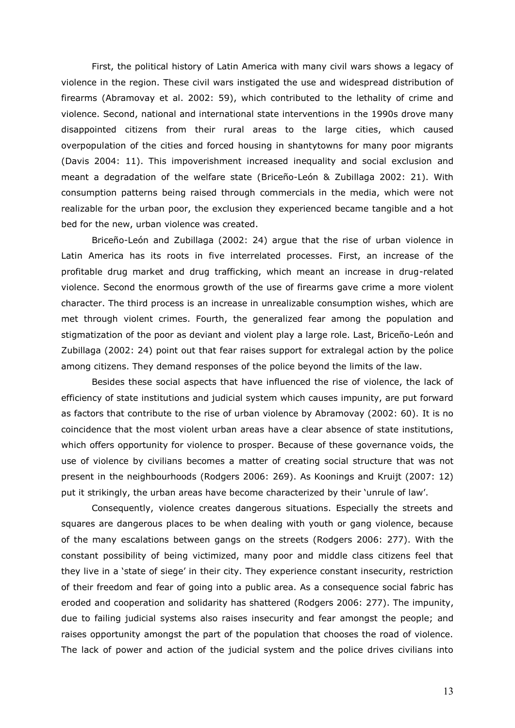First, the political history of Latin America with many civil wars shows a legacy of violence in the region. These civil wars instigated the use and widespread distribution of firearms (Abramovay et al. 2002: 59), which contributed to the lethality of crime and violence. Second, national and international state interventions in the 1990s drove many disappointed citizens from their rural areas to the large cities, which caused overpopulation of the cities and forced housing in shantytowns for many poor migrants (Davis 2004: 11). This impoverishment increased inequality and social exclusion and meant a degradation of the welfare state (Briceño-León & Zubillaga 2002: 21). With consumption patterns being raised through commercials in the media, which were not realizable for the urban poor, the exclusion they experienced became tangible and a hot bed for the new, urban violence was created.

Briceño-León and Zubillaga (2002: 24) argue that the rise of urban violence in Latin America has its roots in five interrelated processes. First, an increase of the profitable drug market and drug trafficking, which meant an increase in drug-related violence. Second the enormous growth of the use of firearms gave crime a more violent character. The third process is an increase in unrealizable consumption wishes, which are met through violent crimes. Fourth, the generalized fear among the population and stigmatization of the poor as deviant and violent play a large role. Last, Briceño-León and Zubillaga (2002: 24) point out that fear raises support for extralegal action by the police among citizens. They demand responses of the police beyond the limits of the law.

Besides these social aspects that have influenced the rise of violence, the lack of efficiency of state institutions and judicial system which causes impunity, are put forward as factors that contribute to the rise of urban violence by Abramovay (2002: 60). It is no coincidence that the most violent urban areas have a clear absence of state institutions, which offers opportunity for violence to prosper. Because of these governance voids, the use of violence by civilians becomes a matter of creating social structure that was not present in the neighbourhoods (Rodgers 2006: 269). As Koonings and Kruijt (2007: 12) put it strikingly, the urban areas have become characterized by their 'unrule of law'.

Consequently, violence creates dangerous situations. Especially the streets and squares are dangerous places to be when dealing with youth or gang violence, because of the many escalations between gangs on the streets (Rodgers 2006: 277). With the constant possibility of being victimized, many poor and middle class citizens feel that they live in a 'state of siege' in their city. They experience constant insecurity, restriction of their freedom and fear of going into a public area. As a consequence social fabric has eroded and cooperation and solidarity has shattered (Rodgers 2006: 277). The impunity, due to failing judicial systems also raises insecurity and fear amongst the people; and raises opportunity amongst the part of the population that chooses the road of violence. The lack of power and action of the judicial system and the police drives civilians into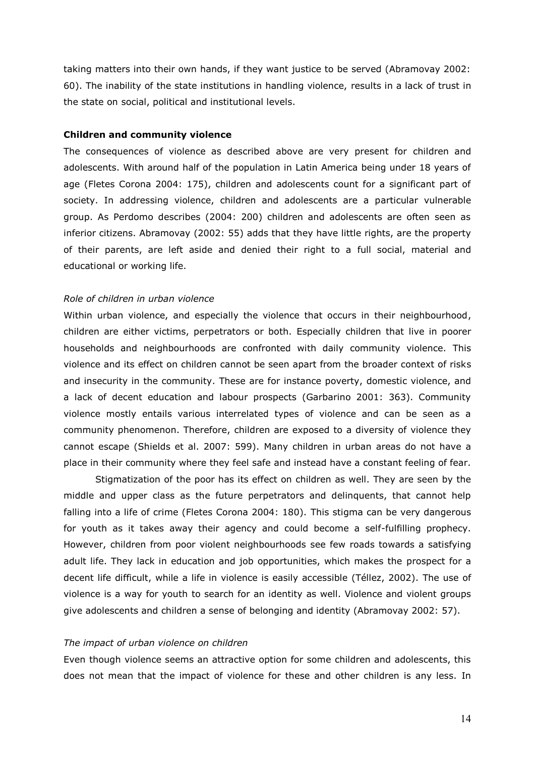taking matters into their own hands, if they want justice to be served (Abramovay 2002: 60). The inability of the state institutions in handling violence, results in a lack of trust in the state on social, political and institutional levels.

**Children and community violence**

The consequences of violence as described above are very present for children and adolescents. With around half of the population in Latin America being under 18 years of age (Fletes Corona 2004: 175), children and adolescents count for a significant part of society. In addressing violence, children and adolescents are a particular vulnerable group. As Perdomo describes (2004: 200) children and adolescents are often seen as inferior citizens. Abramovay (2002: 55) adds that they have little rights, are the property of their parents, are left aside and denied their right to a full social, material and educational or working life.

*Role of children in urban violence*

Within urban violence, and especially the violence that occurs in their neighbourhood, children are either victims, perpetrators or both. Especially children that live in poorer households and neighbourhoods are confronted with daily community violence. This violence and its effect on children cannot be seen apart from the broader context of risks and insecurity in the community. These are for instance poverty, domestic violence, and a lack of decent education and labour prospects (Garbarino 2001: 363). Community violence mostly entails various interrelated types of violence and can be seen as a community phenomenon. Therefore, children are exposed to a diversity of violence they cannot escape (Shields et al. 2007: 599). Many children in urban areas do not have a place in their community where they feel safe and instead have a constant feeling of fear.

Stigmatization of the poor has its effect on children as well. They are seen by the middle and upper class as the future perpetrators and delinquents, that cannot help falling into a life of crime (Fletes Corona 2004: 180). This stigma can be very dangerous for youth as it takes away their agency and could become a self-fulfilling prophecy. However, children from poor violent neighbourhoods see few roads towards a satisfying adult life. They lack in education and job opportunities, which makes the prospect for a decent life difficult, while a life in violence is easily accessible (Téllez, 2002). The use of violence is a way for youth to search for an identity as well. Violence and violent groups give adolescents and children a sense of belonging and identity (Abramovay 2002: 57).

*The impact of urban violence on children*

Even though violence seems an attractive option for some children and adolescents, this does not mean that the impact of violence for these and other children is any less. In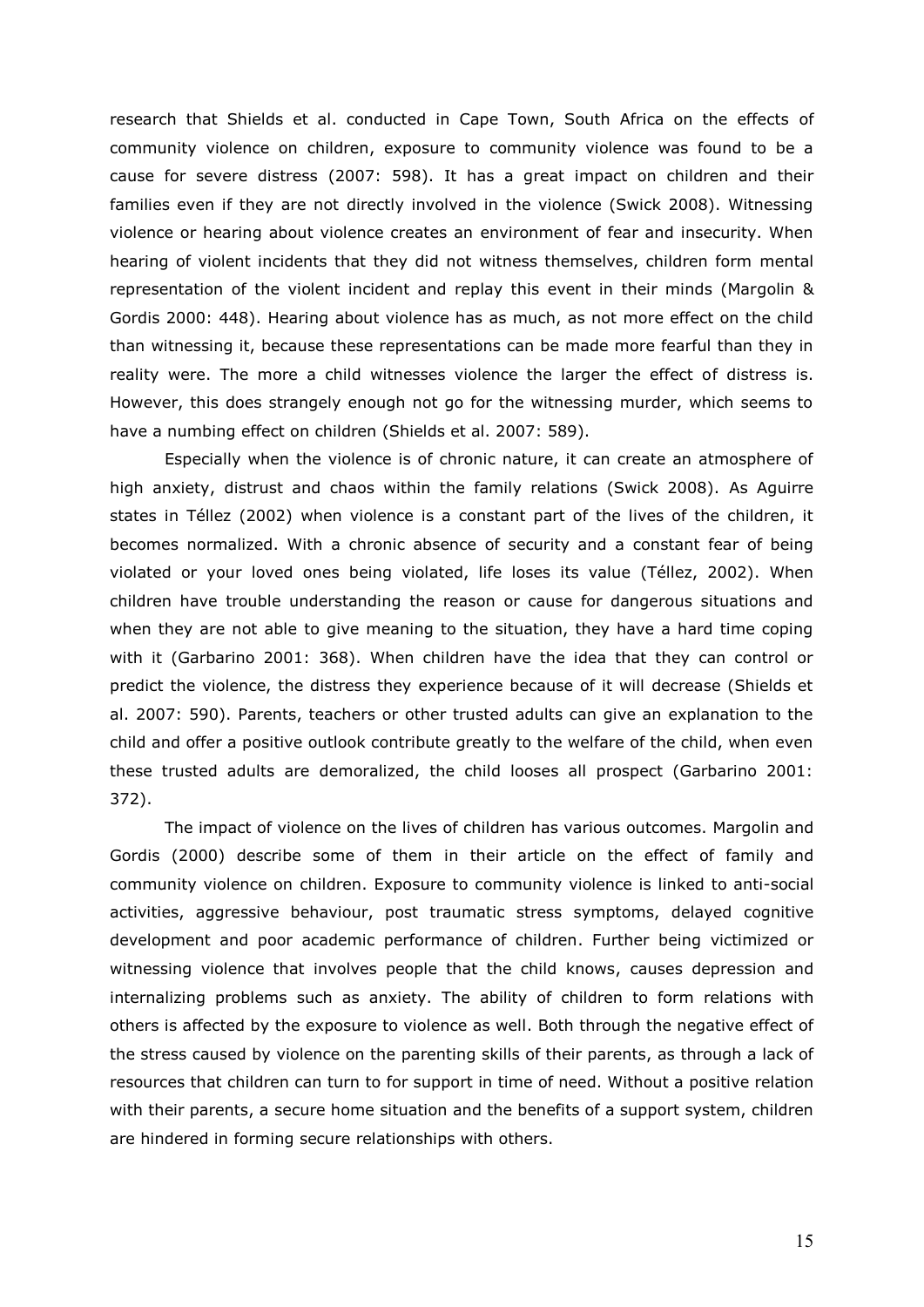research that Shields et al. conducted in Cape Town, South Africa on the effects of community violence on children, exposure to community violence was found to be a cause for severe distress (2007: 598). It has a great impact on children and their families even if they are not directly involved in the violence (Swick 2008). Witnessing violence or hearing about violence creates an environment of fear and insecurity. When hearing of violent incidents that they did not witness themselves, children form mental representation of the violent incident and replay this event in their minds (Margolin & Gordis 2000: 448). Hearing about violence has as much, as not more effect on the child than witnessing it, because these representations can be made more fearful than they in reality were. The more a child witnesses violence the larger the effect of distress is. However, this does strangely enough not go for the witnessing murder, which seems to have a numbing effect on children (Shields et al. 2007: 589).

Especially when the violence is of chronic nature, it can create an atmosphere of high anxiety, distrust and chaos within the family relations (Swick 2008). As Aguirre states in Téllez (2002) when violence is a constant part of the lives of the children, it becomes normalized. With a chronic absence of security and a constant fear of being violated or your loved ones being violated, life loses its value (Téllez, 2002). When children have trouble understanding the reason or cause for dangerous situations and when they are not able to give meaning to the situation, they have a hard time coping with it (Garbarino 2001: 368). When children have the idea that they can control or predict the violence, the distress they experience because of it will decrease (Shields et al. 2007: 590). Parents, teachers or other trusted adults can give an explanation to the child and offer a positive outlook contribute greatly to the welfare of the child, when even these trusted adults are demoralized, the child looses all prospect (Garbarino 2001: 372).

The impact of violence on the lives of children has various outcomes. Margolin and Gordis (2000) describe some of them in their article on the effect of family and community violence on children. Exposure to community violence is linked to anti-social activities, aggressive behaviour, post traumatic stress symptoms, delayed cognitive development and poor academic performance of children. Further being victimized or witnessing violence that involves people that the child knows, causes depression and internalizing problems such as anxiety. The ability of children to form relations with others is affected by the exposure to violence as well. Both through the negative effect of the stress caused by violence on the parenting skills of their parents, as through a lack of resources that children can turn to for support in time of need. Without a positive relation with their parents, a secure home situation and the benefits of a support system, children are hindered in forming secure relationships with others.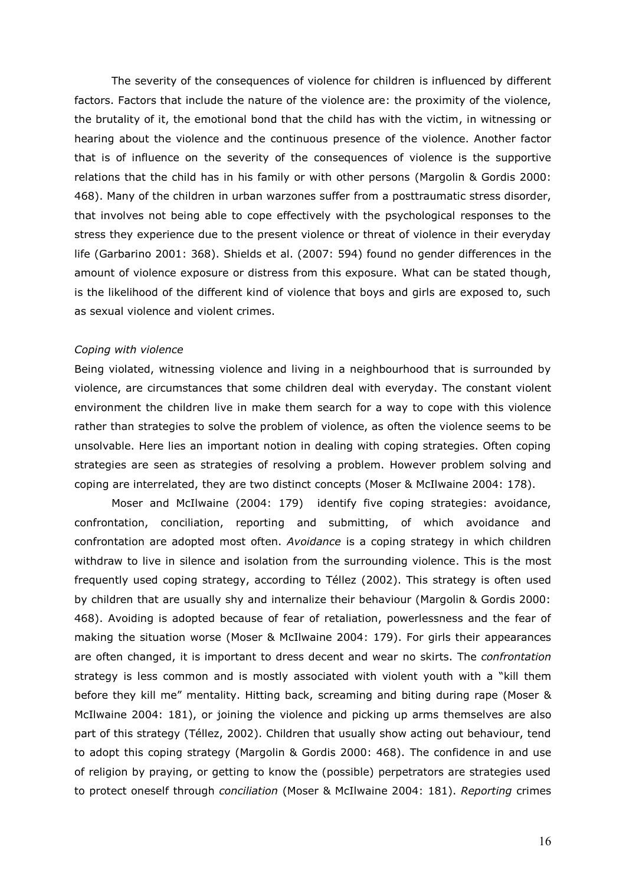The severity of the consequences of violence for children is influenced by different factors. Factors that include the nature of the violence are: the proximity of the violence, the brutality of it, the emotional bond that the child has with the victim, in witnessing or hearing about the violence and the continuous presence of the violence. Another factor that is of influence on the severity of the consequences of violence is the supportive relations that the child has in his family or with other persons (Margolin & Gordis 2000: 468). Many of the children in urban warzones suffer from a posttraumatic stress disorder, that involves not being able to cope effectively with the psychological responses to the stress they experience due to the present violence or threat of violence in their everyday life (Garbarino 2001: 368). Shields et al. (2007: 594) found no gender differences in the amount of violence exposure or distress from this exposure. What can be stated though, is the likelihood of the different kind of violence that boys and girls are exposed to, such as sexual violence and violent crimes.

*Coping with violence*

Being violated, witnessing violence and living in a neighbourhood that is surrounded by violence, are circumstances that some children deal with everyday. The constant violent environment the children live in make them search for a way to cope with this violence rather than strategies to solve the problem of violence, as often the violence seems to be unsolvable. Here lies an important notion in dealing with coping strategies. Often coping strategies are seen as strategies of resolving a problem. However problem solving and coping are interrelated, they are two distinct concepts (Moser & McIlwaine 2004: 178).

Moser and McIlwaine (2004: 179) identify five coping strategies: avoidance, confrontation, conciliation, reporting and submitting, of which avoidance and confrontation are adopted most often. *Avoidance* is a coping strategy in which children withdraw to live in silence and isolation from the surrounding violence. This is the most frequently used coping strategy, according to Téllez (2002). This strategy is often used by children that are usually shy and internalize their behaviour (Margolin & Gordis 2000: 468). Avoiding is adopted because of fear of retaliation, powerlessness and the fear of making the situation worse (Moser & McIlwaine 2004: 179). For girls their appearances are often changed, it is important to dress decent and wear no skirts. The *confrontation* strategy is less common and is mostly associated with violent youth with a "kill them before they kill me" mentality. Hitting back, screaming and biting during rape (Moser & McIlwaine 2004: 181), or joining the violence and picking up arms themselves are also part of this strategy (Téllez, 2002). Children that usually show acting out behaviour, tend to adopt this coping strategy (Margolin & Gordis 2000: 468). The confidence in and use of religion by praying, or getting to know the (possible) perpetrators are strategies used to protect oneself through *conciliation* (Moser & McIlwaine 2004: 181). *Reporting* crimes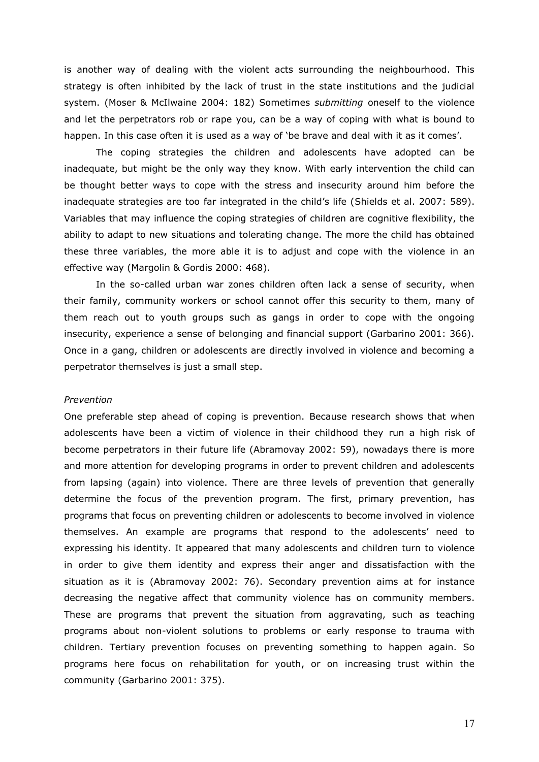is another way of dealing with the violent acts surrounding the neighbourhood. This strategy is often inhibited by the lack of trust in the state institutions and the judicial system. (Moser & McIlwaine 2004: 182) Sometimes *submitting* oneself to the violence and let the perpetrators rob or rape you, can be a way of coping with what is bound to happen. In this case often it is used as a way of 'be brave and deal with it as it comes'.

The coping strategies the children and adolescents have adopted can be inadequate, but might be the only way they know. With early intervention the child can be thought better ways to cope with the stress and insecurity around him before the inadequate strategies are too far integrated in the child's life (Shields et al. 2007: 589). Variables that may influence the coping strategies of children are cognitive flexibility, the ability to adapt to new situations and tolerating change. The more the child has obtained these three variables, the more able it is to adjust and cope with the violence in an effective way (Margolin & Gordis 2000: 468).

In the so-called urban war zones children often lack a sense of security, when their family, community workers or school cannot offer this security to them, many of them reach out to youth groups such as gangs in order to cope with the ongoing insecurity, experience a sense of belonging and financial support (Garbarino 2001: 366). Once in a gang, children or adolescents are directly involved in violence and becoming a perpetrator themselves is just a small step.

*Prevention*

One preferable step ahead of coping is prevention. Because research shows that when adolescents have been a victim of violence in their childhood they run a high risk of become perpetrators in their future life (Abramovay 2002: 59), nowadays there is more and more attention for developing programs in order to prevent children and adolescents from lapsing (again) into violence. There are three levels of prevention that generally determine the focus of the prevention program. The first, primary prevention, has programs that focus on preventing children or adolescents to become involved in violence themselves. An example are programs that respond to the adolescents' need to expressing his identity. It appeared that many adolescents and children turn to violence in order to give them identity and express their anger and dissatisfaction with the situation as it is (Abramovay 2002: 76). Secondary prevention aims at for instance decreasing the negative affect that community violence has on community members. These are programs that prevent the situation from aggravating, such as teaching programs about non-violent solutions to problems or early response to trauma with children. Tertiary prevention focuses on preventing something to happen again. So programs here focus on rehabilitation for youth, or on increasing trust within the community (Garbarino 2001: 375).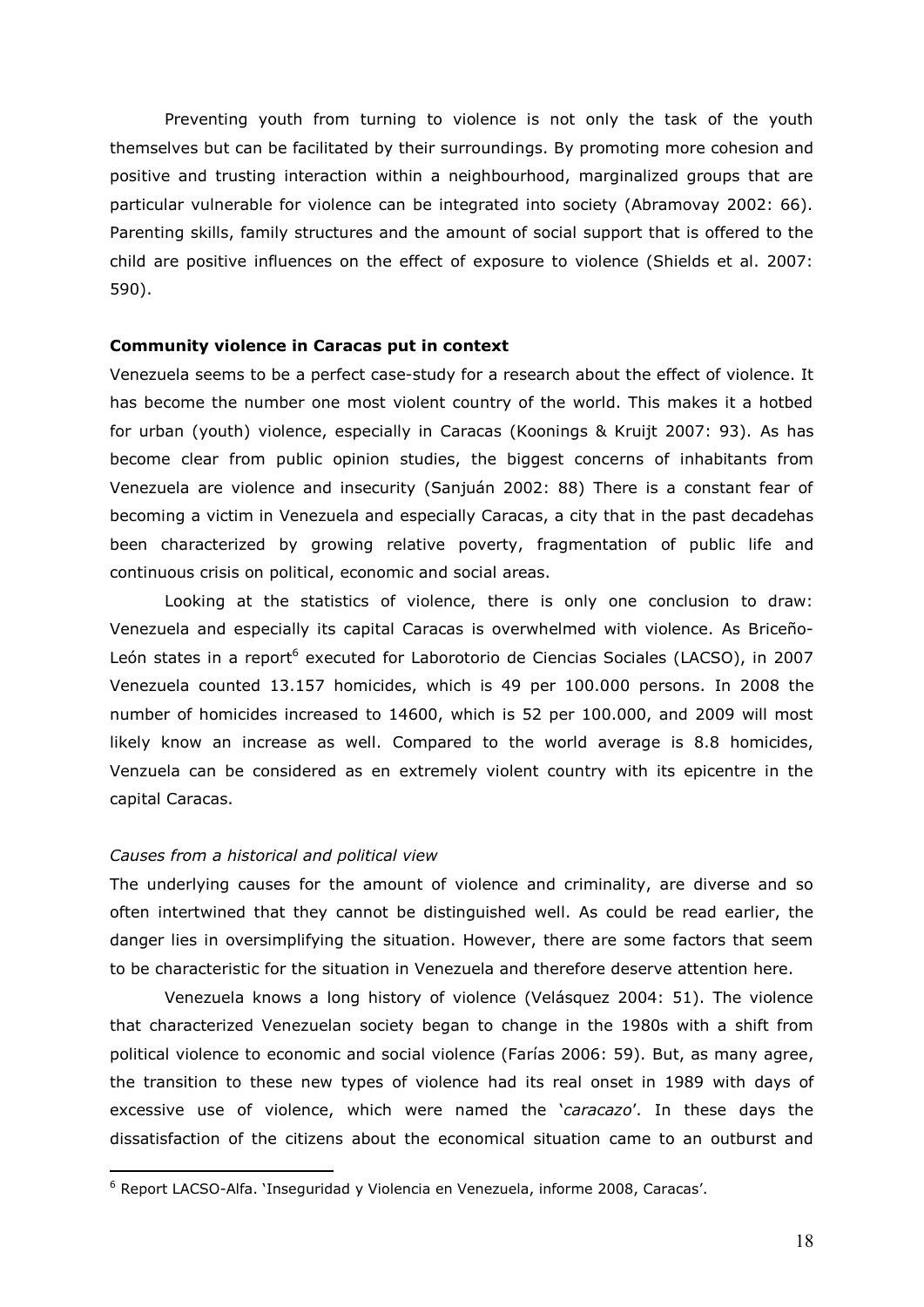Preventing youth from turning to violence is not only the task of the youth themselves but can be facilitated by their surroundings. By promoting more cohesion and positive and trusting interaction within a neighbourhood, marginalized groups that are particular vulnerable for violence can be integrated into society (Abramovay 2002: 66). Parenting skills, family structures and the amount of social support that is offered to the child are positive influences on the effect of exposure to violence (Shields et al. 2007: 590).

**Community violence in Caracas put in context**

Venezuela seems to be a perfect case-study for a research about the effect of violence. It has become the number one most violent country of the world. This makes it a hotbed for urban (youth) violence, especially in Caracas (Koonings & Kruijt 2007: 93). As has become clear from public opinion studies, the biggest concerns of inhabitants from Venezuela are violence and insecurity (Sanjuán 2002: 88) There is a constant fear of becoming a victim in Venezuela and especially Caracas, a city that in the past decadehas been characterized by growing relative poverty, fragmentation of public life and continuous crisis on political, economic and social areas.

Looking at the statistics of violence, there is only one conclusion to draw: Venezuela and especially its capital Caracas is overwhelmed with violence. As Briceño-León states in a report[6] executed for Laborotorio de Ciencias Sociales (LACSO), in 2007 Venezuela counted 13.157 homicides, which is 49 per 100.000 persons. In 2008 the number of homicides increased to 14600, which is 52 per 100.000, and 2009 will most likely know an increase as well. Compared to the world average is 8.8 homicides, Venzuela can be considered as en extremely violent country with its epicentre in the capital Caracas.

*Causes from a historical and political view*

The underlying causes for the amount of violence and criminality, are diverse and so often intertwined that they cannot be distinguished well. As could be read earlier, the danger lies in oversimplifying the situation. However, there are some factors that seem to be characteristic for the situation in Venezuela and therefore deserve attention here.

Venezuela knows a long history of violence (Velásquez 2004: 51). The violence that characterized Venezuelan society began to change in the 1980s with a shift from political violence to economic and social violence (Farías 2006: 59). But, as many agree, the transition to these new types of violence had its real onset in 1989 with days of excessive use of violence, which were named the '*caracazo*'. In these days the dissatisfaction of the citizens about the economical situation came to an outburst and

[6] Report LACSO-Alfa. 'Inseguridad y Violencia en Venezuela, informe 2008, Caracas'.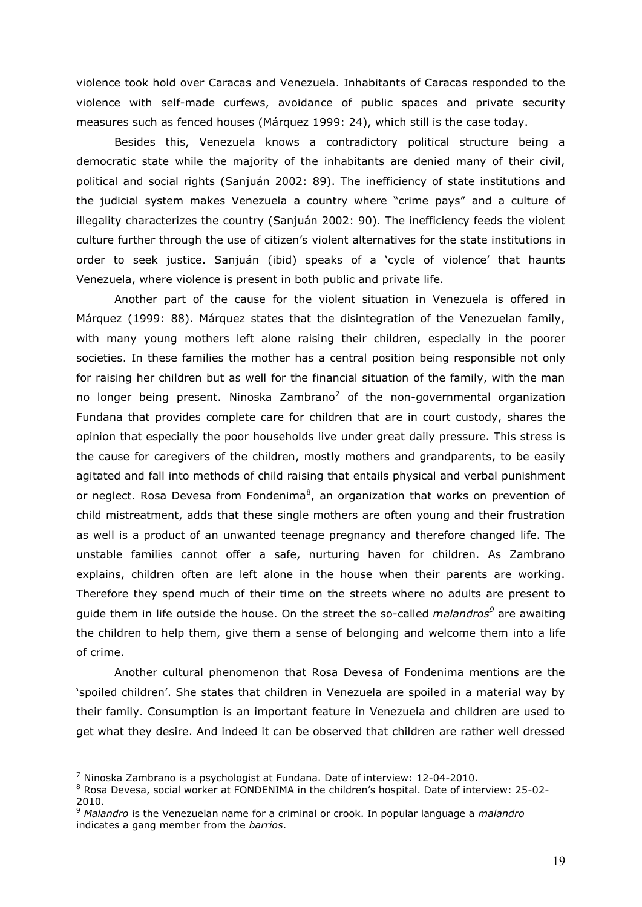violence took hold over Caracas and Venezuela. Inhabitants of Caracas responded to the violence with self-made curfews, avoidance of public spaces and private security measures such as fenced houses (Márquez 1999: 24), which still is the case today.

Besides this, Venezuela knows a contradictory political structure being a democratic state while the majority of the inhabitants are denied many of their civil, political and social rights (Sanjuán 2002: 89). The inefficiency of state institutions and the judicial system makes Venezuela a country where "crime pays" and a culture of illegality characterizes the country (Sanjuán 2002: 90). The inefficiency feeds the violent culture further through the use of citizen's violent alternatives for the state institutions in order to seek justice. Sanjuán (ibid) speaks of a 'cycle of violence' that haunts Venezuela, where violence is present in both public and private life.

Another part of the cause for the violent situation in Venezuela is offered in Márquez (1999: 88). Márquez states that the disintegration of the Venezuelan family, with many young mothers left alone raising their children, especially in the poorer societies. In these families the mother has a central position being responsible not only for raising her children but as well for the financial situation of the family, with the man no longer being present. Ninoska Zambrano[7] of the non-governmental organization Fundana that provides complete care for children that are in court custody, shares the opinion that especially the poor households live under great daily pressure. This stress is the cause for caregivers of the children, mostly mothers and grandparents, to be easily agitated and fall into methods of child raising that entails physical and verbal punishment or neglect. Rosa Devesa from Fondenima[8], an organization that works on prevention of child mistreatment, adds that these single mothers are often young and their frustration as well is a product of an unwanted teenage pregnancy and therefore changed life. The unstable families cannot offer a safe, nurturing haven for children. As Zambrano explains, children often are left alone in the house when their parents are working. Therefore they spend much of their time on the streets where no adults are present to guide them in life outside the house. On the street the so-called *malandros*[9] are awaiting the children to help them, give them a sense of belonging and welcome them into a life of crime.

Another cultural phenomenon that Rosa Devesa of Fondenima mentions are the 'spoiled children'. She states that children in Venezuela are spoiled in a material way by their family. Consumption is an important feature in Venezuela and children are used to get what they desire. And indeed it can be observed that children are rather well dressed

---

[7] Ninoska Zambrano is a psychologist at Fundana. Date of interview: 12-04-2010.

[8] Rosa Devesa, social worker at FONDENIMA in the children's hospital. Date of interview: 25-02-2010.

[9] *Malandro* is the Venezuelan name for a criminal or crook. In popular language a *malandro* indicates a gang member from the *barrios*.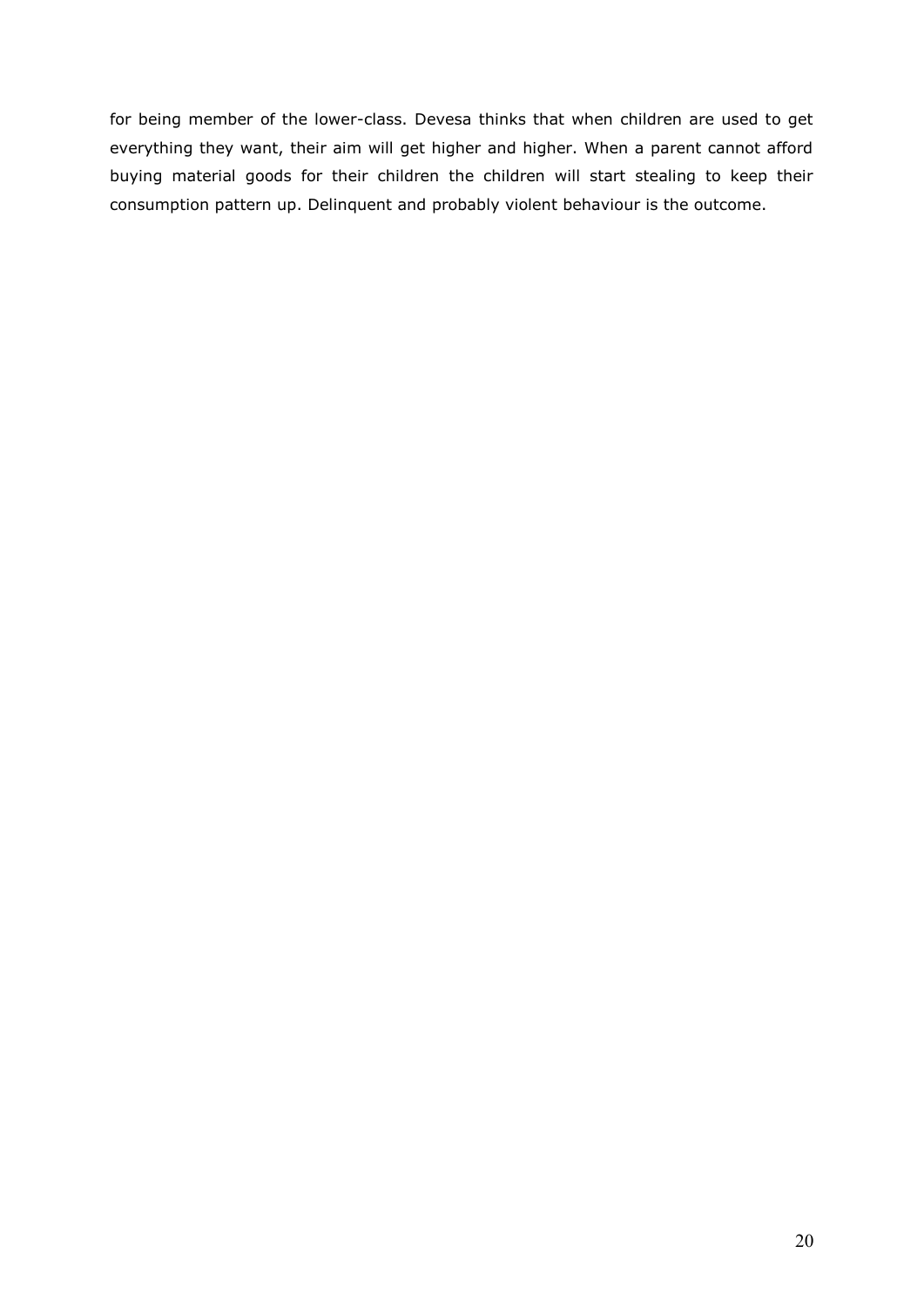for being member of the lower-class. Devesa thinks that when children are used to get everything they want, their aim will get higher and higher. When a parent cannot afford buying material goods for their children the children will start stealing to keep their consumption pattern up. Delinquent and probably violent behaviour is the outcome.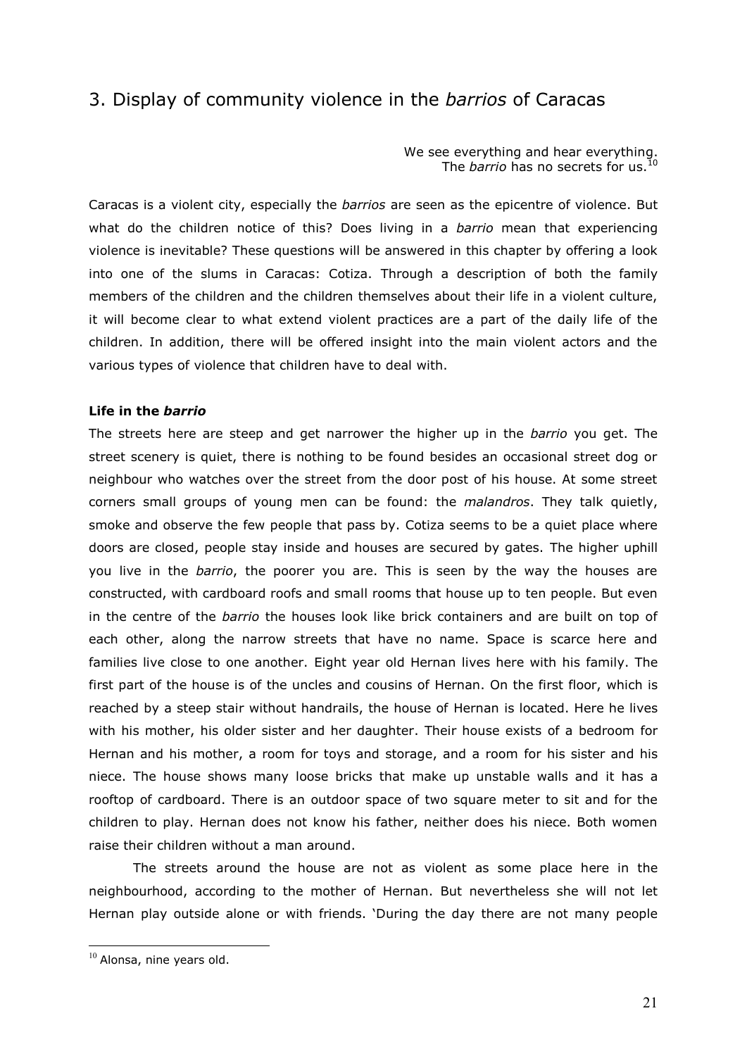## 3. Display of community violence in the *barrios* of Caracas

> We see everything and hear everything.
> The *barrio* has no secrets for us.[10]

Caracas is a violent city, especially the *barrios* are seen as the epicentre of violence. But what do the children notice of this? Does living in a *barrio* mean that experiencing violence is inevitable? These questions will be answered in this chapter by offering a look into one of the slums in Caracas: Cotiza. Through a description of both the family members of the children and the children themselves about their life in a violent culture, it will become clear to what extend violent practices are a part of the daily life of the children. In addition, there will be offered insight into the main violent actors and the various types of violence that children have to deal with.

**Life in the *barrio***

The streets here are steep and get narrower the higher up in the *barrio* you get. The street scenery is quiet, there is nothing to be found besides an occasional street dog or neighbour who watches over the street from the door post of his house. At some street corners small groups of young men can be found: the *malandros*. They talk quietly, smoke and observe the few people that pass by. Cotiza seems to be a quiet place where doors are closed, people stay inside and houses are secured by gates. The higher uphill you live in the *barrio*, the poorer you are. This is seen by the way the houses are constructed, with cardboard roofs and small rooms that house up to ten people. But even in the centre of the *barrio* the houses look like brick containers and are built on top of each other, along the narrow streets that have no name. Space is scarce here and families live close to one another. Eight year old Hernan lives here with his family. The first part of the house is of the uncles and cousins of Hernan. On the first floor, which is reached by a steep stair without handrails, the house of Hernan is located. Here he lives with his mother, his older sister and her daughter. Their house exists of a bedroom for Hernan and his mother, a room for toys and storage, and a room for his sister and his niece. The house shows many loose bricks that make up unstable walls and it has a rooftop of cardboard. There is an outdoor space of two square meter to sit and for the children to play. Hernan does not know his father, neither does his niece. Both women raise their children without a man around.

The streets around the house are not as violent as some place here in the neighbourhood, according to the mother of Hernan. But nevertheless she will not let Hernan play outside alone or with friends. 'During the day there are not many people

---

[10] Alonsa, nine years old.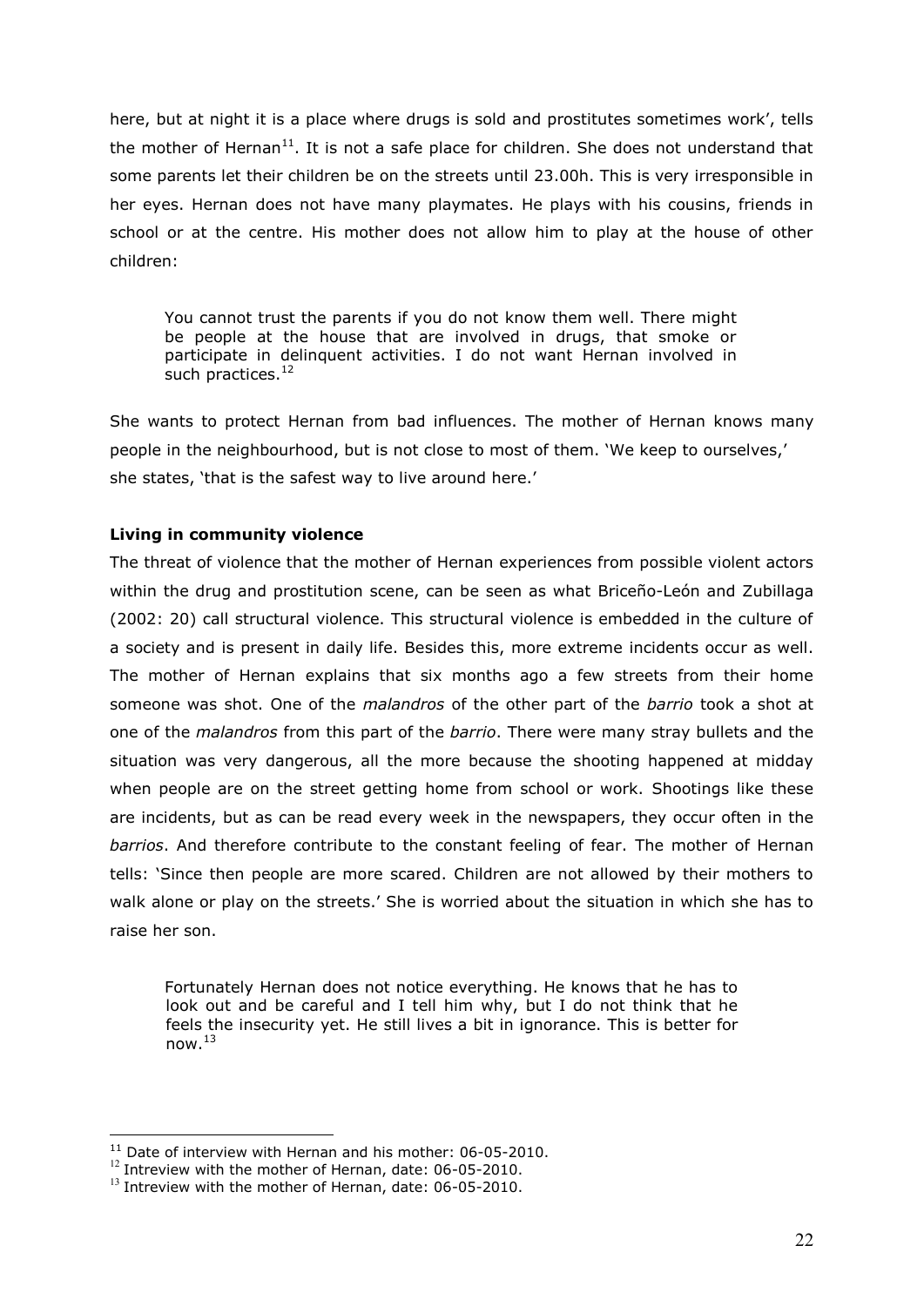here, but at night it is a place where drugs is sold and prostitutes sometimes work', tells the mother of Hernan[11]. It is not a safe place for children. She does not understand that some parents let their children be on the streets until 23.00h. This is very irresponsible in her eyes. Hernan does not have many playmates. He plays with his cousins, friends in school or at the centre. His mother does not allow him to play at the house of other children:

> You cannot trust the parents if you do not know them well. There might be people at the house that are involved in drugs, that smoke or participate in delinquent activities. I do not want Hernan involved in such practices.[12]

She wants to protect Hernan from bad influences. The mother of Hernan knows many people in the neighbourhood, but is not close to most of them. 'We keep to ourselves,' she states, 'that is the safest way to live around here.'

**Living in community violence**

The threat of violence that the mother of Hernan experiences from possible violent actors within the drug and prostitution scene, can be seen as what Briceño-León and Zubillaga (2002: 20) call structural violence. This structural violence is embedded in the culture of a society and is present in daily life. Besides this, more extreme incidents occur as well. The mother of Hernan explains that six months ago a few streets from their home someone was shot. One of the *malandros* of the other part of the *barrio* took a shot at one of the *malandros* from this part of the *barrio*. There were many stray bullets and the situation was very dangerous, all the more because the shooting happened at midday when people are on the street getting home from school or work. Shootings like these are incidents, but as can be read every week in the newspapers, they occur often in the *barrios*. And therefore contribute to the constant feeling of fear. The mother of Hernan tells: 'Since then people are more scared. Children are not allowed by their mothers to walk alone or play on the streets.' She is worried about the situation in which she has to raise her son.

> Fortunately Hernan does not notice everything. He knows that he has to look out and be careful and I tell him why, but I do not think that he feels the insecurity yet. He still lives a bit in ignorance. This is better for now.[13]

---

[11] Date of interview with Hernan and his mother: 06-05-2010.

[12] Intreview with the mother of Hernan, date: 06-05-2010.

[13] Intreview with the mother of Hernan, date: 06-05-2010.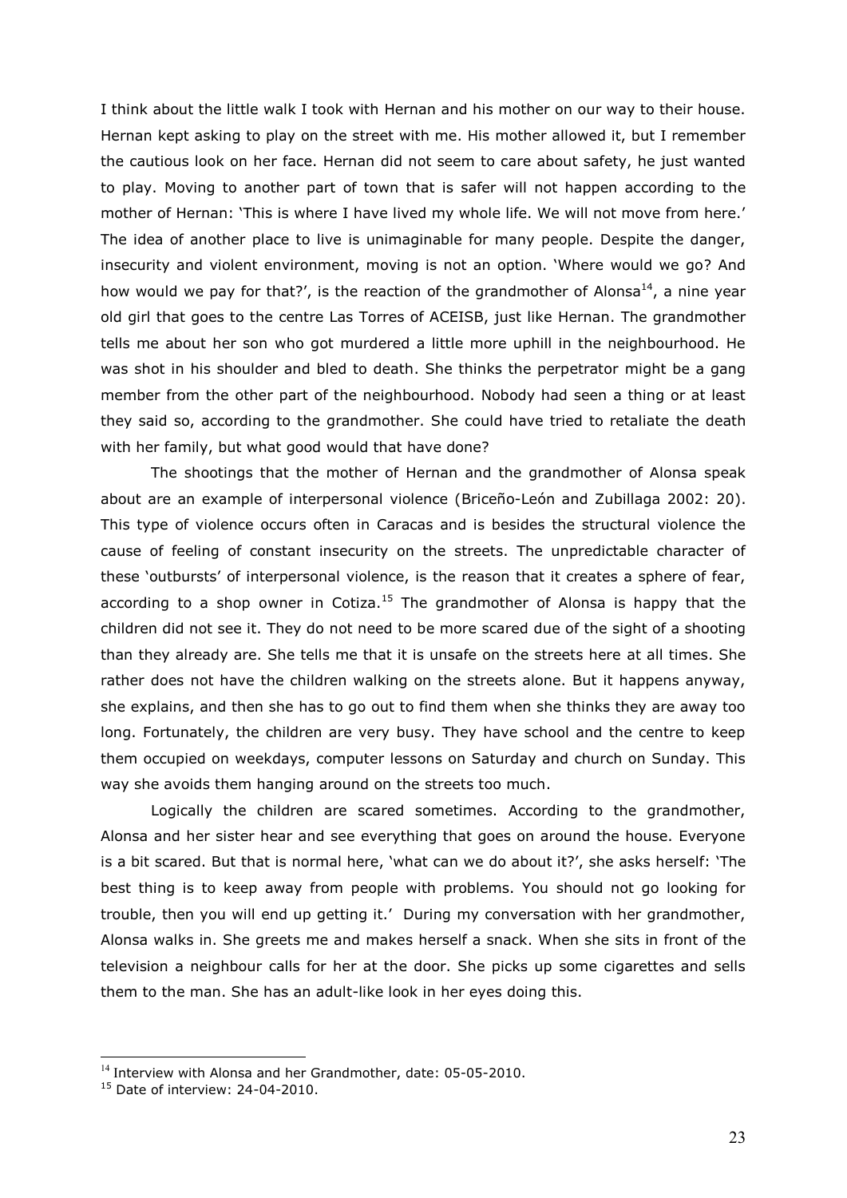I think about the little walk I took with Hernan and his mother on our way to their house. Hernan kept asking to play on the street with me. His mother allowed it, but I remember the cautious look on her face. Hernan did not seem to care about safety, he just wanted to play. Moving to another part of town that is safer will not happen according to the mother of Hernan: 'This is where I have lived my whole life. We will not move from here.' The idea of another place to live is unimaginable for many people. Despite the danger, insecurity and violent environment, moving is not an option. 'Where would we go? And how would we pay for that?', is the reaction of the grandmother of Alonsa[14], a nine year old girl that goes to the centre Las Torres of ACEISB, just like Hernan. The grandmother tells me about her son who got murdered a little more uphill in the neighbourhood. He was shot in his shoulder and bled to death. She thinks the perpetrator might be a gang member from the other part of the neighbourhood. Nobody had seen a thing or at least they said so, according to the grandmother. She could have tried to retaliate the death with her family, but what good would that have done?

The shootings that the mother of Hernan and the grandmother of Alonsa speak about are an example of interpersonal violence (Briceño-León and Zubillaga 2002: 20). This type of violence occurs often in Caracas and is besides the structural violence the cause of feeling of constant insecurity on the streets. The unpredictable character of these 'outbursts' of interpersonal violence, is the reason that it creates a sphere of fear, according to a shop owner in Cotiza.[15] The grandmother of Alonsa is happy that the children did not see it. They do not need to be more scared due of the sight of a shooting than they already are. She tells me that it is unsafe on the streets here at all times. She rather does not have the children walking on the streets alone. But it happens anyway, she explains, and then she has to go out to find them when she thinks they are away too long. Fortunately, the children are very busy. They have school and the centre to keep them occupied on weekdays, computer lessons on Saturday and church on Sunday. This way she avoids them hanging around on the streets too much.

Logically the children are scared sometimes. According to the grandmother, Alonsa and her sister hear and see everything that goes on around the house. Everyone is a bit scared. But that is normal here, 'what can we do about it?', she asks herself: 'The best thing is to keep away from people with problems. You should not go looking for trouble, then you will end up getting it.' During my conversation with her grandmother, Alonsa walks in. She greets me and makes herself a snack. When she sits in front of the television a neighbour calls for her at the door. She picks up some cigarettes and sells them to the man. She has an adult-like look in her eyes doing this.

---

[14] Interview with Alonsa and her Grandmother, date: 05-05-2010.

[15] Date of interview: 24-04-2010.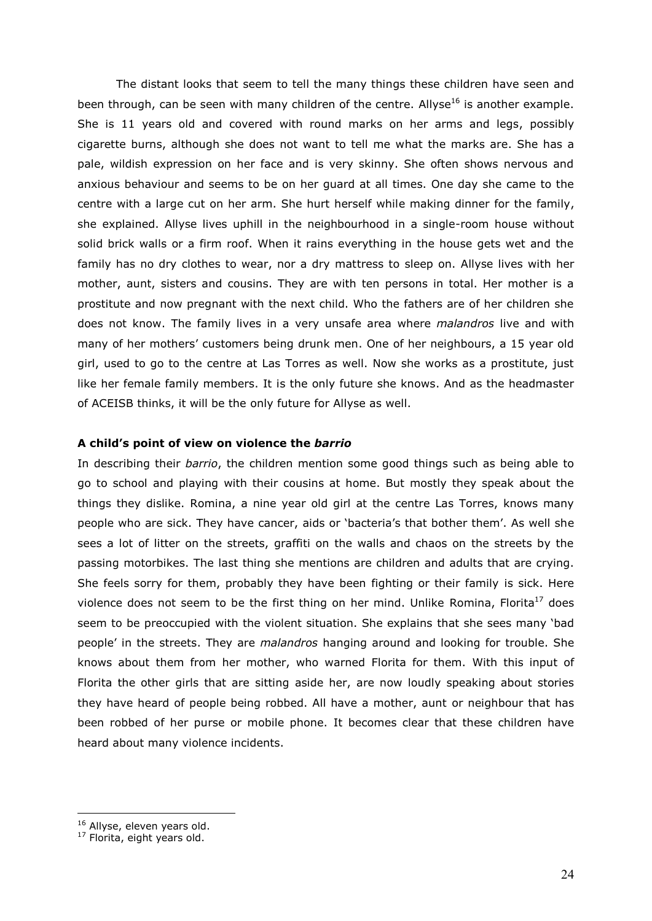The distant looks that seem to tell the many things these children have seen and been through, can be seen with many children of the centre. Allyse[16] is another example. She is 11 years old and covered with round marks on her arms and legs, possibly cigarette burns, although she does not want to tell me what the marks are. She has a pale, wildish expression on her face and is very skinny. She often shows nervous and anxious behaviour and seems to be on her guard at all times. One day she came to the centre with a large cut on her arm. She hurt herself while making dinner for the family, she explained. Allyse lives uphill in the neighbourhood in a single-room house without solid brick walls or a firm roof. When it rains everything in the house gets wet and the family has no dry clothes to wear, nor a dry mattress to sleep on. Allyse lives with her mother, aunt, sisters and cousins. They are with ten persons in total. Her mother is a prostitute and now pregnant with the next child. Who the fathers are of her children she does not know. The family lives in a very unsafe area where *malandros* live and with many of her mothers' customers being drunk men. One of her neighbours, a 15 year old girl, used to go to the centre at Las Torres as well. Now she works as a prostitute, just like her female family members. It is the only future she knows. And as the headmaster of ACEISB thinks, it will be the only future for Allyse as well.

### A child's point of view on violence the *barrio*

In describing their *barrio*, the children mention some good things such as being able to go to school and playing with their cousins at home. But mostly they speak about the things they dislike. Romina, a nine year old girl at the centre Las Torres, knows many people who are sick. They have cancer, aids or 'bacteria's that bother them'. As well she sees a lot of litter on the streets, graffiti on the walls and chaos on the streets by the passing motorbikes. The last thing she mentions are children and adults that are crying. She feels sorry for them, probably they have been fighting or their family is sick. Here violence does not seem to be the first thing on her mind. Unlike Romina, Florita[17] does seem to be preoccupied with the violent situation. She explains that she sees many 'bad people' in the streets. They are *malandros* hanging around and looking for trouble. She knows about them from her mother, who warned Florita for them. With this input of Florita the other girls that are sitting aside her, are now loudly speaking about stories they have heard of people being robbed. All have a mother, aunt or neighbour that has been robbed of her purse or mobile phone. It becomes clear that these children have heard about many violence incidents.

---

[16] Allyse, eleven years old.

[17] Florita, eight years old.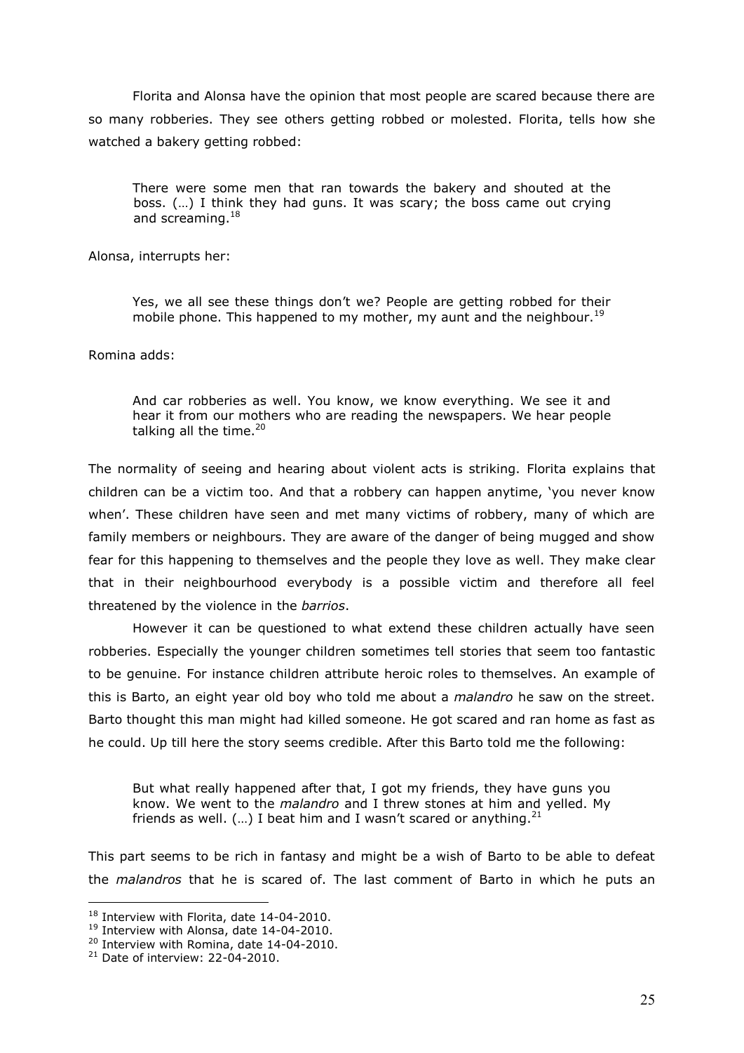Florita and Alonsa have the opinion that most people are scared because there are so many robberies. They see others getting robbed or molested. Florita, tells how she watched a bakery getting robbed:

> There were some men that ran towards the bakery and shouted at the boss. (…) I think they had guns. It was scary; the boss came out crying and screaming.[18]

Alonsa, interrupts her:

> Yes, we all see these things don't we? People are getting robbed for their mobile phone. This happened to my mother, my aunt and the neighbour.[19]

Romina adds:

> And car robberies as well. You know, we know everything. We see it and hear it from our mothers who are reading the newspapers. We hear people talking all the time.[20]

The normality of seeing and hearing about violent acts is striking. Florita explains that children can be a victim too. And that a robbery can happen anytime, 'you never know when'. These children have seen and met many victims of robbery, many of which are family members or neighbours. They are aware of the danger of being mugged and show fear for this happening to themselves and the people they love as well. They make clear that in their neighbourhood everybody is a possible victim and therefore all feel threatened by the violence in the *barrios*.

However it can be questioned to what extend these children actually have seen robberies. Especially the younger children sometimes tell stories that seem too fantastic to be genuine. For instance children attribute heroic roles to themselves. An example of this is Barto, an eight year old boy who told me about a *malandro* he saw on the street. Barto thought this man might had killed someone. He got scared and ran home as fast as he could. Up till here the story seems credible. After this Barto told me the following:

> But what really happened after that, I got my friends, they have guns you know. We went to the *malandro* and I threw stones at him and yelled. My friends as well. (…) I beat him and I wasn't scared or anything.[21]

This part seems to be rich in fantasy and might be a wish of Barto to be able to defeat the *malandros* that he is scared of. The last comment of Barto in which he puts an

---

[18] Interview with Florita, date 14-04-2010.

[19] Interview with Alonsa, date 14-04-2010.

[20] Interview with Romina, date 14-04-2010.

[21] Date of interview: 22-04-2010.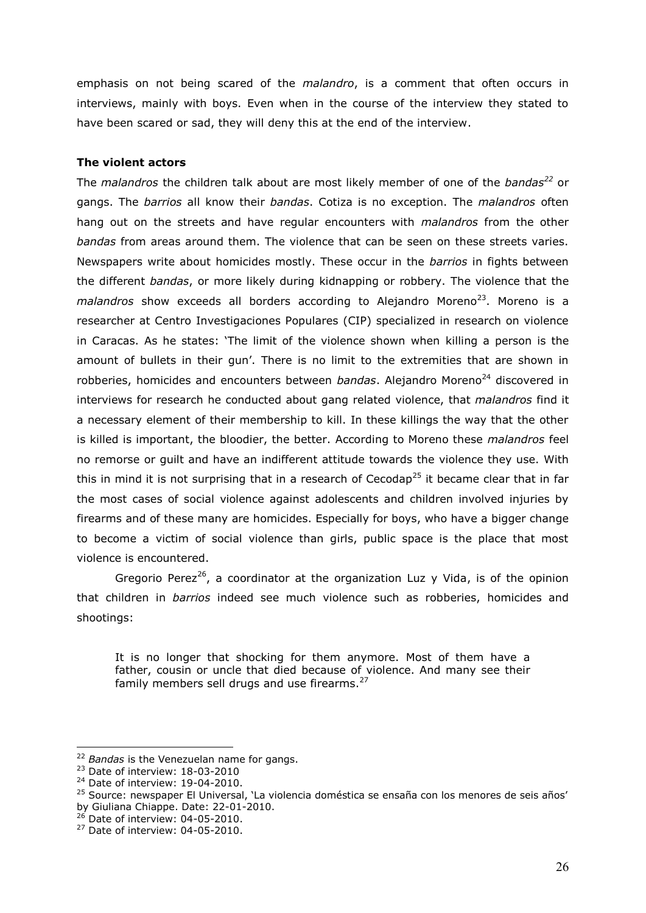emphasis on not being scared of the *malandro*, is a comment that often occurs in interviews, mainly with boys. Even when in the course of the interview they stated to have been scared or sad, they will deny this at the end of the interview.

**The violent actors**

The *malandros* the children talk about are most likely member of one of the *bandas*[22] or gangs. The *barrios* all know their *bandas*. Cotiza is no exception. The *malandros* often hang out on the streets and have regular encounters with *malandros* from the other *bandas* from areas around them. The violence that can be seen on these streets varies. Newspapers write about homicides mostly. These occur in the *barrios* in fights between the different *bandas*, or more likely during kidnapping or robbery. The violence that the *malandros* show exceeds all borders according to Alejandro Moreno[23]. Moreno is a researcher at Centro Investigaciones Populares (CIP) specialized in research on violence in Caracas. As he states: 'The limit of the violence shown when killing a person is the amount of bullets in their gun'. There is no limit to the extremities that are shown in robberies, homicides and encounters between *bandas*. Alejandro Moreno[24] discovered in interviews for research he conducted about gang related violence, that *malandros* find it a necessary element of their membership to kill. In these killings the way that the other is killed is important, the bloodier, the better. According to Moreno these *malandros* feel no remorse or guilt and have an indifferent attitude towards the violence they use. With this in mind it is not surprising that in a research of Cecodap[25] it became clear that in far the most cases of social violence against adolescents and children involved injuries by firearms and of these many are homicides. Especially for boys, who have a bigger change to become a victim of social violence than girls, public space is the place that most violence is encountered.

Gregorio Perez[26], a coordinator at the organization Luz y Vida, is of the opinion that children in *barrios* indeed see much violence such as robberies, homicides and shootings:

> It is no longer that shocking for them anymore. Most of them have a father, cousin or uncle that died because of violence. And many see their family members sell drugs and use firearms.[27]

---

[22] *Bandas* is the Venezuelan name for gangs.

[23] Date of interview: 18-03-2010

[24] Date of interview: 19-04-2010.

[25] Source: newspaper El Universal, 'La violencia doméstica se ensaña con los menores de seis años' by Giuliana Chiappe. Date: 22-01-2010.

[26] Date of interview: 04-05-2010.

[27] Date of interview: 04-05-2010.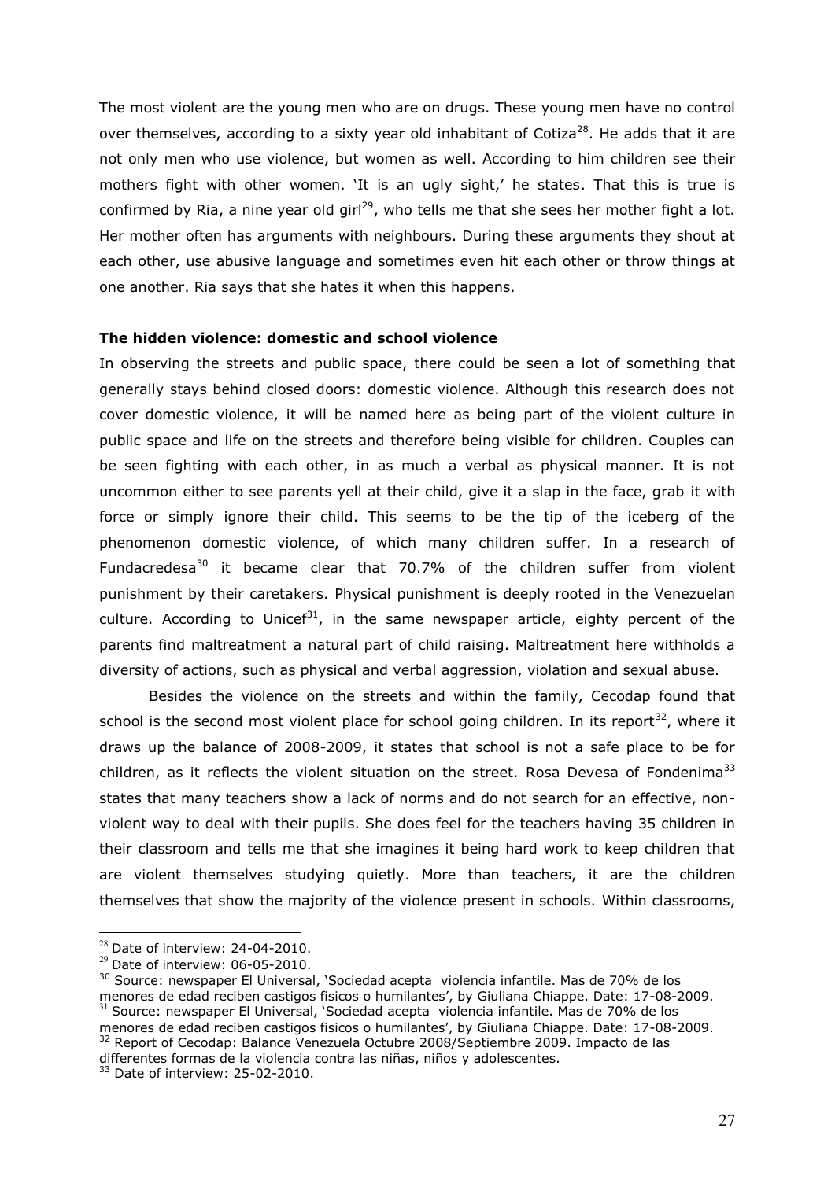The most violent are the young men who are on drugs. These young men have no control over themselves, according to a sixty year old inhabitant of Cotiza[28]. He adds that it are not only men who use violence, but women as well. According to him children see their mothers fight with other women. 'It is an ugly sight,' he states. That this is true is confirmed by Ria, a nine year old girl[29], who tells me that she sees her mother fight a lot. Her mother often has arguments with neighbours. During these arguments they shout at each other, use abusive language and sometimes even hit each other or throw things at one another. Ria says that she hates it when this happens.

**The hidden violence: domestic and school violence**

In observing the streets and public space, there could be seen a lot of something that generally stays behind closed doors: domestic violence. Although this research does not cover domestic violence, it will be named here as being part of the violent culture in public space and life on the streets and therefore being visible for children. Couples can be seen fighting with each other, in as much a verbal as physical manner. It is not uncommon either to see parents yell at their child, give it a slap in the face, grab it with force or simply ignore their child. This seems to be the tip of the iceberg of the phenomenon domestic violence, of which many children suffer. In a research of Fundacredesa[30] it became clear that 70.7% of the children suffer from violent punishment by their caretakers. Physical punishment is deeply rooted in the Venezuelan culture. According to Unicef[31], in the same newspaper article, eighty percent of the parents find maltreatment a natural part of child raising. Maltreatment here withholds a diversity of actions, such as physical and verbal aggression, violation and sexual abuse.

Besides the violence on the streets and within the family, Cecodap found that school is the second most violent place for school going children. In its report[32], where it draws up the balance of 2008-2009, it states that school is not a safe place to be for children, as it reflects the violent situation on the street. Rosa Devesa of Fondenima[33] states that many teachers show a lack of norms and do not search for an effective, non-violent way to deal with their pupils. She does feel for the teachers having 35 children in their classroom and tells me that she imagines it being hard work to keep children that are violent themselves studying quietly. More than teachers, it are the children themselves that show the majority of the violence present in schools. Within classrooms,

---

[28] Date of interview: 24-04-2010.

[29] Date of interview: 06-05-2010.

[30] Source: newspaper El Universal, 'Sociedad acepta violencia infantile. Mas de 70% de los menores de edad reciben castigos fisicos o humilantes', by Giuliana Chiappe. Date: 17-08-2009.

[31] Source: newspaper El Universal, 'Sociedad acepta violencia infantile. Mas de 70% de los menores de edad reciben castigos fisicos o humilantes', by Giuliana Chiappe. Date: 17-08-2009.

[32] Report of Cecodap: Balance Venezuela Octubre 2008/Septiembre 2009. Impacto de las differentes formas de la violencia contra las niñas, niños y adolescentes.

[33] Date of interview: 25-02-2010.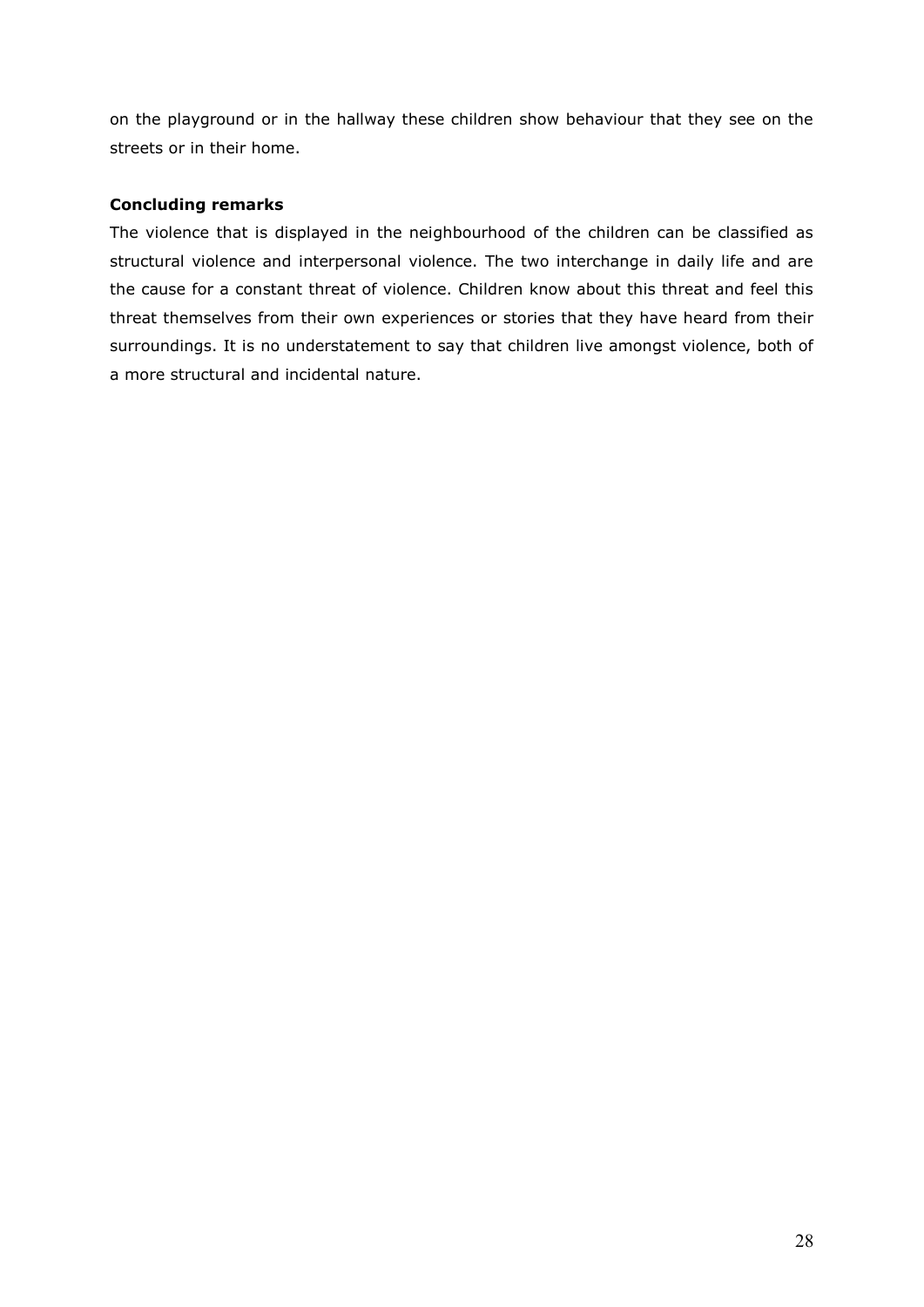on the playground or in the hallway these children show behaviour that they see on the streets or in their home.

**Concluding remarks**

The violence that is displayed in the neighbourhood of the children can be classified as structural violence and interpersonal violence. The two interchange in daily life and are the cause for a constant threat of violence. Children know about this threat and feel this threat themselves from their own experiences or stories that they have heard from their surroundings. It is no understatement to say that children live amongst violence, both of a more structural and incidental nature.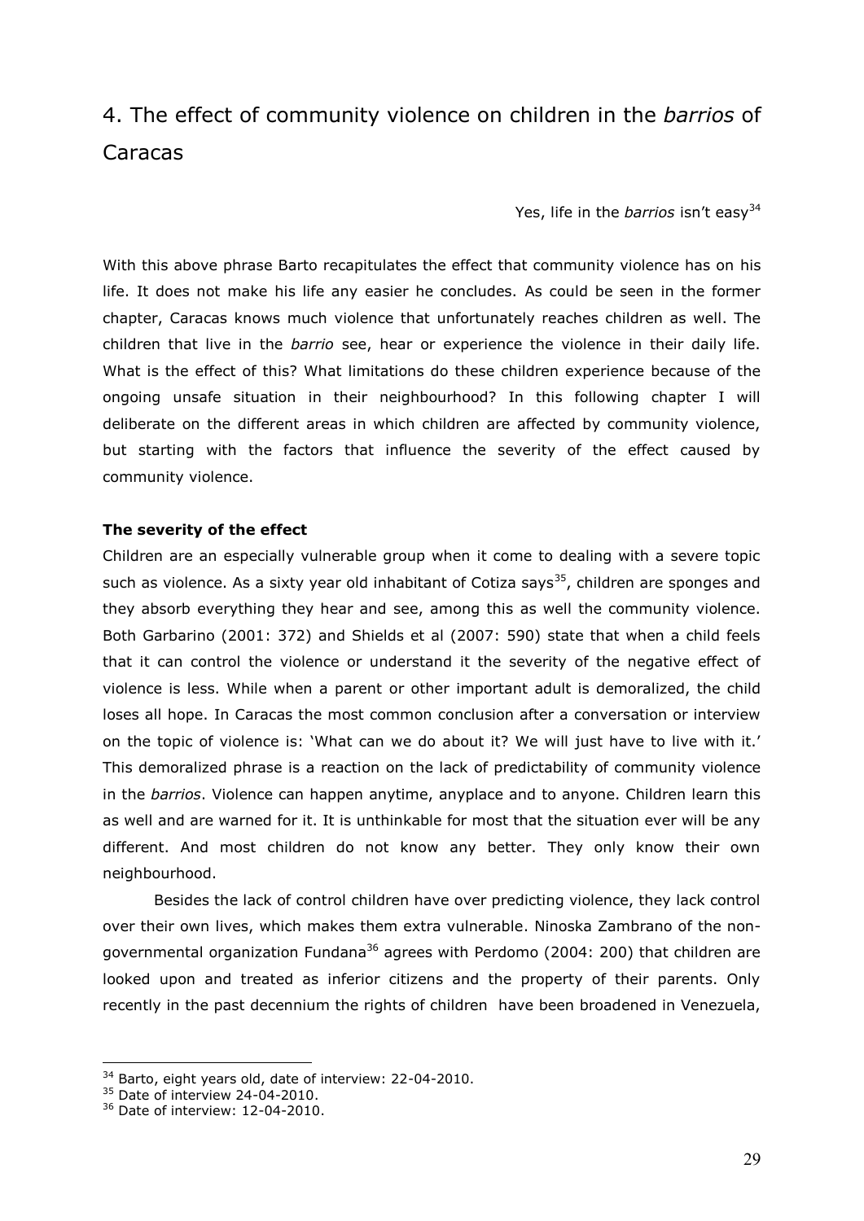# 4. The effect of community violence on children in the *barrios* of Caracas

Yes, life in the *barrios* isn't easy[34]

With this above phrase Barto recapitulates the effect that community violence has on his life. It does not make his life any easier he concludes. As could be seen in the former chapter, Caracas knows much violence that unfortunately reaches children as well. The children that live in the *barrio* see, hear or experience the violence in their daily life. What is the effect of this? What limitations do these children experience because of the ongoing unsafe situation in their neighbourhood? In this following chapter I will deliberate on the different areas in which children are affected by community violence, but starting with the factors that influence the severity of the effect caused by community violence.

**The severity of the effect**

Children are an especially vulnerable group when it come to dealing with a severe topic such as violence. As a sixty year old inhabitant of Cotiza says[35], children are sponges and they absorb everything they hear and see, among this as well the community violence. Both Garbarino (2001: 372) and Shields et al (2007: 590) state that when a child feels that it can control the violence or understand it the severity of the negative effect of violence is less. While when a parent or other important adult is demoralized, the child loses all hope. In Caracas the most common conclusion after a conversation or interview on the topic of violence is: 'What can we do about it? We will just have to live with it.' This demoralized phrase is a reaction on the lack of predictability of community violence in the *barrios*. Violence can happen anytime, anyplace and to anyone. Children learn this as well and are warned for it. It is unthinkable for most that the situation ever will be any different. And most children do not know any better. They only know their own neighbourhood.

Besides the lack of control children have over predicting violence, they lack control over their own lives, which makes them extra vulnerable. Ninoska Zambrano of the non-governmental organization Fundana[36] agrees with Perdomo (2004: 200) that children are looked upon and treated as inferior citizens and the property of their parents. Only recently in the past decennium the rights of children have been broadened in Venezuela,

[34] Barto, eight years old, date of interview: 22-04-2010.

[35] Date of interview 24-04-2010.

[36] Date of interview: 12-04-2010.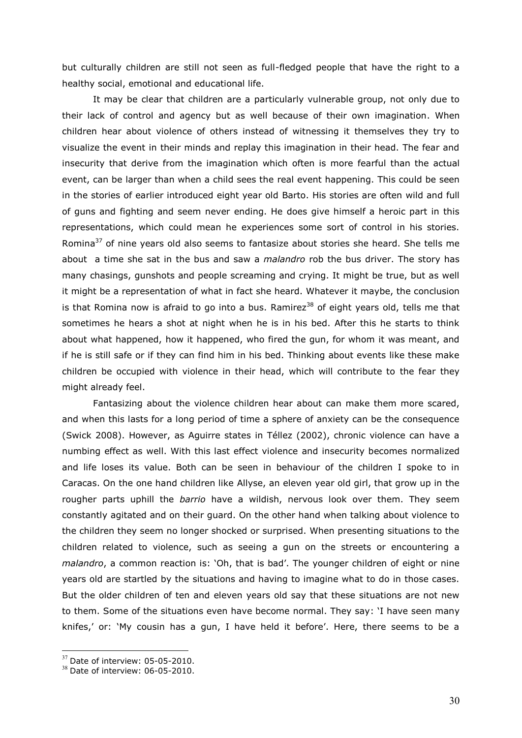but culturally children are still not seen as full-fledged people that have the right to a healthy social, emotional and educational life.

It may be clear that children are a particularly vulnerable group, not only due to their lack of control and agency but as well because of their own imagination. When children hear about violence of others instead of witnessing it themselves they try to visualize the event in their minds and replay this imagination in their head. The fear and insecurity that derive from the imagination which often is more fearful than the actual event, can be larger than when a child sees the real event happening. This could be seen in the stories of earlier introduced eight year old Barto. His stories are often wild and full of guns and fighting and seem never ending. He does give himself a heroic part in this representations, which could mean he experiences some sort of control in his stories. Romina[37] of nine years old also seems to fantasize about stories she heard. She tells me about a time she sat in the bus and saw a *malandro* rob the bus driver. The story has many chasings, gunshots and people screaming and crying. It might be true, but as well it might be a representation of what in fact she heard. Whatever it maybe, the conclusion is that Romina now is afraid to go into a bus. Ramirez[38] of eight years old, tells me that sometimes he hears a shot at night when he is in his bed. After this he starts to think about what happened, how it happened, who fired the gun, for whom it was meant, and if he is still safe or if they can find him in his bed. Thinking about events like these make children be occupied with violence in their head, which will contribute to the fear they might already feel.

Fantasizing about the violence children hear about can make them more scared, and when this lasts for a long period of time a sphere of anxiety can be the consequence (Swick 2008). However, as Aguirre states in Téllez (2002), chronic violence can have a numbing effect as well. With this last effect violence and insecurity becomes normalized and life loses its value. Both can be seen in behaviour of the children I spoke to in Caracas. On the one hand children like Allyse, an eleven year old girl, that grow up in the rougher parts uphill the *barrio* have a wildish, nervous look over them. They seem constantly agitated and on their guard. On the other hand when talking about violence to the children they seem no longer shocked or surprised. When presenting situations to the children related to violence, such as seeing a gun on the streets or encountering a *malandro*, a common reaction is: 'Oh, that is bad'. The younger children of eight or nine years old are startled by the situations and having to imagine what to do in those cases. But the older children of ten and eleven years old say that these situations are not new to them. Some of the situations even have become normal. They say: 'I have seen many knifes,' or: 'My cousin has a gun, I have held it before'. Here, there seems to be a

[37] Date of interview: 05-05-2010.
[38] Date of interview: 06-05-2010.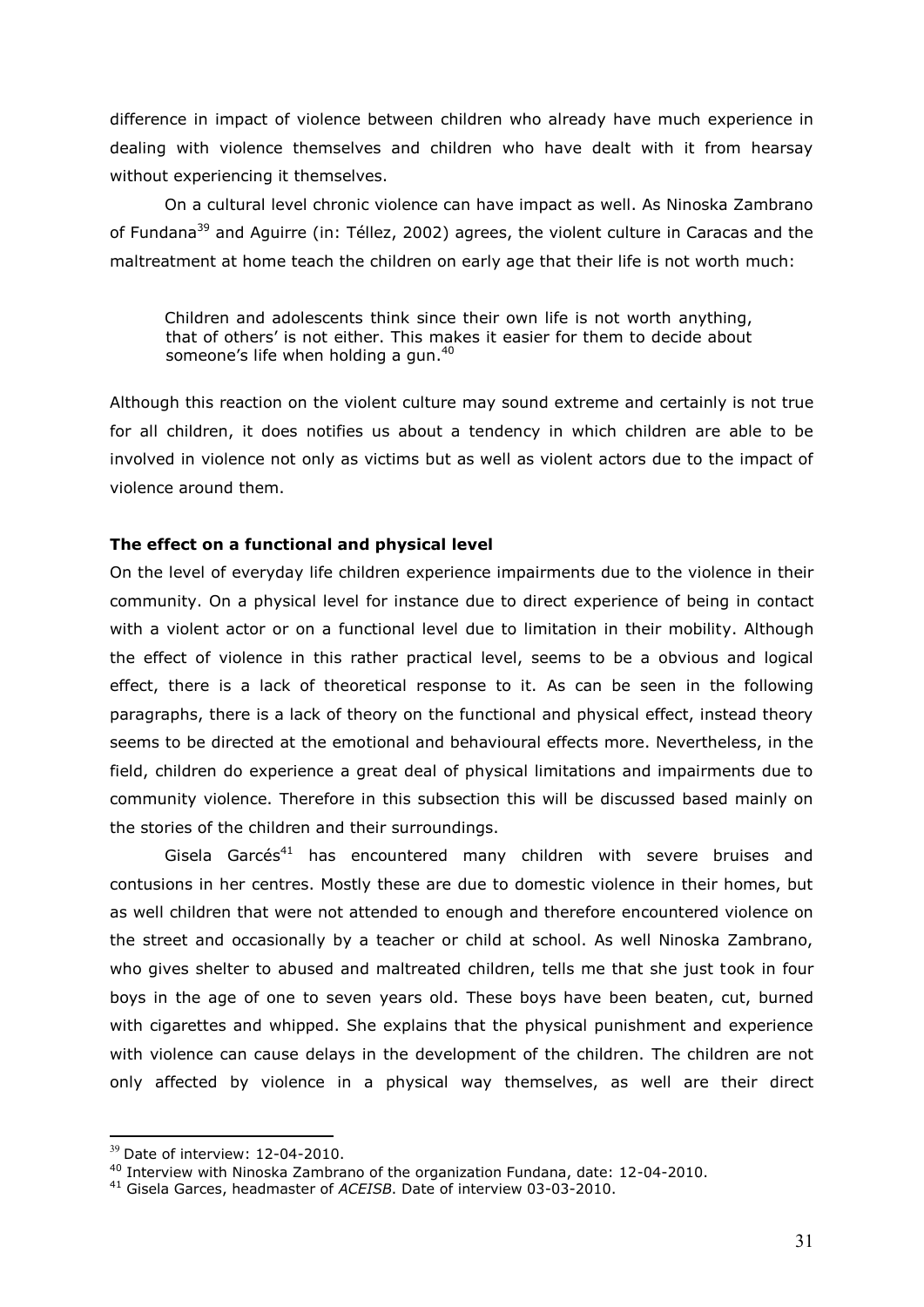difference in impact of violence between children who already have much experience in dealing with violence themselves and children who have dealt with it from hearsay without experiencing it themselves.

On a cultural level chronic violence can have impact as well. As Ninoska Zambrano of Fundana[39] and Aguirre (in: Téllez, 2002) agrees, the violent culture in Caracas and the maltreatment at home teach the children on early age that their life is not worth much:

> Children and adolescents think since their own life is not worth anything, that of others' is not either. This makes it easier for them to decide about someone's life when holding a gun.[40]

Although this reaction on the violent culture may sound extreme and certainly is not true for all children, it does notifies us about a tendency in which children are able to be involved in violence not only as victims but as well as violent actors due to the impact of violence around them.

**The effect on a functional and physical level**

On the level of everyday life children experience impairments due to the violence in their community. On a physical level for instance due to direct experience of being in contact with a violent actor or on a functional level due to limitation in their mobility. Although the effect of violence in this rather practical level, seems to be a obvious and logical effect, there is a lack of theoretical response to it. As can be seen in the following paragraphs, there is a lack of theory on the functional and physical effect, instead theory seems to be directed at the emotional and behavioural effects more. Nevertheless, in the field, children do experience a great deal of physical limitations and impairments due to community violence. Therefore in this subsection this will be discussed based mainly on the stories of the children and their surroundings.

Gisela Garcés[41] has encountered many children with severe bruises and contusions in her centres. Mostly these are due to domestic violence in their homes, but as well children that were not attended to enough and therefore encountered violence on the street and occasionally by a teacher or child at school. As well Ninoska Zambrano, who gives shelter to abused and maltreated children, tells me that she just took in four boys in the age of one to seven years old. These boys have been beaten, cut, burned with cigarettes and whipped. She explains that the physical punishment and experience with violence can cause delays in the development of the children. The children are not only affected by violence in a physical way themselves, as well are their direct

---

[39] Date of interview: 12-04-2010.

[40] Interview with Ninoska Zambrano of the organization Fundana, date: 12-04-2010.

[41] Gisela Garces, headmaster of *ACEISB*. Date of interview 03-03-2010.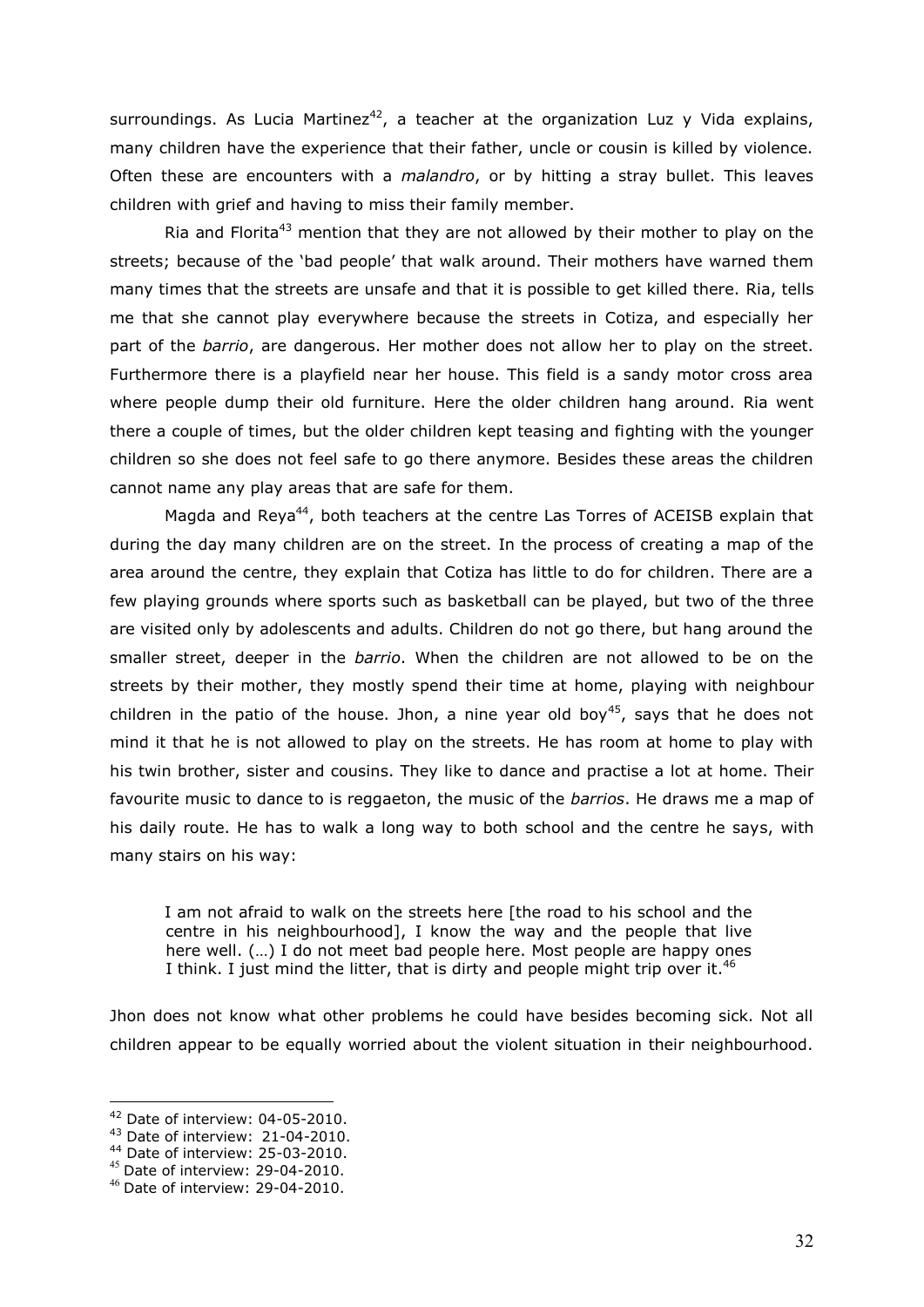surroundings. As Lucia Martinez[42], a teacher at the organization Luz y Vida explains, many children have the experience that their father, uncle or cousin is killed by violence. Often these are encounters with a *malandro*, or by hitting a stray bullet. This leaves children with grief and having to miss their family member.

Ria and Florita[43] mention that they are not allowed by their mother to play on the streets; because of the 'bad people' that walk around. Their mothers have warned them many times that the streets are unsafe and that it is possible to get killed there. Ria, tells me that she cannot play everywhere because the streets in Cotiza, and especially her part of the *barrio*, are dangerous. Her mother does not allow her to play on the street. Furthermore there is a playfield near her house. This field is a sandy motor cross area where people dump their old furniture. Here the older children hang around. Ria went there a couple of times, but the older children kept teasing and fighting with the younger children so she does not feel safe to go there anymore. Besides these areas the children cannot name any play areas that are safe for them.

Magda and Reya[44], both teachers at the centre Las Torres of ACEISB explain that during the day many children are on the street. In the process of creating a map of the area around the centre, they explain that Cotiza has little to do for children. There are a few playing grounds where sports such as basketball can be played, but two of the three are visited only by adolescents and adults. Children do not go there, but hang around the smaller street, deeper in the *barrio*. When the children are not allowed to be on the streets by their mother, they mostly spend their time at home, playing with neighbour children in the patio of the house. Jhon, a nine year old boy[45], says that he does not mind it that he is not allowed to play on the streets. He has room at home to play with his twin brother, sister and cousins. They like to dance and practise a lot at home. Their favourite music to dance to is reggaeton, the music of the *barrios*. He draws me a map of his daily route. He has to walk a long way to both school and the centre he says, with many stairs on his way:

> I am not afraid to walk on the streets here [the road to his school and the centre in his neighbourhood], I know the way and the people that live here well. (…) I do not meet bad people here. Most people are happy ones I think. I just mind the litter, that is dirty and people might trip over it.[46]

Jhon does not know what other problems he could have besides becoming sick. Not all children appear to be equally worried about the violent situation in their neighbourhood.

---

[42] Date of interview: 04-05-2010.
[43] Date of interview: 21-04-2010.
[44] Date of interview: 25-03-2010.
[45] Date of interview: 29-04-2010.
[46] Date of interview: 29-04-2010.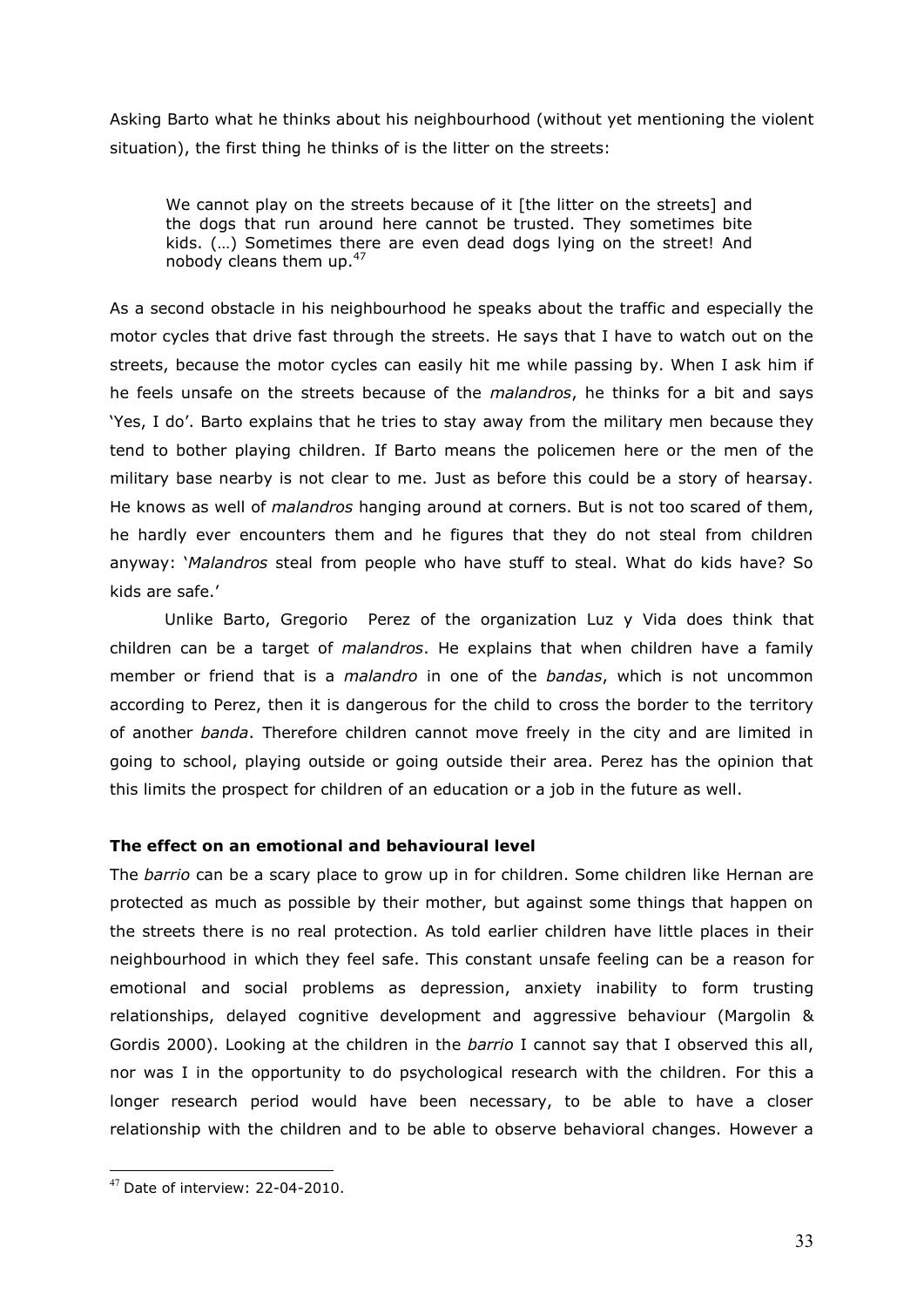Asking Barto what he thinks about his neighbourhood (without yet mentioning the violent situation), the first thing he thinks of is the litter on the streets:

> We cannot play on the streets because of it [the litter on the streets] and the dogs that run around here cannot be trusted. They sometimes bite kids. (…) Sometimes there are even dead dogs lying on the street! And nobody cleans them up.[47]

As a second obstacle in his neighbourhood he speaks about the traffic and especially the motor cycles that drive fast through the streets. He says that I have to watch out on the streets, because the motor cycles can easily hit me while passing by. When I ask him if he feels unsafe on the streets because of the *malandros*, he thinks for a bit and says 'Yes, I do'. Barto explains that he tries to stay away from the military men because they tend to bother playing children. If Barto means the policemen here or the men of the military base nearby is not clear to me. Just as before this could be a story of hearsay. He knows as well of *malandros* hanging around at corners. But is not too scared of them, he hardly ever encounters them and he figures that they do not steal from children anyway: '*Malandros* steal from people who have stuff to steal. What do kids have? So kids are safe.'

Unlike Barto, Gregorio Perez of the organization Luz y Vida does think that children can be a target of *malandros*. He explains that when children have a family member or friend that is a *malandro* in one of the *bandas*, which is not uncommon according to Perez, then it is dangerous for the child to cross the border to the territory of another *banda*. Therefore children cannot move freely in the city and are limited in going to school, playing outside or going outside their area. Perez has the opinion that this limits the prospect for children of an education or a job in the future as well.

**The effect on an emotional and behavioural level**

The *barrio* can be a scary place to grow up in for children. Some children like Hernan are protected as much as possible by their mother, but against some things that happen on the streets there is no real protection. As told earlier children have little places in their neighbourhood in which they feel safe. This constant unsafe feeling can be a reason for emotional and social problems as depression, anxiety inability to form trusting relationships, delayed cognitive development and aggressive behaviour (Margolin & Gordis 2000). Looking at the children in the *barrio* I cannot say that I observed this all, nor was I in the opportunity to do psychological research with the children. For this a longer research period would have been necessary, to be able to have a closer relationship with the children and to be able to observe behavioral changes. However a

[47] Date of interview: 22-04-2010.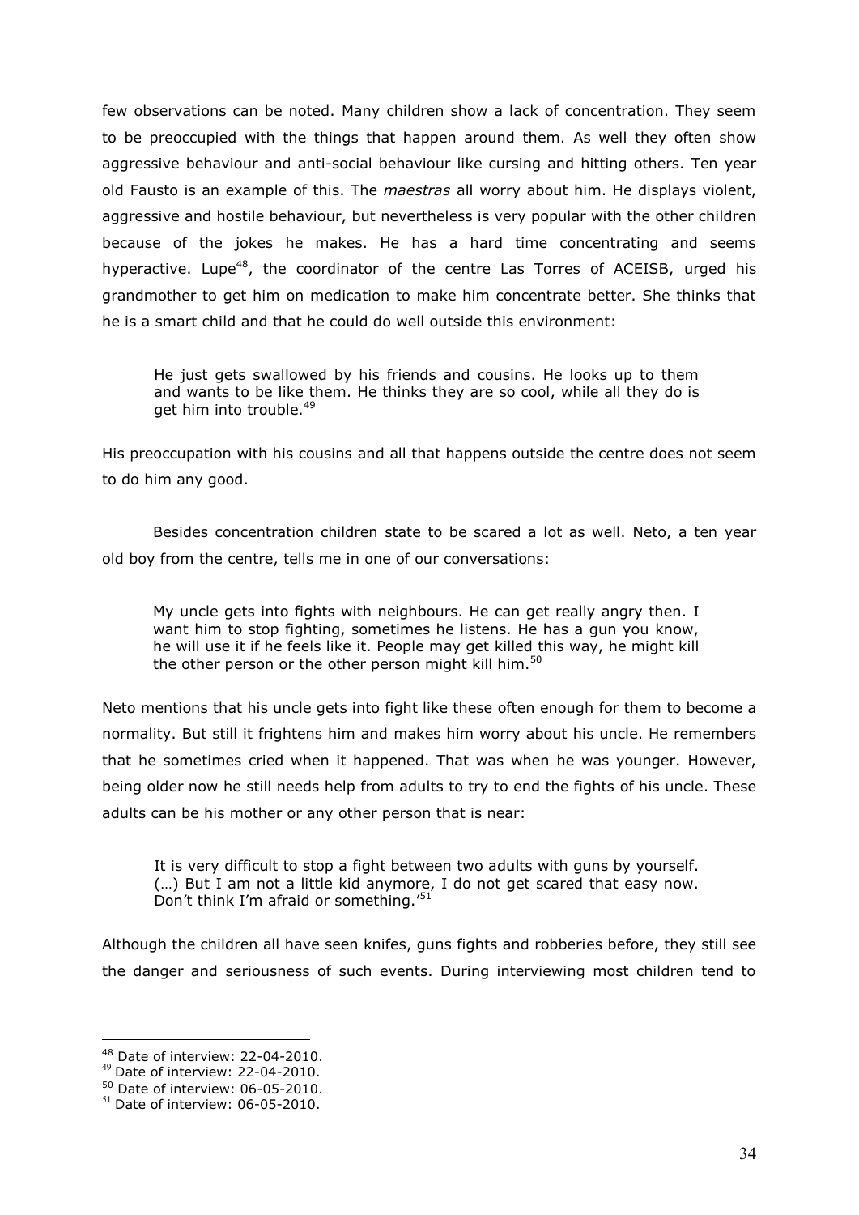few observations can be noted. Many children show a lack of concentration. They seem to be preoccupied with the things that happen around them. As well they often show aggressive behaviour and anti-social behaviour like cursing and hitting others. Ten year old Fausto is an example of this. The *maestras* all worry about him. He displays violent, aggressive and hostile behaviour, but nevertheless is very popular with the other children because of the jokes he makes. He has a hard time concentrating and seems hyperactive. Lupe[48], the coordinator of the centre Las Torres of ACEISB, urged his grandmother to get him on medication to make him concentrate better. She thinks that he is a smart child and that he could do well outside this environment:

> He just gets swallowed by his friends and cousins. He looks up to them and wants to be like them. He thinks they are so cool, while all they do is get him into trouble.[49]

His preoccupation with his cousins and all that happens outside the centre does not seem to do him any good.

Besides concentration children state to be scared a lot as well. Neto, a ten year old boy from the centre, tells me in one of our conversations:

> My uncle gets into fights with neighbours. He can get really angry then. I want him to stop fighting, sometimes he listens. He has a gun you know, he will use it if he feels like it. People may get killed this way, he might kill the other person or the other person might kill him.[50]

Neto mentions that his uncle gets into fight like these often enough for them to become a normality. But still it frightens him and makes him worry about his uncle. He remembers that he sometimes cried when it happened. That was when he was younger. However, being older now he still needs help from adults to try to end the fights of his uncle. These adults can be his mother or any other person that is near:

> It is very difficult to stop a fight between two adults with guns by yourself. (…) But I am not a little kid anymore, I do not get scared that easy now. Don't think I'm afraid or something.'[51]

Although the children all have seen knifes, guns fights and robberies before, they still see the danger and seriousness of such events. During interviewing most children tend to

[48] Date of interview: 22-04-2010.
[49] Date of interview: 22-04-2010.
[50] Date of interview: 06-05-2010.
[51] Date of interview: 06-05-2010.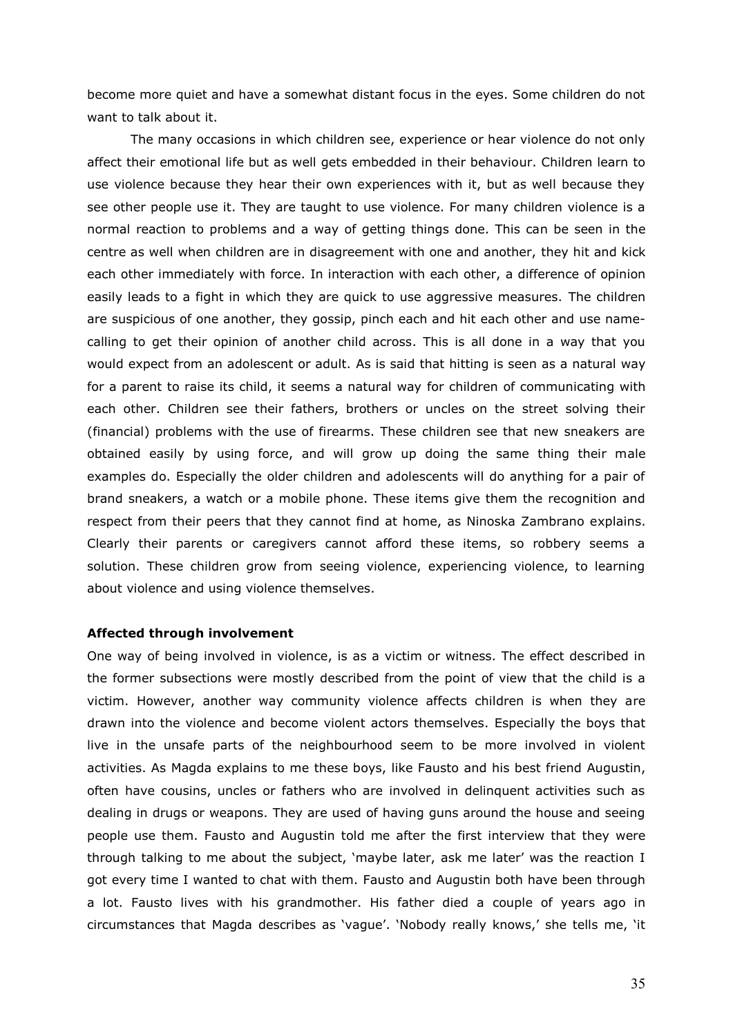become more quiet and have a somewhat distant focus in the eyes. Some children do not want to talk about it.

The many occasions in which children see, experience or hear violence do not only affect their emotional life but as well gets embedded in their behaviour. Children learn to use violence because they hear their own experiences with it, but as well because they see other people use it. They are taught to use violence. For many children violence is a normal reaction to problems and a way of getting things done. This can be seen in the centre as well when children are in disagreement with one and another, they hit and kick each other immediately with force. In interaction with each other, a difference of opinion easily leads to a fight in which they are quick to use aggressive measures. The children are suspicious of one another, they gossip, pinch each and hit each other and use name-calling to get their opinion of another child across. This is all done in a way that you would expect from an adolescent or adult. As is said that hitting is seen as a natural way for a parent to raise its child, it seems a natural way for children of communicating with each other. Children see their fathers, brothers or uncles on the street solving their (financial) problems with the use of firearms. These children see that new sneakers are obtained easily by using force, and will grow up doing the same thing their male examples do. Especially the older children and adolescents will do anything for a pair of brand sneakers, a watch or a mobile phone. These items give them the recognition and respect from their peers that they cannot find at home, as Ninoska Zambrano explains. Clearly their parents or caregivers cannot afford these items, so robbery seems a solution. These children grow from seeing violence, experiencing violence, to learning about violence and using violence themselves.

**Affected through involvement**

One way of being involved in violence, is as a victim or witness. The effect described in the former subsections were mostly described from the point of view that the child is a victim. However, another way community violence affects children is when they are drawn into the violence and become violent actors themselves. Especially the boys that live in the unsafe parts of the neighbourhood seem to be more involved in violent activities. As Magda explains to me these boys, like Fausto and his best friend Augustin, often have cousins, uncles or fathers who are involved in delinquent activities such as dealing in drugs or weapons. They are used of having guns around the house and seeing people use them. Fausto and Augustin told me after the first interview that they were through talking to me about the subject, 'maybe later, ask me later' was the reaction I got every time I wanted to chat with them. Fausto and Augustin both have been through a lot. Fausto lives with his grandmother. His father died a couple of years ago in circumstances that Magda describes as 'vague'. 'Nobody really knows,' she tells me, 'it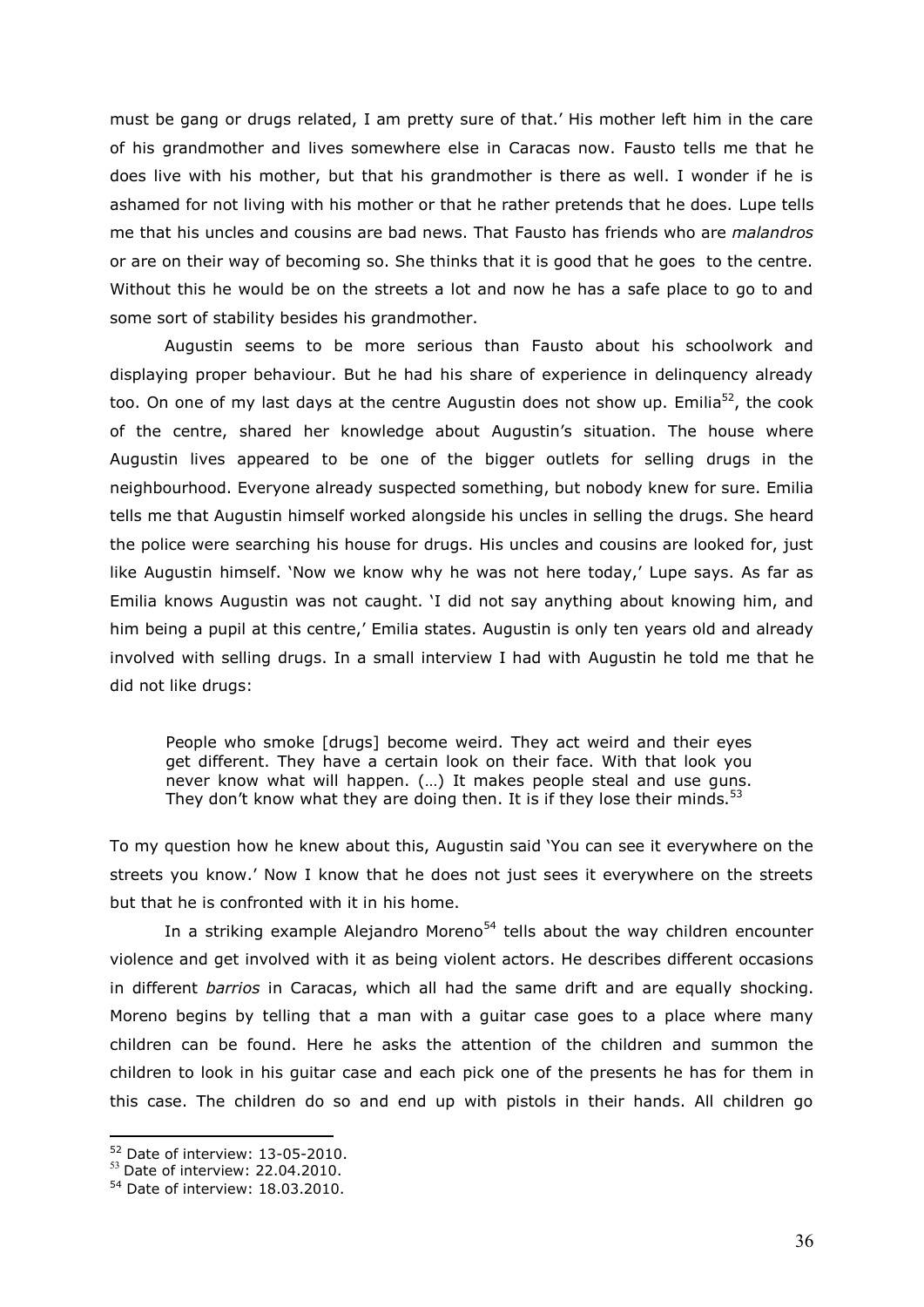must be gang or drugs related, I am pretty sure of that.' His mother left him in the care of his grandmother and lives somewhere else in Caracas now. Fausto tells me that he does live with his mother, but that his grandmother is there as well. I wonder if he is ashamed for not living with his mother or that he rather pretends that he does. Lupe tells me that his uncles and cousins are bad news. That Fausto has friends who are *malandros* or are on their way of becoming so. She thinks that it is good that he goes to the centre. Without this he would be on the streets a lot and now he has a safe place to go to and some sort of stability besides his grandmother.

Augustin seems to be more serious than Fausto about his schoolwork and displaying proper behaviour. But he had his share of experience in delinquency already too. On one of my last days at the centre Augustin does not show up. Emilia[52], the cook of the centre, shared her knowledge about Augustin's situation. The house where Augustin lives appeared to be one of the bigger outlets for selling drugs in the neighbourhood. Everyone already suspected something, but nobody knew for sure. Emilia tells me that Augustin himself worked alongside his uncles in selling the drugs. She heard the police were searching his house for drugs. His uncles and cousins are looked for, just like Augustin himself. 'Now we know why he was not here today,' Lupe says. As far as Emilia knows Augustin was not caught. 'I did not say anything about knowing him, and him being a pupil at this centre,' Emilia states. Augustin is only ten years old and already involved with selling drugs. In a small interview I had with Augustin he told me that he did not like drugs:

> People who smoke [drugs] become weird. They act weird and their eyes get different. They have a certain look on their face. With that look you never know what will happen. (…) It makes people steal and use guns. They don't know what they are doing then. It is if they lose their minds.[53]

To my question how he knew about this, Augustin said 'You can see it everywhere on the streets you know.' Now I know that he does not just sees it everywhere on the streets but that he is confronted with it in his home.

In a striking example Alejandro Moreno[54] tells about the way children encounter violence and get involved with it as being violent actors. He describes different occasions in different *barrios* in Caracas, which all had the same drift and are equally shocking. Moreno begins by telling that a man with a guitar case goes to a place where many children can be found. Here he asks the attention of the children and summon the children to look in his guitar case and each pick one of the presents he has for them in this case. The children do so and end up with pistols in their hands. All children go

---

[52] Date of interview: 13-05-2010.

[53] Date of interview: 22.04.2010.

[54] Date of interview: 18.03.2010.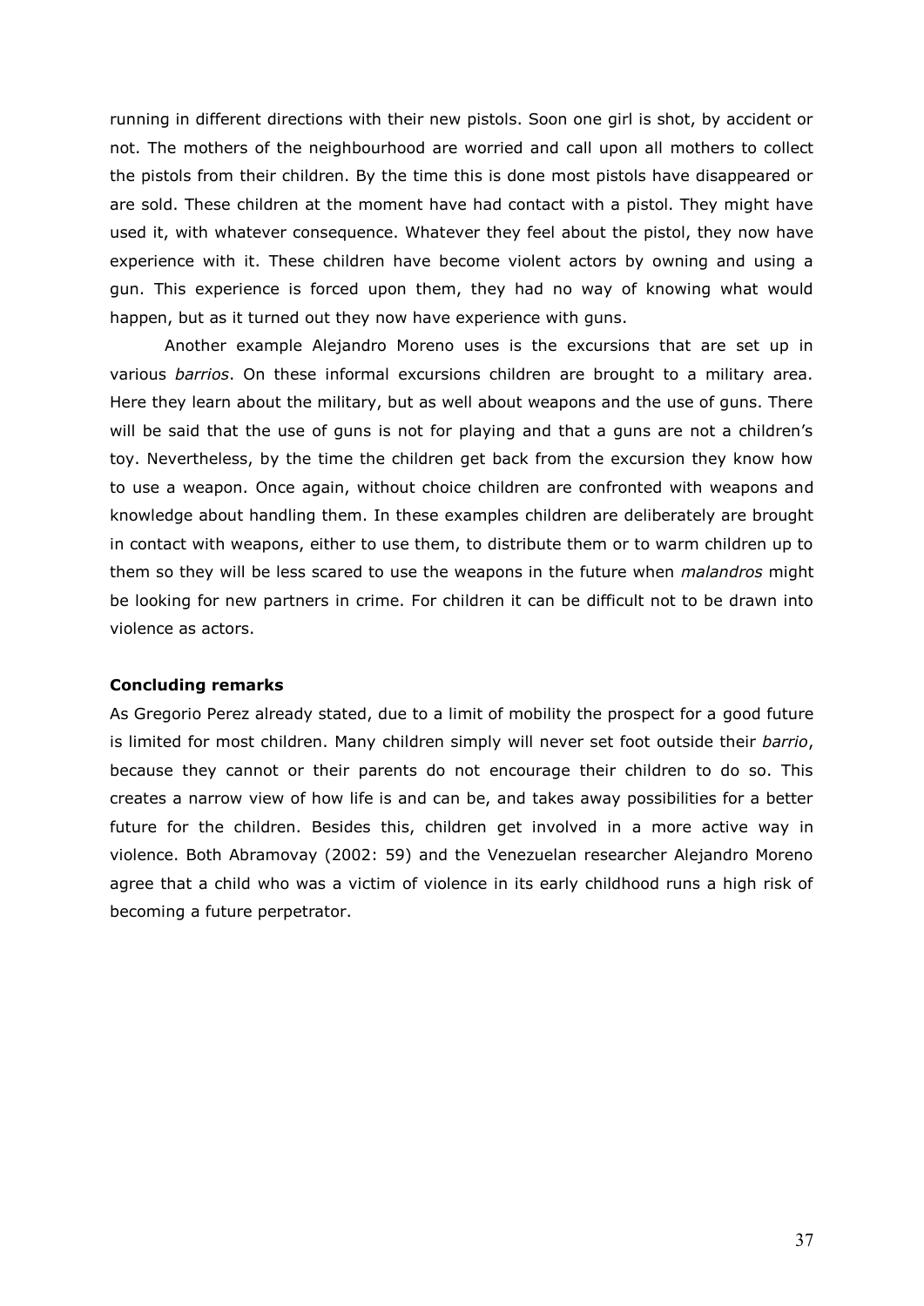running in different directions with their new pistols. Soon one girl is shot, by accident or not. The mothers of the neighbourhood are worried and call upon all mothers to collect the pistols from their children. By the time this is done most pistols have disappeared or are sold. These children at the moment have had contact with a pistol. They might have used it, with whatever consequence. Whatever they feel about the pistol, they now have experience with it. These children have become violent actors by owning and using a gun. This experience is forced upon them, they had no way of knowing what would happen, but as it turned out they now have experience with guns.

Another example Alejandro Moreno uses is the excursions that are set up in various *barrios*. On these informal excursions children are brought to a military area. Here they learn about the military, but as well about weapons and the use of guns. There will be said that the use of guns is not for playing and that a guns are not a children's toy. Nevertheless, by the time the children get back from the excursion they know how to use a weapon. Once again, without choice children are confronted with weapons and knowledge about handling them. In these examples children are deliberately are brought in contact with weapons, either to use them, to distribute them or to warm children up to them so they will be less scared to use the weapons in the future when *malandros* might be looking for new partners in crime. For children it can be difficult not to be drawn into violence as actors.

**Concluding remarks**

As Gregorio Perez already stated, due to a limit of mobility the prospect for a good future is limited for most children. Many children simply will never set foot outside their *barrio*, because they cannot or their parents do not encourage their children to do so. This creates a narrow view of how life is and can be, and takes away possibilities for a better future for the children. Besides this, children get involved in a more active way in violence. Both Abramovay (2002: 59) and the Venezuelan researcher Alejandro Moreno agree that a child who was a victim of violence in its early childhood runs a high risk of becoming a future perpetrator.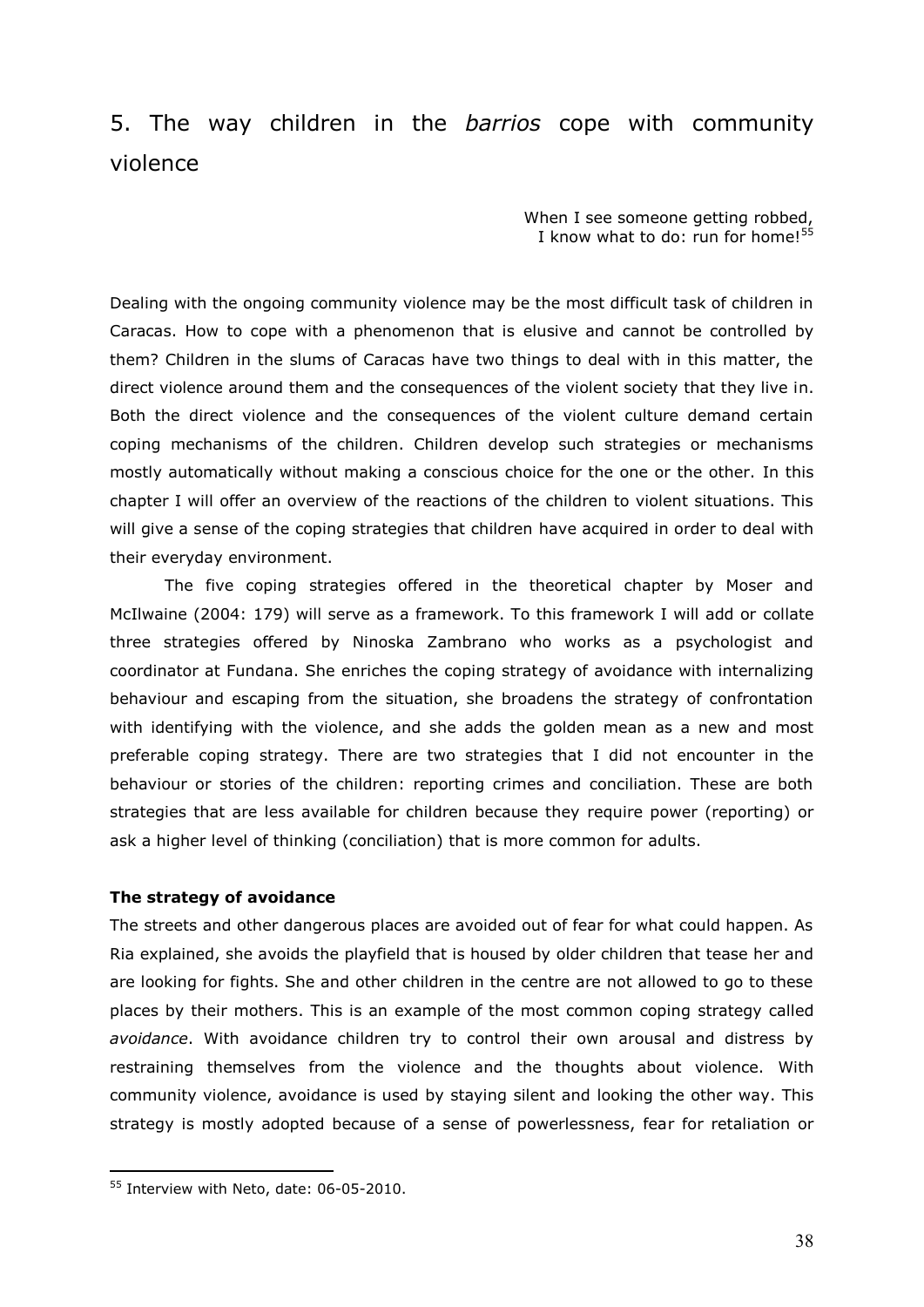# 5. The way children in the *barrios* cope with community violence

> When I see someone getting robbed,
> I know what to do: run for home![55]

Dealing with the ongoing community violence may be the most difficult task of children in Caracas. How to cope with a phenomenon that is elusive and cannot be controlled by them? Children in the slums of Caracas have two things to deal with in this matter, the direct violence around them and the consequences of the violent society that they live in. Both the direct violence and the consequences of the violent culture demand certain coping mechanisms of the children. Children develop such strategies or mechanisms mostly automatically without making a conscious choice for the one or the other. In this chapter I will offer an overview of the reactions of the children to violent situations. This will give a sense of the coping strategies that children have acquired in order to deal with their everyday environment.

The five coping strategies offered in the theoretical chapter by Moser and McIlwaine (2004: 179) will serve as a framework. To this framework I will add or collate three strategies offered by Ninoska Zambrano who works as a psychologist and coordinator at Fundana. She enriches the coping strategy of avoidance with internalizing behaviour and escaping from the situation, she broadens the strategy of confrontation with identifying with the violence, and she adds the golden mean as a new and most preferable coping strategy. There are two strategies that I did not encounter in the behaviour or stories of the children: reporting crimes and conciliation. These are both strategies that are less available for children because they require power (reporting) or ask a higher level of thinking (conciliation) that is more common for adults.

**The strategy of avoidance**

The streets and other dangerous places are avoided out of fear for what could happen. As Ria explained, she avoids the playfield that is housed by older children that tease her and are looking for fights. She and other children in the centre are not allowed to go to these places by their mothers. This is an example of the most common coping strategy called *avoidance*. With avoidance children try to control their own arousal and distress by restraining themselves from the violence and the thoughts about violence. With community violence, avoidance is used by staying silent and looking the other way. This strategy is mostly adopted because of a sense of powerlessness, fear for retaliation or

[55] Interview with Neto, date: 06-05-2010.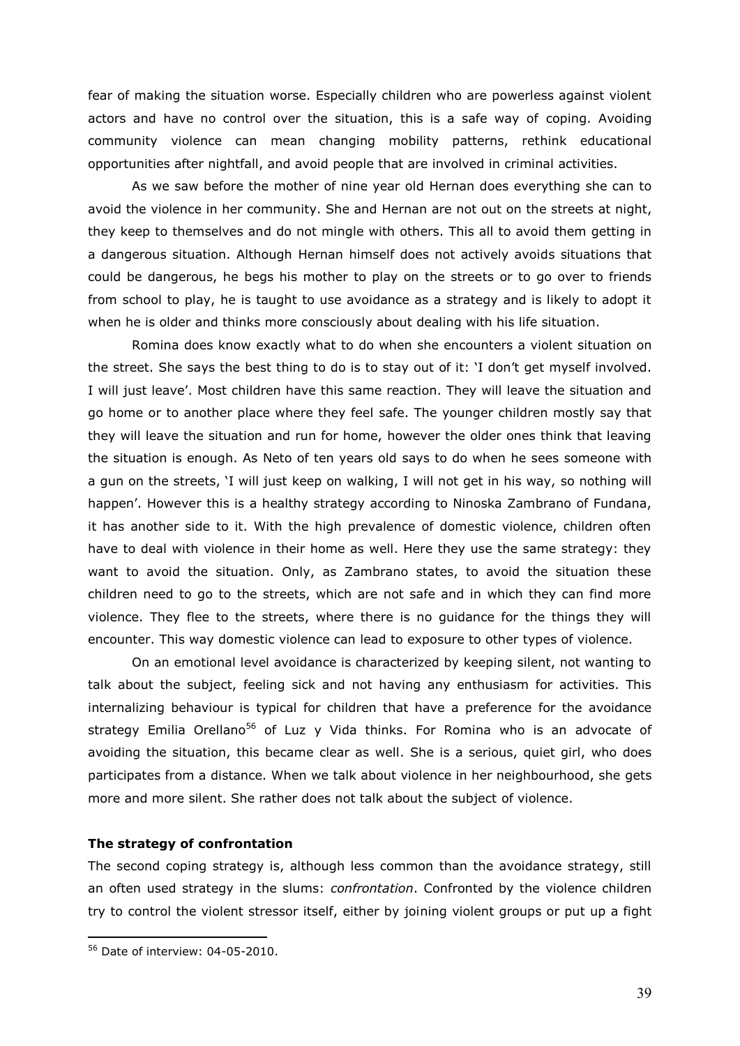fear of making the situation worse. Especially children who are powerless against violent actors and have no control over the situation, this is a safe way of coping. Avoiding community violence can mean changing mobility patterns, rethink educational opportunities after nightfall, and avoid people that are involved in criminal activities.

As we saw before the mother of nine year old Hernan does everything she can to avoid the violence in her community. She and Hernan are not out on the streets at night, they keep to themselves and do not mingle with others. This all to avoid them getting in a dangerous situation. Although Hernan himself does not actively avoids situations that could be dangerous, he begs his mother to play on the streets or to go over to friends from school to play, he is taught to use avoidance as a strategy and is likely to adopt it when he is older and thinks more consciously about dealing with his life situation.

Romina does know exactly what to do when she encounters a violent situation on the street. She says the best thing to do is to stay out of it: 'I don't get myself involved. I will just leave'. Most children have this same reaction. They will leave the situation and go home or to another place where they feel safe. The younger children mostly say that they will leave the situation and run for home, however the older ones think that leaving the situation is enough. As Neto of ten years old says to do when he sees someone with a gun on the streets, 'I will just keep on walking, I will not get in his way, so nothing will happen'. However this is a healthy strategy according to Ninoska Zambrano of Fundana, it has another side to it. With the high prevalence of domestic violence, children often have to deal with violence in their home as well. Here they use the same strategy: they want to avoid the situation. Only, as Zambrano states, to avoid the situation these children need to go to the streets, which are not safe and in which they can find more violence. They flee to the streets, where there is no guidance for the things they will encounter. This way domestic violence can lead to exposure to other types of violence.

On an emotional level avoidance is characterized by keeping silent, not wanting to talk about the subject, feeling sick and not having any enthusiasm for activities. This internalizing behaviour is typical for children that have a preference for the avoidance strategy Emilia Orellano[56] of Luz y Vida thinks. For Romina who is an advocate of avoiding the situation, this became clear as well. She is a serious, quiet girl, who does participates from a distance. When we talk about violence in her neighbourhood, she gets more and more silent. She rather does not talk about the subject of violence.

**The strategy of confrontation**

The second coping strategy is, although less common than the avoidance strategy, still an often used strategy in the slums: *confrontation*. Confronted by the violence children try to control the violent stressor itself, either by joining violent groups or put up a fight

[56] Date of interview: 04-05-2010.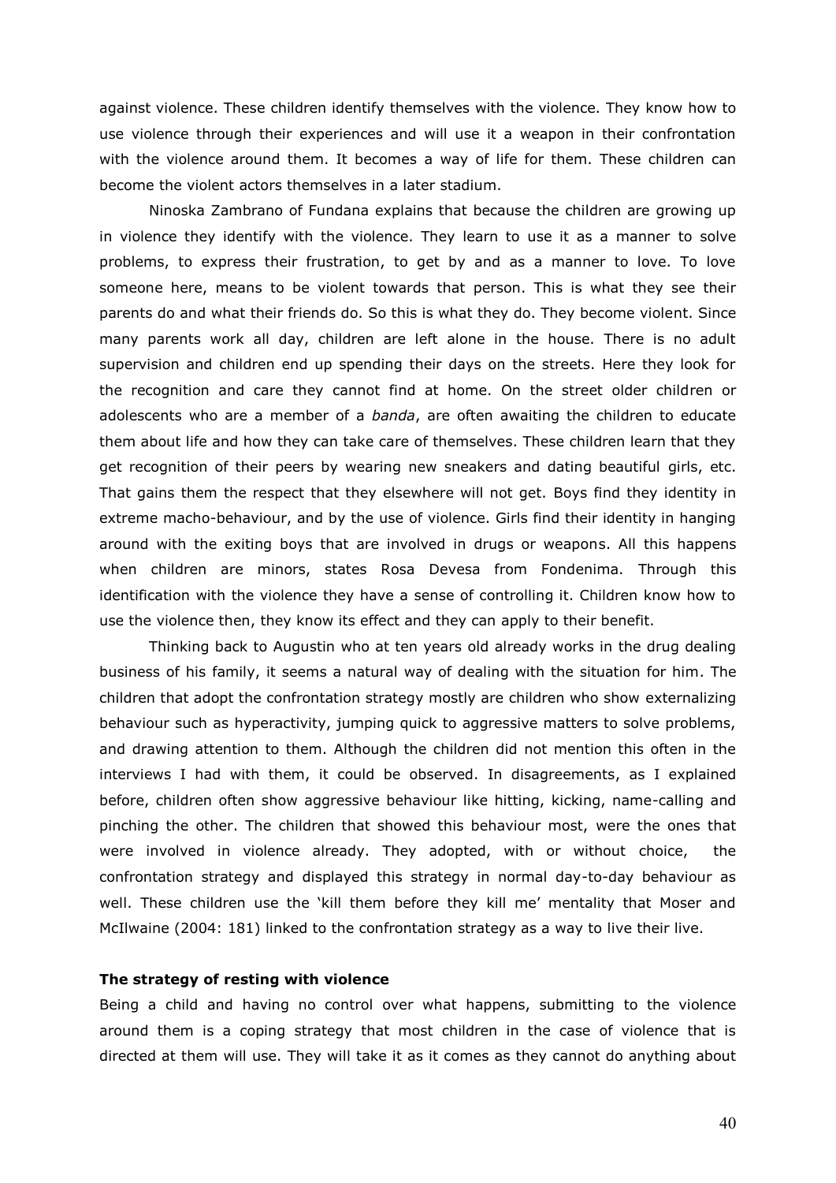against violence. These children identify themselves with the violence. They know how to use violence through their experiences and will use it a weapon in their confrontation with the violence around them. It becomes a way of life for them. These children can become the violent actors themselves in a later stadium.

Ninoska Zambrano of Fundana explains that because the children are growing up in violence they identify with the violence. They learn to use it as a manner to solve problems, to express their frustration, to get by and as a manner to love. To love someone here, means to be violent towards that person. This is what they see their parents do and what their friends do. So this is what they do. They become violent. Since many parents work all day, children are left alone in the house. There is no adult supervision and children end up spending their days on the streets. Here they look for the recognition and care they cannot find at home. On the street older children or adolescents who are a member of a *banda*, are often awaiting the children to educate them about life and how they can take care of themselves. These children learn that they get recognition of their peers by wearing new sneakers and dating beautiful girls, etc. That gains them the respect that they elsewhere will not get. Boys find they identity in extreme macho-behaviour, and by the use of violence. Girls find their identity in hanging around with the exiting boys that are involved in drugs or weapons. All this happens when children are minors, states Rosa Devesa from Fondenima. Through this identification with the violence they have a sense of controlling it. Children know how to use the violence then, they know its effect and they can apply to their benefit.

Thinking back to Augustin who at ten years old already works in the drug dealing business of his family, it seems a natural way of dealing with the situation for him. The children that adopt the confrontation strategy mostly are children who show externalizing behaviour such as hyperactivity, jumping quick to aggressive matters to solve problems, and drawing attention to them. Although the children did not mention this often in the interviews I had with them, it could be observed. In disagreements, as I explained before, children often show aggressive behaviour like hitting, kicking, name-calling and pinching the other. The children that showed this behaviour most, were the ones that were involved in violence already. They adopted, with or without choice, the confrontation strategy and displayed this strategy in normal day-to-day behaviour as well. These children use the 'kill them before they kill me' mentality that Moser and McIlwaine (2004: 181) linked to the confrontation strategy as a way to live their live.

**The strategy of resting with violence**

Being a child and having no control over what happens, submitting to the violence around them is a coping strategy that most children in the case of violence that is directed at them will use. They will take it as it comes as they cannot do anything about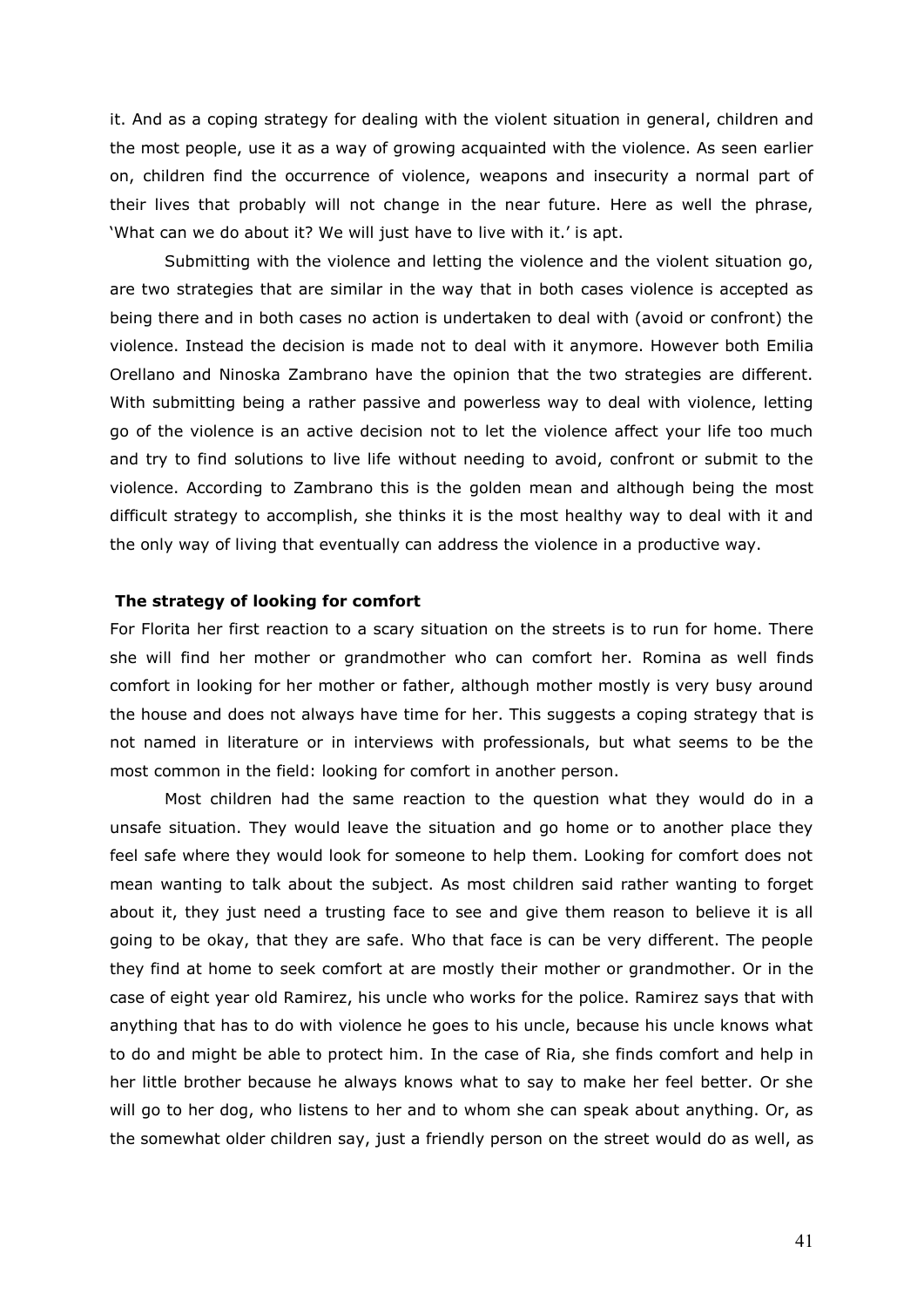it. And as a coping strategy for dealing with the violent situation in general, children and the most people, use it as a way of growing acquainted with the violence. As seen earlier on, children find the occurrence of violence, weapons and insecurity a normal part of their lives that probably will not change in the near future. Here as well the phrase, 'What can we do about it? We will just have to live with it.' is apt.

Submitting with the violence and letting the violence and the violent situation go, are two strategies that are similar in the way that in both cases violence is accepted as being there and in both cases no action is undertaken to deal with (avoid or confront) the violence. Instead the decision is made not to deal with it anymore. However both Emilia Orellano and Ninoska Zambrano have the opinion that the two strategies are different. With submitting being a rather passive and powerless way to deal with violence, letting go of the violence is an active decision not to let the violence affect your life too much and try to find solutions to live life without needing to avoid, confront or submit to the violence. According to Zambrano this is the golden mean and although being the most difficult strategy to accomplish, she thinks it is the most healthy way to deal with it and the only way of living that eventually can address the violence in a productive way.

**The strategy of looking for comfort**

For Florita her first reaction to a scary situation on the streets is to run for home. There she will find her mother or grandmother who can comfort her. Romina as well finds comfort in looking for her mother or father, although mother mostly is very busy around the house and does not always have time for her. This suggests a coping strategy that is not named in literature or in interviews with professionals, but what seems to be the most common in the field: looking for comfort in another person.

Most children had the same reaction to the question what they would do in a unsafe situation. They would leave the situation and go home or to another place they feel safe where they would look for someone to help them. Looking for comfort does not mean wanting to talk about the subject. As most children said rather wanting to forget about it, they just need a trusting face to see and give them reason to believe it is all going to be okay, that they are safe. Who that face is can be very different. The people they find at home to seek comfort at are mostly their mother or grandmother. Or in the case of eight year old Ramirez, his uncle who works for the police. Ramirez says that with anything that has to do with violence he goes to his uncle, because his uncle knows what to do and might be able to protect him. In the case of Ria, she finds comfort and help in her little brother because he always knows what to say to make her feel better. Or she will go to her dog, who listens to her and to whom she can speak about anything. Or, as the somewhat older children say, just a friendly person on the street would do as well, as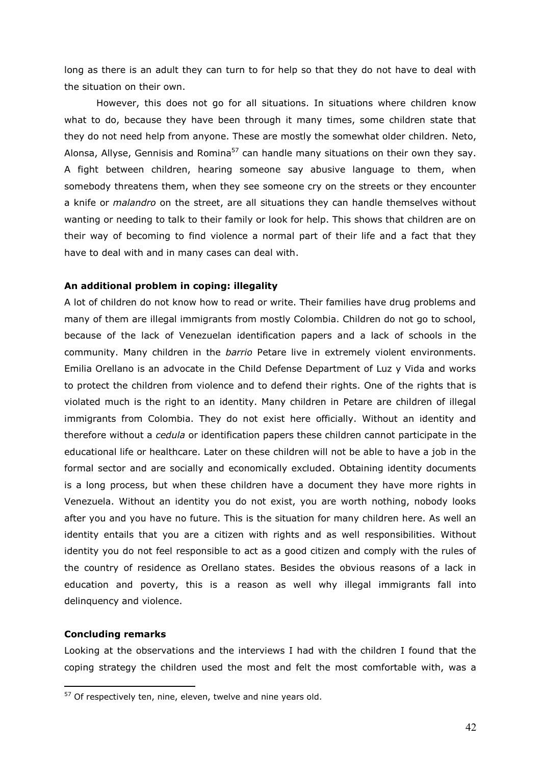long as there is an adult they can turn to for help so that they do not have to deal with the situation on their own.

However, this does not go for all situations. In situations where children know what to do, because they have been through it many times, some children state that they do not need help from anyone. These are mostly the somewhat older children. Neto, Alonsa, Allyse, Gennisis and Romina[57] can handle many situations on their own they say. A fight between children, hearing someone say abusive language to them, when somebody threatens them, when they see someone cry on the streets or they encounter a knife or *malandro* on the street, are all situations they can handle themselves without wanting or needing to talk to their family or look for help. This shows that children are on their way of becoming to find violence a normal part of their life and a fact that they have to deal with and in many cases can deal with.

**An additional problem in coping: illegality**

A lot of children do not know how to read or write. Their families have drug problems and many of them are illegal immigrants from mostly Colombia. Children do not go to school, because of the lack of Venezuelan identification papers and a lack of schools in the community. Many children in the *barrio* Petare live in extremely violent environments. Emilia Orellano is an advocate in the Child Defense Department of Luz y Vida and works to protect the children from violence and to defend their rights. One of the rights that is violated much is the right to an identity. Many children in Petare are children of illegal immigrants from Colombia. They do not exist here officially. Without an identity and therefore without a *cedula* or identification papers these children cannot participate in the educational life or healthcare. Later on these children will not be able to have a job in the formal sector and are socially and economically excluded. Obtaining identity documents is a long process, but when these children have a document they have more rights in Venezuela. Without an identity you do not exist, you are worth nothing, nobody looks after you and you have no future. This is the situation for many children here. As well an identity entails that you are a citizen with rights and as well responsibilities. Without identity you do not feel responsible to act as a good citizen and comply with the rules of the country of residence as Orellano states. Besides the obvious reasons of a lack in education and poverty, this is a reason as well why illegal immigrants fall into delinquency and violence.

**Concluding remarks**

Looking at the observations and the interviews I had with the children I found that the coping strategy the children used the most and felt the most comfortable with, was a

---

[57] Of respectively ten, nine, eleven, twelve and nine years old.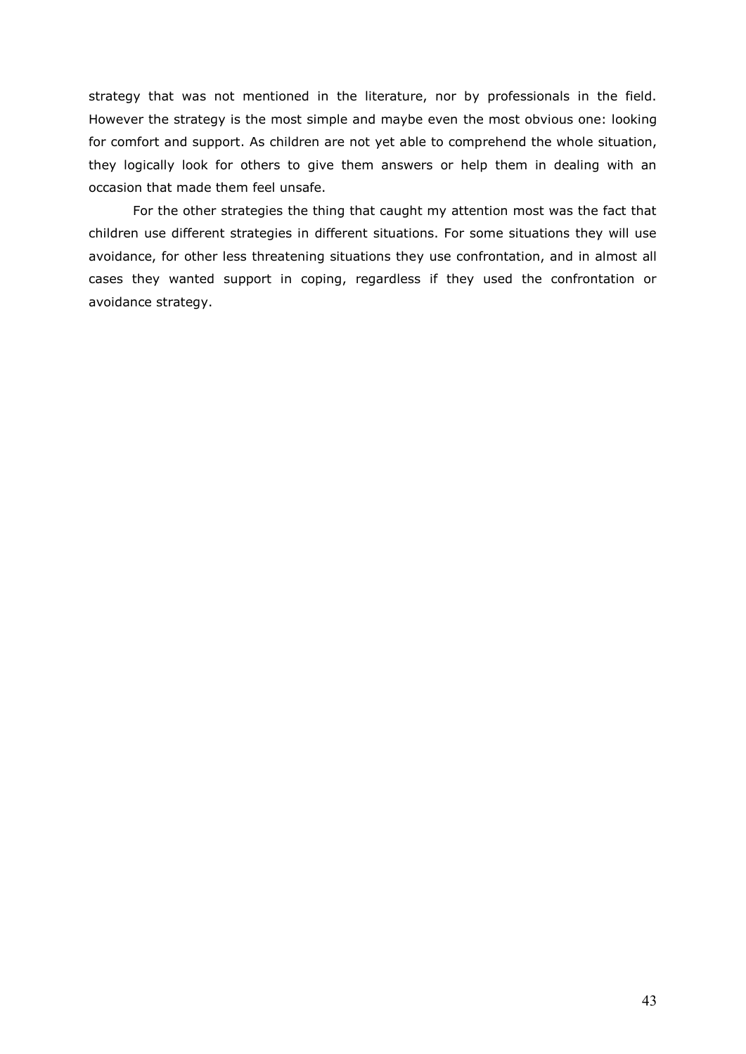strategy that was not mentioned in the literature, nor by professionals in the field. However the strategy is the most simple and maybe even the most obvious one: looking for comfort and support. As children are not yet able to comprehend the whole situation, they logically look for others to give them answers or help them in dealing with an occasion that made them feel unsafe.

For the other strategies the thing that caught my attention most was the fact that children use different strategies in different situations. For some situations they will use avoidance, for other less threatening situations they use confrontation, and in almost all cases they wanted support in coping, regardless if they used the confrontation or avoidance strategy.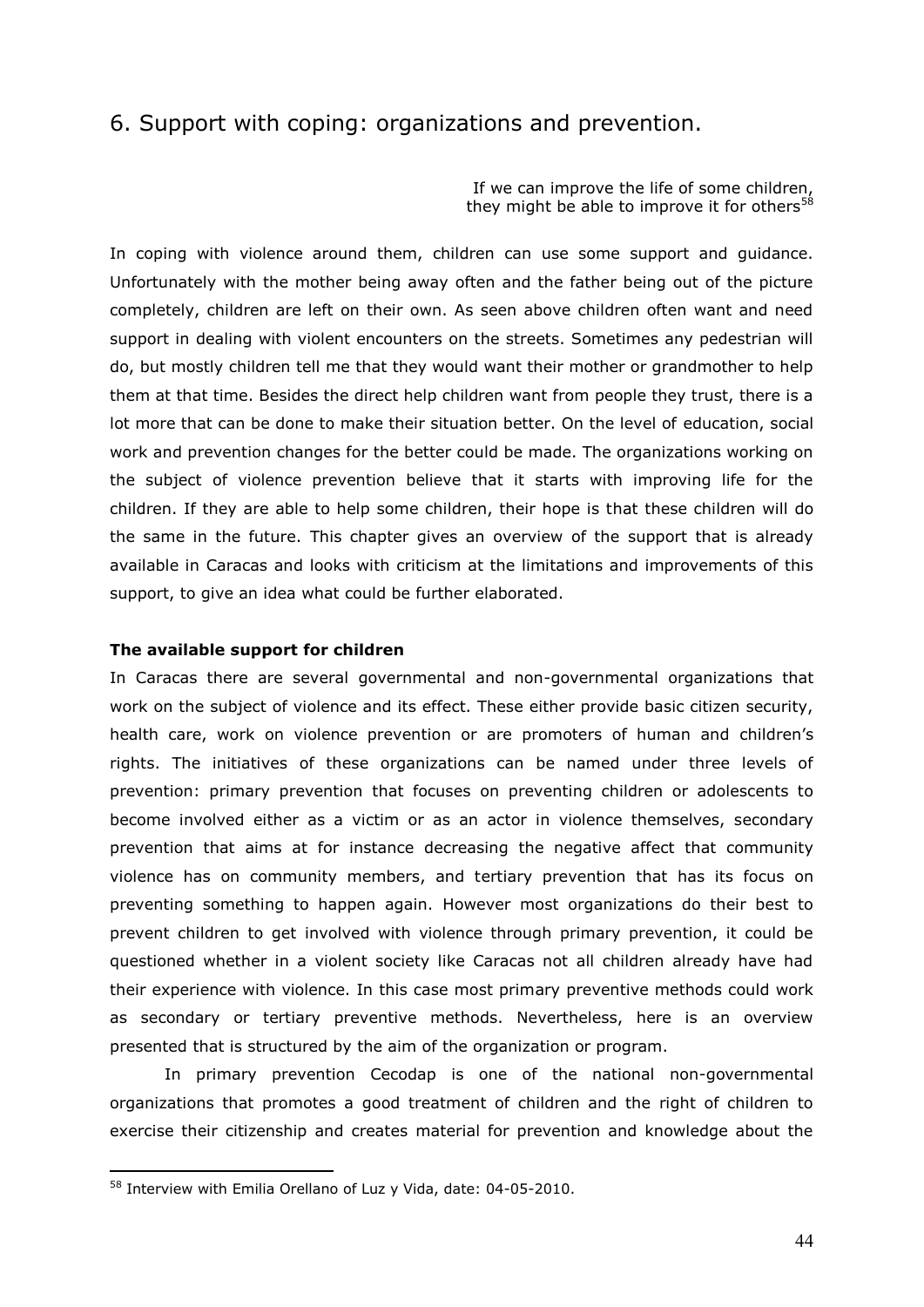## 6. Support with coping: organizations and prevention.

> If we can improve the life of some children, they might be able to improve it for others[58]

In coping with violence around them, children can use some support and guidance. Unfortunately with the mother being away often and the father being out of the picture completely, children are left on their own. As seen above children often want and need support in dealing with violent encounters on the streets. Sometimes any pedestrian will do, but mostly children tell me that they would want their mother or grandmother to help them at that time. Besides the direct help children want from people they trust, there is a lot more that can be done to make their situation better. On the level of education, social work and prevention changes for the better could be made. The organizations working on the subject of violence prevention believe that it starts with improving life for the children. If they are able to help some children, their hope is that these children will do the same in the future. This chapter gives an overview of the support that is already available in Caracas and looks with criticism at the limitations and improvements of this support, to give an idea what could be further elaborated.

**The available support for children**

In Caracas there are several governmental and non-governmental organizations that work on the subject of violence and its effect. These either provide basic citizen security, health care, work on violence prevention or are promoters of human and children's rights. The initiatives of these organizations can be named under three levels of prevention: primary prevention that focuses on preventing children or adolescents to become involved either as a victim or as an actor in violence themselves, secondary prevention that aims at for instance decreasing the negative affect that community violence has on community members, and tertiary prevention that has its focus on preventing something to happen again. However most organizations do their best to prevent children to get involved with violence through primary prevention, it could be questioned whether in a violent society like Caracas not all children already have had their experience with violence. In this case most primary preventive methods could work as secondary or tertiary preventive methods. Nevertheless, here is an overview presented that is structured by the aim of the organization or program.

In primary prevention Cecodap is one of the national non-governmental organizations that promotes a good treatment of children and the right of children to exercise their citizenship and creates material for prevention and knowledge about the

---

[58] Interview with Emilia Orellano of Luz y Vida, date: 04-05-2010.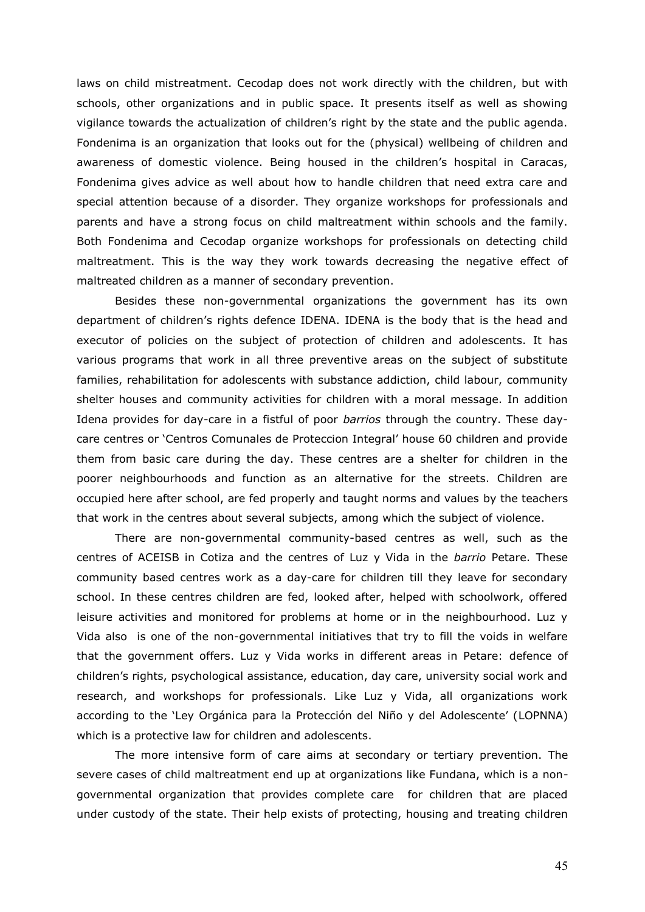laws on child mistreatment. Cecodap does not work directly with the children, but with schools, other organizations and in public space. It presents itself as well as showing vigilance towards the actualization of children's right by the state and the public agenda. Fondenima is an organization that looks out for the (physical) wellbeing of children and awareness of domestic violence. Being housed in the children's hospital in Caracas, Fondenima gives advice as well about how to handle children that need extra care and special attention because of a disorder. They organize workshops for professionals and parents and have a strong focus on child maltreatment within schools and the family. Both Fondenima and Cecodap organize workshops for professionals on detecting child maltreatment. This is the way they work towards decreasing the negative effect of maltreated children as a manner of secondary prevention.

Besides these non-governmental organizations the government has its own department of children's rights defence IDENA. IDENA is the body that is the head and executor of policies on the subject of protection of children and adolescents. It has various programs that work in all three preventive areas on the subject of substitute families, rehabilitation for adolescents with substance addiction, child labour, community shelter houses and community activities for children with a moral message. In addition Idena provides for day-care in a fistful of poor *barrios* through the country. These day-care centres or 'Centros Comunales de Proteccion Integral' house 60 children and provide them from basic care during the day. These centres are a shelter for children in the poorer neighbourhoods and function as an alternative for the streets. Children are occupied here after school, are fed properly and taught norms and values by the teachers that work in the centres about several subjects, among which the subject of violence.

There are non-governmental community-based centres as well, such as the centres of ACEISB in Cotiza and the centres of Luz y Vida in the *barrio* Petare. These community based centres work as a day-care for children till they leave for secondary school. In these centres children are fed, looked after, helped with schoolwork, offered leisure activities and monitored for problems at home or in the neighbourhood. Luz y Vida also is one of the non-governmental initiatives that try to fill the voids in welfare that the government offers. Luz y Vida works in different areas in Petare: defence of children's rights, psychological assistance, education, day care, university social work and research, and workshops for professionals. Like Luz y Vida, all organizations work according to the 'Ley Orgánica para la Protección del Niño y del Adolescente' (LOPNNA) which is a protective law for children and adolescents.

The more intensive form of care aims at secondary or tertiary prevention. The severe cases of child maltreatment end up at organizations like Fundana, which is a non-governmental organization that provides complete care for children that are placed under custody of the state. Their help exists of protecting, housing and treating children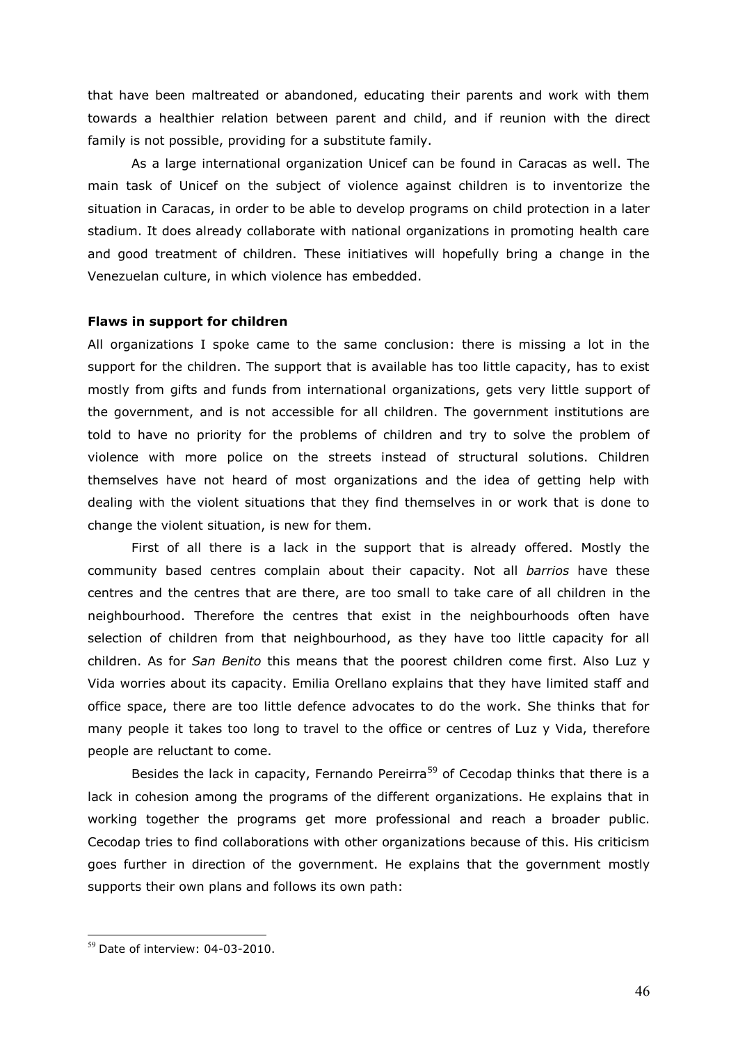that have been maltreated or abandoned, educating their parents and work with them towards a healthier relation between parent and child, and if reunion with the direct family is not possible, providing for a substitute family.

As a large international organization Unicef can be found in Caracas as well. The main task of Unicef on the subject of violence against children is to inventorize the situation in Caracas, in order to be able to develop programs on child protection in a later stadium. It does already collaborate with national organizations in promoting health care and good treatment of children. These initiatives will hopefully bring a change in the Venezuelan culture, in which violence has embedded.

**Flaws in support for children**

All organizations I spoke came to the same conclusion: there is missing a lot in the support for the children. The support that is available has too little capacity, has to exist mostly from gifts and funds from international organizations, gets very little support of the government, and is not accessible for all children. The government institutions are told to have no priority for the problems of children and try to solve the problem of violence with more police on the streets instead of structural solutions. Children themselves have not heard of most organizations and the idea of getting help with dealing with the violent situations that they find themselves in or work that is done to change the violent situation, is new for them.

First of all there is a lack in the support that is already offered. Mostly the community based centres complain about their capacity. Not all *barrios* have these centres and the centres that are there, are too small to take care of all children in the neighbourhood. Therefore the centres that exist in the neighbourhoods often have selection of children from that neighbourhood, as they have too little capacity for all children. As for *San Benito* this means that the poorest children come first. Also Luz y Vida worries about its capacity. Emilia Orellano explains that they have limited staff and office space, there are too little defence advocates to do the work. She thinks that for many people it takes too long to travel to the office or centres of Luz y Vida, therefore people are reluctant to come.

Besides the lack in capacity, Fernando Pereirra[59] of Cecodap thinks that there is a lack in cohesion among the programs of the different organizations. He explains that in working together the programs get more professional and reach a broader public. Cecodap tries to find collaborations with other organizations because of this. His criticism goes further in direction of the government. He explains that the government mostly supports their own plans and follows its own path:

---

[59] Date of interview: 04-03-2010.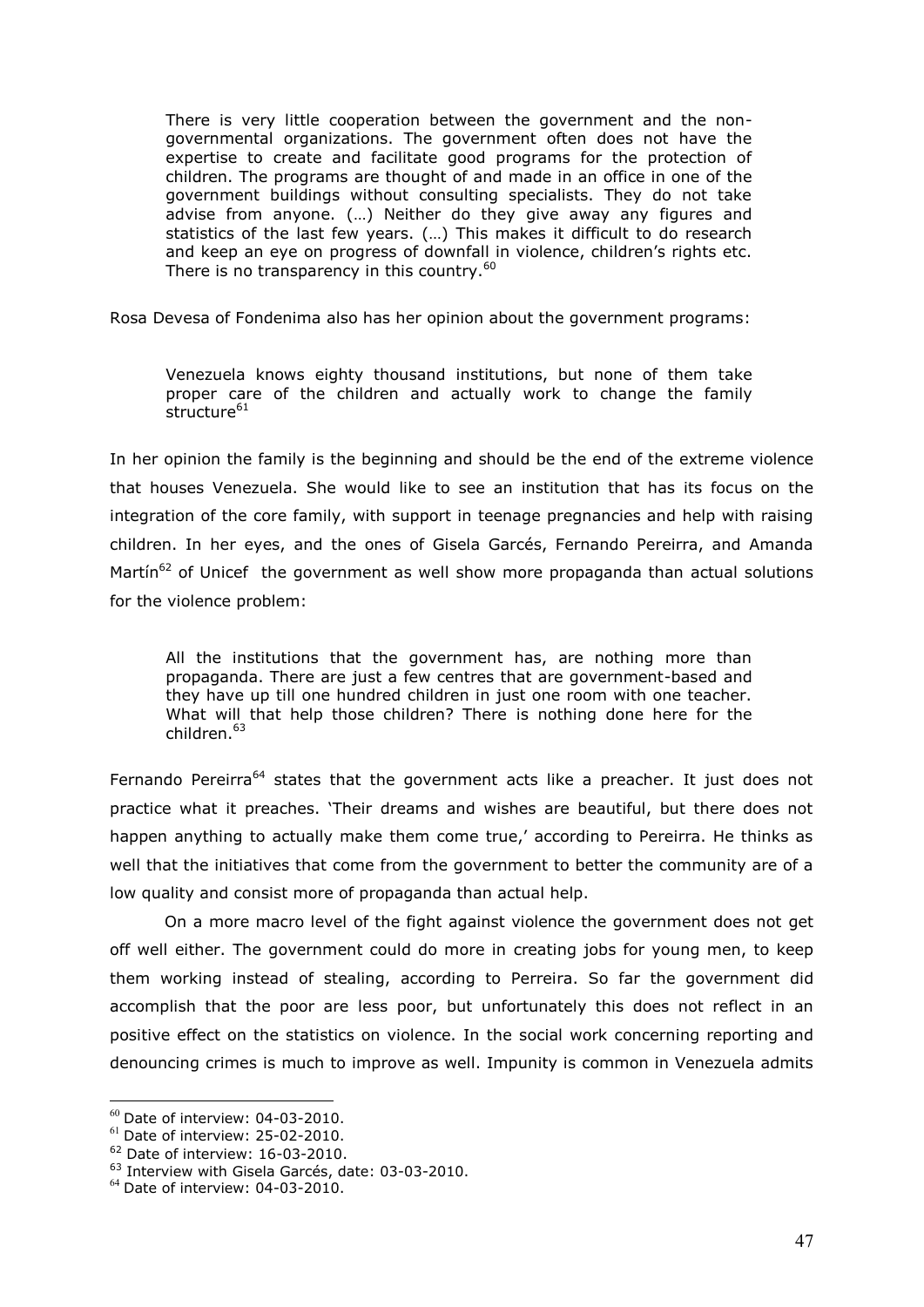> There is very little cooperation between the government and the non-governmental organizations. The government often does not have the expertise to create and facilitate good programs for the protection of children. The programs are thought of and made in an office in one of the government buildings without consulting specialists. They do not take advise from anyone. (…) Neither do they give away any figures and statistics of the last few years. (…) This makes it difficult to do research and keep an eye on progress of downfall in violence, children's rights etc. There is no transparency in this country.[60]

Rosa Devesa of Fondenima also has her opinion about the government programs:

> Venezuela knows eighty thousand institutions, but none of them take proper care of the children and actually work to change the family structure[61]

In her opinion the family is the beginning and should be the end of the extreme violence that houses Venezuela. She would like to see an institution that has its focus on the integration of the core family, with support in teenage pregnancies and help with raising children. In her eyes, and the ones of Gisela Garcés, Fernando Pereirra, and Amanda Martín[62] of Unicef the government as well show more propaganda than actual solutions for the violence problem:

> All the institutions that the government has, are nothing more than propaganda. There are just a few centres that are government-based and they have up till one hundred children in just one room with one teacher. What will that help those children? There is nothing done here for the children.[63]

Fernando Pereirra[64] states that the government acts like a preacher. It just does not practice what it preaches. 'Their dreams and wishes are beautiful, but there does not happen anything to actually make them come true,' according to Pereirra. He thinks as well that the initiatives that come from the government to better the community are of a low quality and consist more of propaganda than actual help.

On a more macro level of the fight against violence the government does not get off well either. The government could do more in creating jobs for young men, to keep them working instead of stealing, according to Perreira. So far the government did accomplish that the poor are less poor, but unfortunately this does not reflect in an positive effect on the statistics on violence. In the social work concerning reporting and denouncing crimes is much to improve as well. Impunity is common in Venezuela admits

---

[60] Date of interview: 04-03-2010.

[61] Date of interview: 25-02-2010.

[62] Date of interview: 16-03-2010.

[63] Interview with Gisela Garcés, date: 03-03-2010.

[64] Date of interview: 04-03-2010.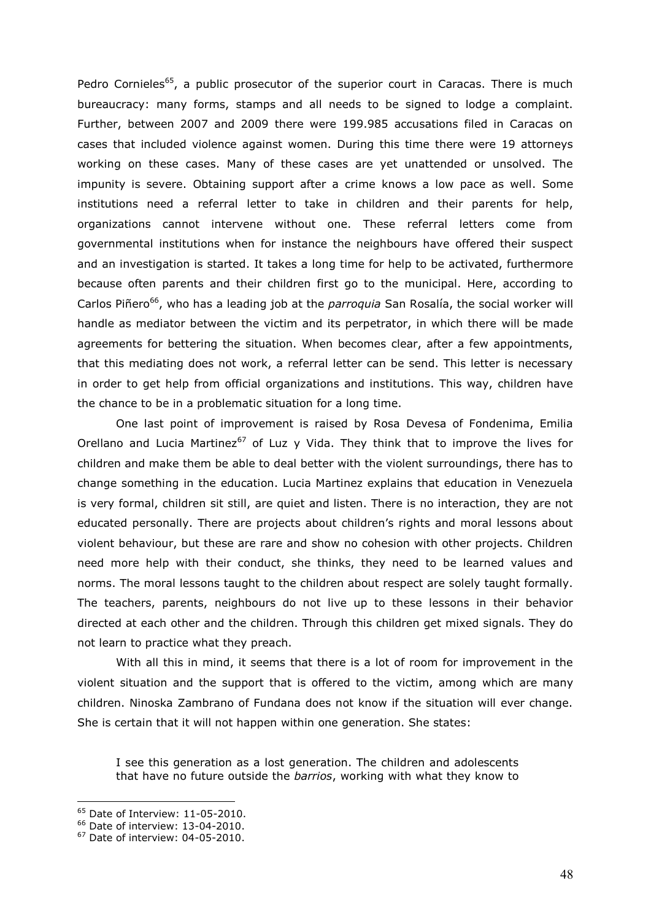Pedro Cornieles[65], a public prosecutor of the superior court in Caracas. There is much bureaucracy: many forms, stamps and all needs to be signed to lodge a complaint. Further, between 2007 and 2009 there were 199.985 accusations filed in Caracas on cases that included violence against women. During this time there were 19 attorneys working on these cases. Many of these cases are yet unattended or unsolved. The impunity is severe. Obtaining support after a crime knows a low pace as well. Some institutions need a referral letter to take in children and their parents for help, organizations cannot intervene without one. These referral letters come from governmental institutions when for instance the neighbours have offered their suspect and an investigation is started. It takes a long time for help to be activated, furthermore because often parents and their children first go to the municipal. Here, according to Carlos Piñero[66], who has a leading job at the *parroquia* San Rosalía, the social worker will handle as mediator between the victim and its perpetrator, in which there will be made agreements for bettering the situation. When becomes clear, after a few appointments, that this mediating does not work, a referral letter can be send. This letter is necessary in order to get help from official organizations and institutions. This way, children have the chance to be in a problematic situation for a long time.

One last point of improvement is raised by Rosa Devesa of Fondenima, Emilia Orellano and Lucia Martinez[67] of Luz y Vida. They think that to improve the lives for children and make them be able to deal better with the violent surroundings, there has to change something in the education. Lucia Martinez explains that education in Venezuela is very formal, children sit still, are quiet and listen. There is no interaction, they are not educated personally. There are projects about children's rights and moral lessons about violent behaviour, but these are rare and show no cohesion with other projects. Children need more help with their conduct, she thinks, they need to be learned values and norms. The moral lessons taught to the children about respect are solely taught formally. The teachers, parents, neighbours do not live up to these lessons in their behavior directed at each other and the children. Through this children get mixed signals. They do not learn to practice what they preach.

With all this in mind, it seems that there is a lot of room for improvement in the violent situation and the support that is offered to the victim, among which are many children. Ninoska Zambrano of Fundana does not know if the situation will ever change. She is certain that it will not happen within one generation. She states:

> I see this generation as a lost generation. The children and adolescents that have no future outside the *barrios*, working with what they know to

---

[65] Date of Interview: 11-05-2010.

[66] Date of interview: 13-04-2010.

[67] Date of interview: 04-05-2010.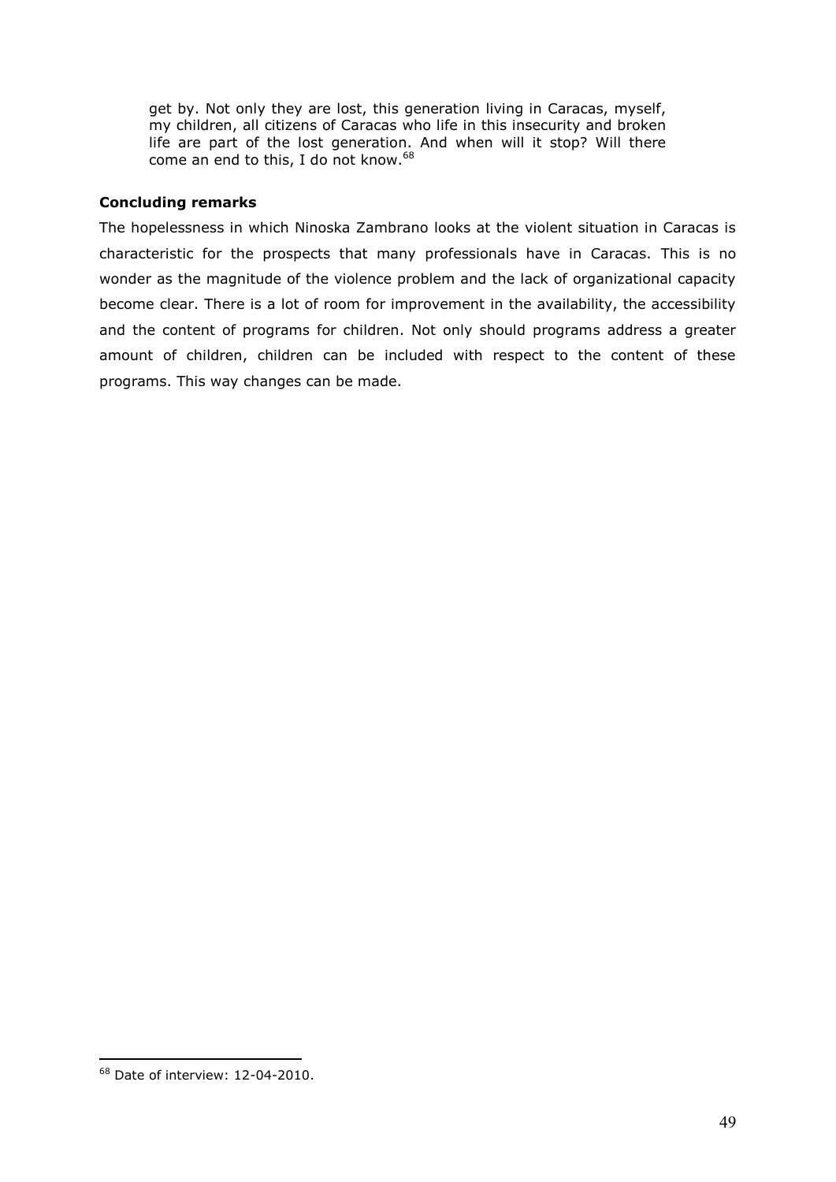> get by. Not only they are lost, this generation living in Caracas, myself, my children, all citizens of Caracas who life in this insecurity and broken life are part of the lost generation. And when will it stop? Will there come an end to this, I do not know.[68]

**Concluding remarks**

The hopelessness in which Ninoska Zambrano looks at the violent situation in Caracas is characteristic for the prospects that many professionals have in Caracas. This is no wonder as the magnitude of the violence problem and the lack of organizational capacity become clear. There is a lot of room for improvement in the availability, the accessibility and the content of programs for children. Not only should programs address a greater amount of children, children can be included with respect to the content of these programs. This way changes can be made.

---

[68] Date of interview: 12-04-2010.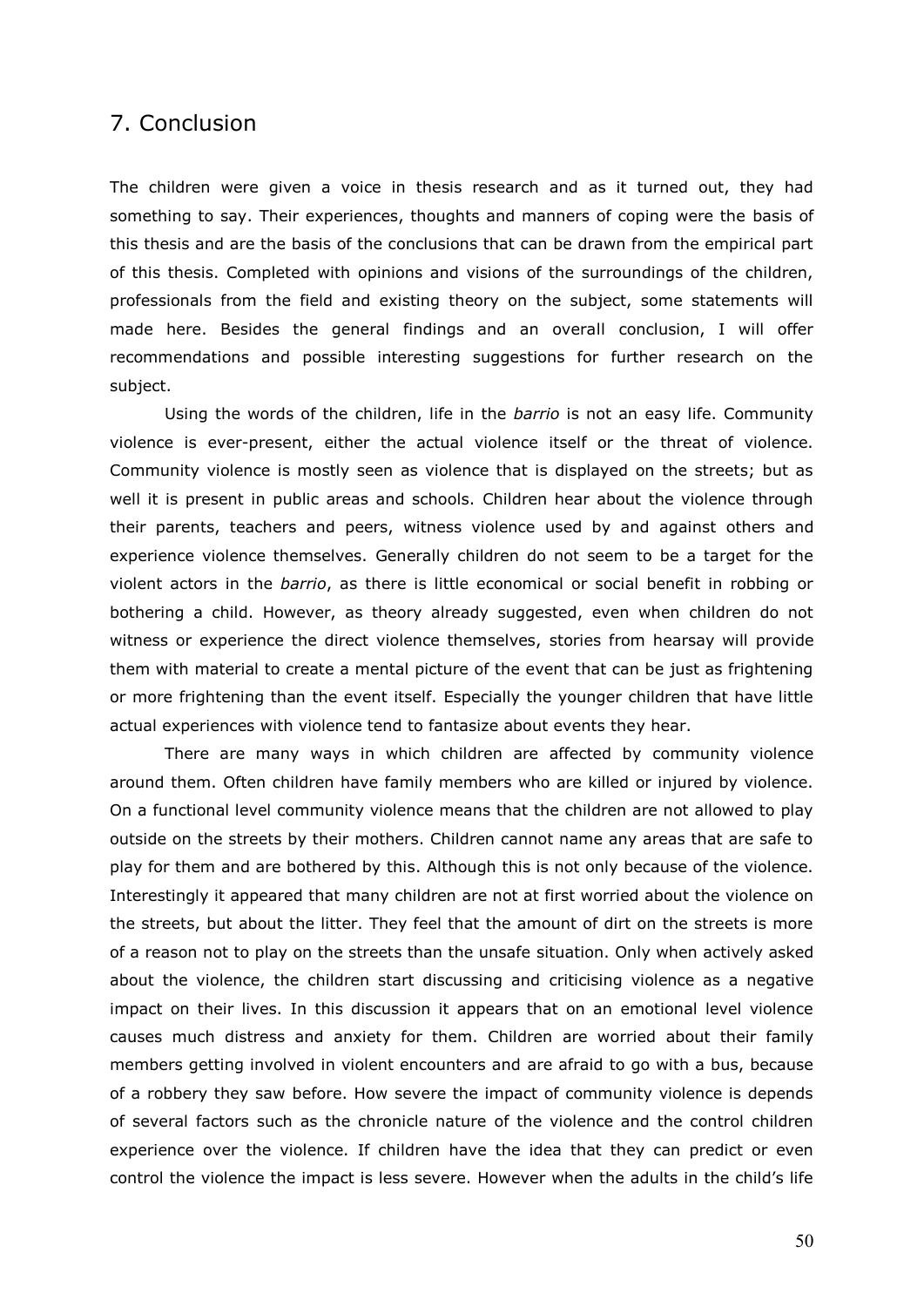# 7. Conclusion

The children were given a voice in thesis research and as it turned out, they had something to say. Their experiences, thoughts and manners of coping were the basis of this thesis and are the basis of the conclusions that can be drawn from the empirical part of this thesis. Completed with opinions and visions of the surroundings of the children, professionals from the field and existing theory on the subject, some statements will made here. Besides the general findings and an overall conclusion, I will offer recommendations and possible interesting suggestions for further research on the subject.

Using the words of the children, life in the *barrio* is not an easy life. Community violence is ever-present, either the actual violence itself or the threat of violence. Community violence is mostly seen as violence that is displayed on the streets; but as well it is present in public areas and schools. Children hear about the violence through their parents, teachers and peers, witness violence used by and against others and experience violence themselves. Generally children do not seem to be a target for the violent actors in the *barrio*, as there is little economical or social benefit in robbing or bothering a child. However, as theory already suggested, even when children do not witness or experience the direct violence themselves, stories from hearsay will provide them with material to create a mental picture of the event that can be just as frightening or more frightening than the event itself. Especially the younger children that have little actual experiences with violence tend to fantasize about events they hear.

There are many ways in which children are affected by community violence around them. Often children have family members who are killed or injured by violence. On a functional level community violence means that the children are not allowed to play outside on the streets by their mothers. Children cannot name any areas that are safe to play for them and are bothered by this. Although this is not only because of the violence. Interestingly it appeared that many children are not at first worried about the violence on the streets, but about the litter. They feel that the amount of dirt on the streets is more of a reason not to play on the streets than the unsafe situation. Only when actively asked about the violence, the children start discussing and criticising violence as a negative impact on their lives. In this discussion it appears that on an emotional level violence causes much distress and anxiety for them. Children are worried about their family members getting involved in violent encounters and are afraid to go with a bus, because of a robbery they saw before. How severe the impact of community violence is depends of several factors such as the chronicle nature of the violence and the control children experience over the violence. If children have the idea that they can predict or even control the violence the impact is less severe. However when the adults in the child's life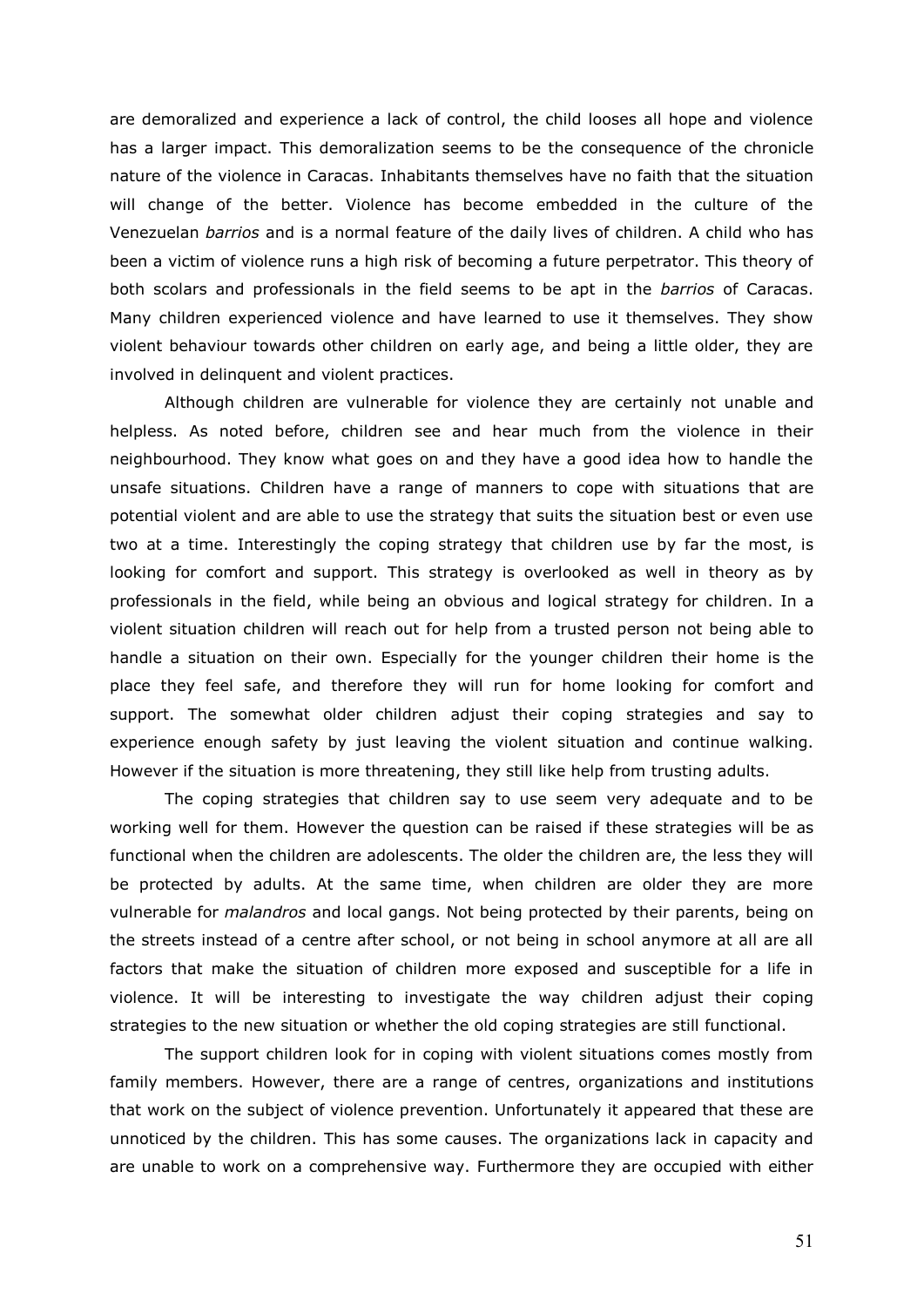are demoralized and experience a lack of control, the child looses all hope and violence has a larger impact. This demoralization seems to be the consequence of the chronicle nature of the violence in Caracas. Inhabitants themselves have no faith that the situation will change of the better. Violence has become embedded in the culture of the Venezuelan *barrios* and is a normal feature of the daily lives of children. A child who has been a victim of violence runs a high risk of becoming a future perpetrator. This theory of both scolars and professionals in the field seems to be apt in the *barrios* of Caracas. Many children experienced violence and have learned to use it themselves. They show violent behaviour towards other children on early age, and being a little older, they are involved in delinquent and violent practices.

Although children are vulnerable for violence they are certainly not unable and helpless. As noted before, children see and hear much from the violence in their neighbourhood. They know what goes on and they have a good idea how to handle the unsafe situations. Children have a range of manners to cope with situations that are potential violent and are able to use the strategy that suits the situation best or even use two at a time. Interestingly the coping strategy that children use by far the most, is looking for comfort and support. This strategy is overlooked as well in theory as by professionals in the field, while being an obvious and logical strategy for children. In a violent situation children will reach out for help from a trusted person not being able to handle a situation on their own. Especially for the younger children their home is the place they feel safe, and therefore they will run for home looking for comfort and support. The somewhat older children adjust their coping strategies and say to experience enough safety by just leaving the violent situation and continue walking. However if the situation is more threatening, they still like help from trusting adults.

The coping strategies that children say to use seem very adequate and to be working well for them. However the question can be raised if these strategies will be as functional when the children are adolescents. The older the children are, the less they will be protected by adults. At the same time, when children are older they are more vulnerable for *malandros* and local gangs. Not being protected by their parents, being on the streets instead of a centre after school, or not being in school anymore at all are all factors that make the situation of children more exposed and susceptible for a life in violence. It will be interesting to investigate the way children adjust their coping strategies to the new situation or whether the old coping strategies are still functional.

The support children look for in coping with violent situations comes mostly from family members. However, there are a range of centres, organizations and institutions that work on the subject of violence prevention. Unfortunately it appeared that these are unnoticed by the children. This has some causes. The organizations lack in capacity and are unable to work on a comprehensive way. Furthermore they are occupied with either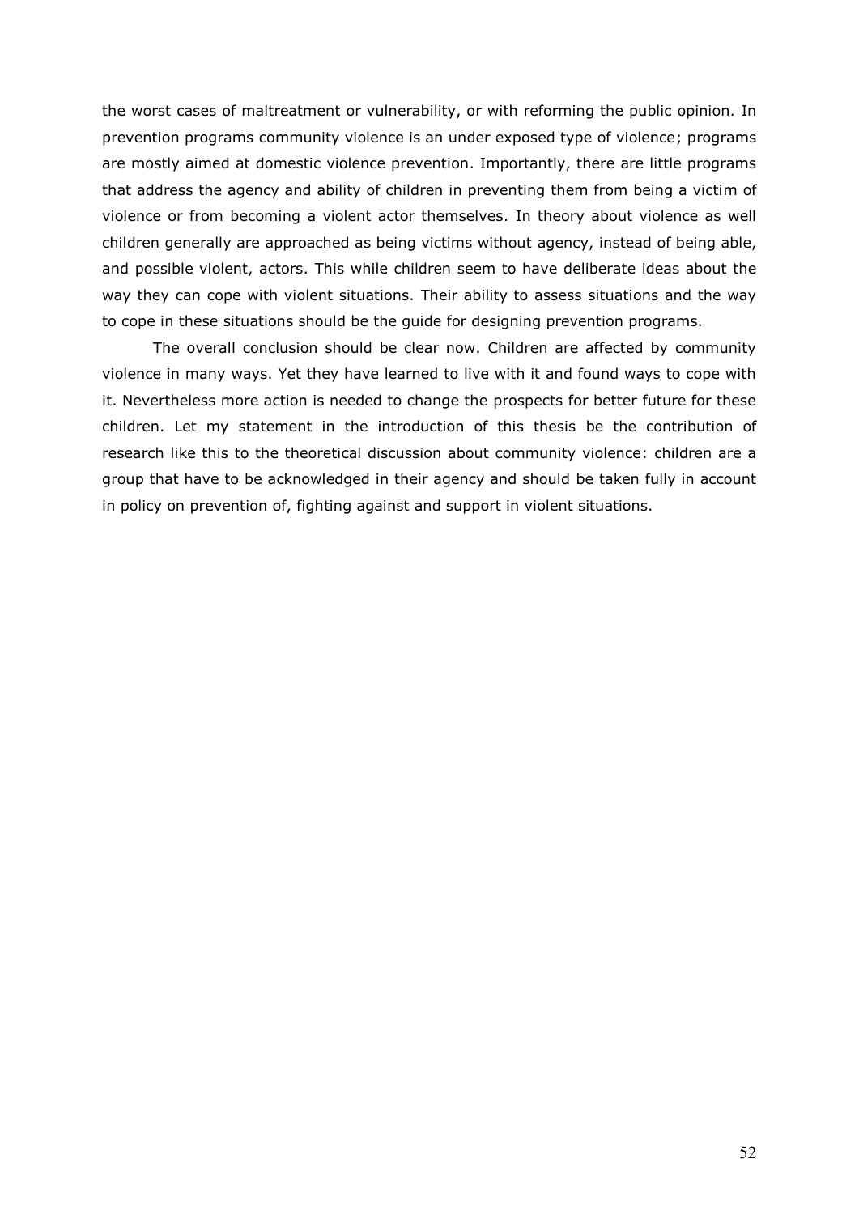the worst cases of maltreatment or vulnerability, or with reforming the public opinion. In prevention programs community violence is an under exposed type of violence; programs are mostly aimed at domestic violence prevention. Importantly, there are little programs that address the agency and ability of children in preventing them from being a victim of violence or from becoming a violent actor themselves. In theory about violence as well children generally are approached as being victims without agency, instead of being able, and possible violent, actors. This while children seem to have deliberate ideas about the way they can cope with violent situations. Their ability to assess situations and the way to cope in these situations should be the guide for designing prevention programs.

The overall conclusion should be clear now. Children are affected by community violence in many ways. Yet they have learned to live with it and found ways to cope with it. Nevertheless more action is needed to change the prospects for better future for these children. Let my statement in the introduction of this thesis be the contribution of research like this to the theoretical discussion about community violence: children are a group that have to be acknowledged in their agency and should be taken fully in account in policy on prevention of, fighting against and support in violent situations.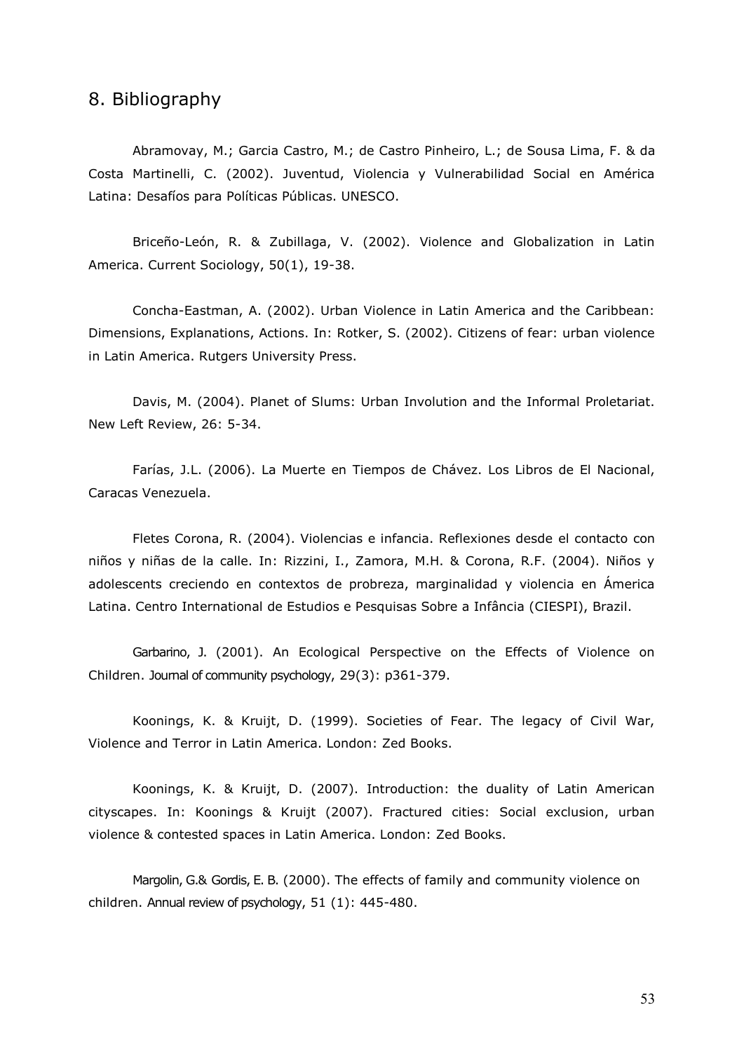## 8. Bibliography

Abramovay, M.; Garcia Castro, M.; de Castro Pinheiro, L.; de Sousa Lima, F. & da Costa Martinelli, C. (2002). Juventud, Violencia y Vulnerabilidad Social en América Latina: Desafíos para Políticas Públicas. UNESCO.

Briceño-León, R. & Zubillaga, V. (2002). Violence and Globalization in Latin America. Current Sociology, 50(1), 19-38.

Concha-Eastman, A. (2002). Urban Violence in Latin America and the Caribbean: Dimensions, Explanations, Actions. In: Rotker, S. (2002). Citizens of fear: urban violence in Latin America. Rutgers University Press.

Davis, M. (2004). Planet of Slums: Urban Involution and the Informal Proletariat. New Left Review, 26: 5-34.

Farías, J.L. (2006). La Muerte en Tiempos de Chávez. Los Libros de El Nacional, Caracas Venezuela.

Fletes Corona, R. (2004). Violencias e infancia. Reflexiones desde el contacto con niños y niñas de la calle. In: Rizzini, I., Zamora, M.H. & Corona, R.F. (2004). Niños y adolescents creciendo en contextos de probreza, marginalidad y violencia en Ámerica Latina. Centro International de Estudios e Pesquisas Sobre a Infância (CIESPI), Brazil.

Garbarino, J. (2001). An Ecological Perspective on the Effects of Violence on Children. Journal of community psychology, 29(3): p361-379.

Koonings, K. & Kruijt, D. (1999). Societies of Fear. The legacy of Civil War, Violence and Terror in Latin America. London: Zed Books.

Koonings, K. & Kruijt, D. (2007). Introduction: the duality of Latin American cityscapes. In: Koonings & Kruijt (2007). Fractured cities: Social exclusion, urban violence & contested spaces in Latin America. London: Zed Books.

Margolin, G.& Gordis, E. B. (2000). The effects of family and community violence on children. Annual review of psychology, 51 (1): 445-480.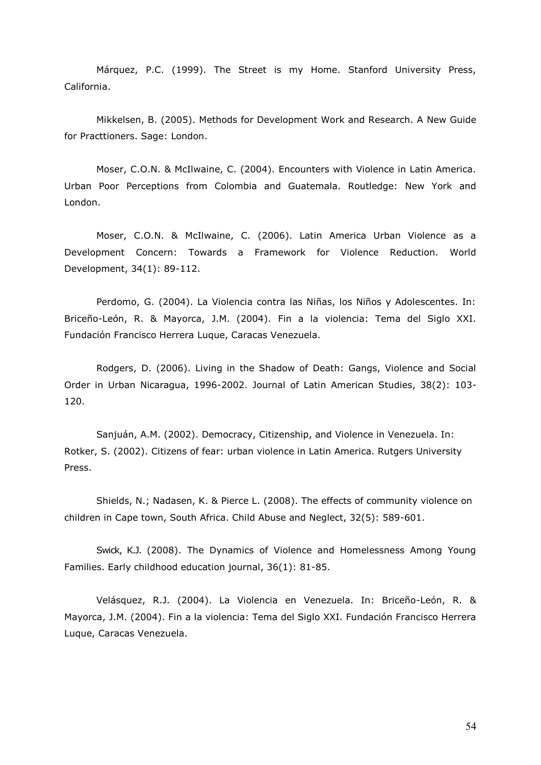Márquez, P.C. (1999). The Street is my Home. Stanford University Press, California.

Mikkelsen, B. (2005). Methods for Development Work and Research. A New Guide for Practtioners. Sage: London.

Moser, C.O.N. & McIlwaine, C. (2004). Encounters with Violence in Latin America. Urban Poor Perceptions from Colombia and Guatemala. Routledge: New York and London.

Moser, C.O.N. & McIlwaine, C. (2006). Latin America Urban Violence as a Development Concern: Towards a Framework for Violence Reduction. World Development, 34(1): 89-112.

Perdomo, G. (2004). La Violencia contra las Niñas, los Niños y Adolescentes. In: Briceño-León, R. & Mayorca, J.M. (2004). Fin a la violencia: Tema del Siglo XXI. Fundación Francisco Herrera Luque, Caracas Venezuela.

Rodgers, D. (2006). Living in the Shadow of Death: Gangs, Violence and Social Order in Urban Nicaragua, 1996-2002. Journal of Latin American Studies, 38(2): 103-120.

Sanjuán, A.M. (2002). Democracy, Citizenship, and Violence in Venezuela. In: Rotker, S. (2002). Citizens of fear: urban violence in Latin America. Rutgers University Press.

Shields, N.; Nadasen, K. & Pierce L. (2008). The effects of community violence on children in Cape town, South Africa. Child Abuse and Neglect, 32(5): 589-601.

Swick, K.J. (2008). The Dynamics of Violence and Homelessness Among Young Families. Early childhood education journal, 36(1): 81-85.

Velásquez, R.J. (2004). La Violencia en Venezuela. In: Briceño-León, R. & Mayorca, J.M. (2004). Fin a la violencia: Tema del Siglo XXI. Fundación Francisco Herrera Luque, Caracas Venezuela.